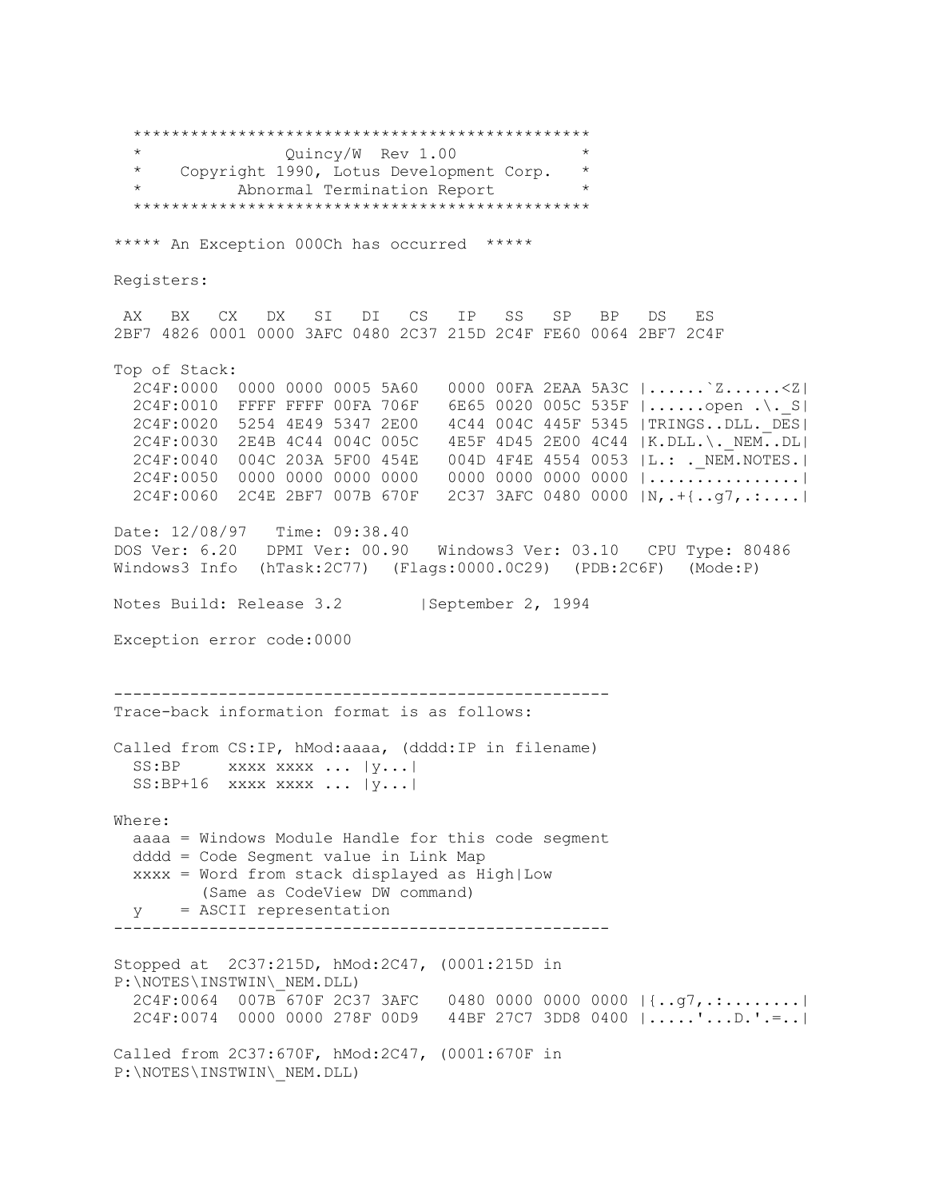```
  ***********************************************
  *              Quincy/W  Rev 1.00             *
  *    Copyright 1990, Lotus Development Corp.  *
  *         Abnormal Termination Report         *
  ***********************************************

***** An Exception 000Ch has occurred  *****

Registers:

 AX   BX   CX   DX   SI   DI   CS   IP   SS   SP   BP   DS   ES
2BF7 4826 0001 0000 3AFC 0480 2C37 215D 2C4F FE60 0064 2BF7 2C4F

Top of Stack:
  2C4F:0000  0000 0000 0005 5A60   0000 00FA 2EAA 5A3C |......`Z......<Z|
  2C4F:0010  FFFF FFFF 00FA 706F   6E65 0020 005C 535F |......open .\._S|
  2C4F:0020  5254 4E49 5347 2E00   4C44 004C 445F 5345 |TRINGS..DLL._DES|
  2C4F:0030  2E4B 4C44 004C 005C   4E5F 4D45 2E00 4C44 |K.DLL.\._NEM..DL|
  2C4F:0040  004C 203A 5F00 454E   004D 4F4E 4554 0053 |L.: ._NEM.NOTES.|
  2C4F:0050  0000 0000 0000 0000   0000 0000 0000 0000 |................|
  2C4F:0060  2C4E 2BF7 007B 670F   2C37 3AFC 0480 0000 |N,.+{..g7,.:....|

Date: 12/08/97   Time: 09:38.40
DOS Ver: 6.20   DPMI Ver: 00.90   Windows3 Ver: 03.10   CPU Type: 80486
Windows3 Info  (hTask:2C77)  (Flags:0000.0C29)  (PDB:2C6F)  (Mode:P)

Notes Build: Release 3.2        |September 2, 1994

Exception error code:0000


----------------------------------------------------
Trace-back information format is as follows:

Called from CS:IP, hMod:aaaa, (dddd:IP in filename)
  SS:BP     xxxx xxxx ... |y...|
  SS:BP+16  xxxx xxxx ... |y...|

Where:
  aaaa = Windows Module Handle for this code segment
  dddd = Code Segment value in Link Map
  xxxx = Word from stack displayed as High|Low
         (Same as CodeView DW command)
  y    = ASCII representation
----------------------------------------------------

Stopped at  2C37:215D, hMod:2C47, (0001:215D in
P:\NOTES\INSTWIN\_NEM.DLL)
  2C4F:0064  007B 670F 2C37 3AFC   0480 0000 0000 0000 |{..g7,.:........|
  2C4F:0074  0000 0000 278F 00D9   44BF 27C7 3DD8 0400 |.....'...D.'.=..|

Called from 2C37:670F, hMod:2C47, (0001:670F in
P:\NOTES\INSTWIN\_NEM.DLL)
```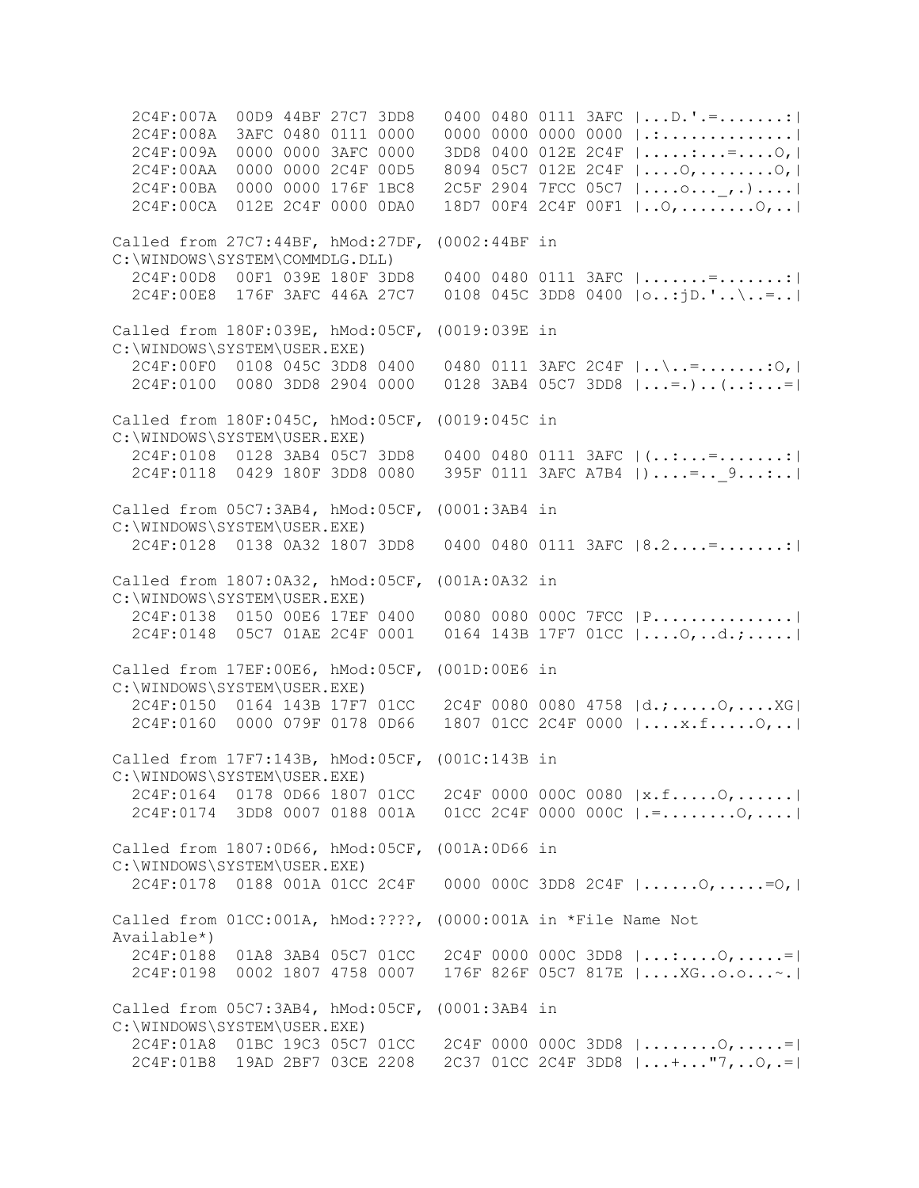```
  2C4F:007A  00D9 44BF 27C7 3DD8   0400 0480 0111 3AFC |...D.'.=.......:|
  2C4F:008A  3AFC 0480 0111 0000   0000 0000 0000 0000 |.:..............|
  2C4F:009A  0000 0000 3AFC 0000   3DD8 0400 012E 2C4F |.....:...=....O,|
  2C4F:00AA  0000 0000 2C4F 00D5   8094 05C7 012E 2C4F |....O,........O,|
  2C4F:00BA  0000 0000 176F 1BC8   2C5F 2904 7FCC 05C7 |....o..._,.)....|
  2C4F:00CA  012E 2C4F 0000 0DA0   18D7 00F4 2C4F 00F1 |..O,........O,..|

Called from 27C7:44BF, hMod:27DF, (0002:44BF in
C:\WINDOWS\SYSTEM\COMMDLG.DLL)
  2C4F:00D8  00F1 039E 180F 3DD8   0400 0480 0111 3AFC |.......=.......:|
  2C4F:00E8  176F 3AFC 446A 27C7   0108 045C 3DD8 0400 |o..:jD.'..\..=..|

Called from 180F:039E, hMod:05CF, (0019:039E in
C:\WINDOWS\SYSTEM\USER.EXE)
  2C4F:00F0  0108 045C 3DD8 0400   0480 0111 3AFC 2C4F |..\..=.......:O,|
  2C4F:0100  0080 3DD8 2904 0000   0128 3AB4 05C7 3DD8 |...=.)..(..:...=|

Called from 180F:045C, hMod:05CF, (0019:045C in
C:\WINDOWS\SYSTEM\USER.EXE)
  2C4F:0108  0128 3AB4 05C7 3DD8   0400 0480 0111 3AFC |(..:...=.......:|
  2C4F:0118  0429 180F 3DD8 0080   395F 0111 3AFC A7B4 |)....=.._9...:..|

Called from 05C7:3AB4, hMod:05CF, (0001:3AB4 in
C:\WINDOWS\SYSTEM\USER.EXE)
  2C4F:0128  0138 0A32 1807 3DD8   0400 0480 0111 3AFC |8.2....=.......:|

Called from 1807:0A32, hMod:05CF, (001A:0A32 in
C:\WINDOWS\SYSTEM\USER.EXE)
  2C4F:0138  0150 00E6 17EF 0400   0080 0080 000C 7FCC |P...............|
  2C4F:0148  05C7 01AE 2C4F 0001   0164 143B 17F7 01CC |....O,..d.;.....|

Called from 17EF:00E6, hMod:05CF, (001D:00E6 in
C:\WINDOWS\SYSTEM\USER.EXE)
  2C4F:0150  0164 143B 17F7 01CC   2C4F 0080 0080 4758 |d.;.....O,....XG|
  2C4F:0160  0000 079F 0178 0D66   1807 01CC 2C4F 0000 |....x.f.....O,..|

Called from 17F7:143B, hMod:05CF, (001C:143B in
C:\WINDOWS\SYSTEM\USER.EXE)
  2C4F:0164  0178 0D66 1807 01CC   2C4F 0000 000C 0080 |x.f.....O,......|
  2C4F:0174  3DD8 0007 0188 001A   01CC 2C4F 0000 000C |.=........O,....|

Called from 1807:0D66, hMod:05CF, (001A:0D66 in
C:\WINDOWS\SYSTEM\USER.EXE)
  2C4F:0178  0188 001A 01CC 2C4F   0000 000C 3DD8 2C4F |......O,.....=O,|

Called from 01CC:001A, hMod:????, (0000:001A in *File Name Not
Available*)
  2C4F:0188  01A8 3AB4 05C7 01CC   2C4F 0000 000C 3DD8 |...:....O,.....=|
  2C4F:0198  0002 1807 4758 0007   176F 826F 05C7 817E |....XG..o.o...~.|

Called from 05C7:3AB4, hMod:05CF, (0001:3AB4 in
C:\WINDOWS\SYSTEM\USER.EXE)
  2C4F:01A8  01BC 19C3 05C7 01CC   2C4F 0000 000C 3DD8 |........O,.....=|
  2C4F:01B8  19AD 2BF7 03CE 2208   2C37 01CC 2C4F 3DD8 |...+..."7,..O,.=|
```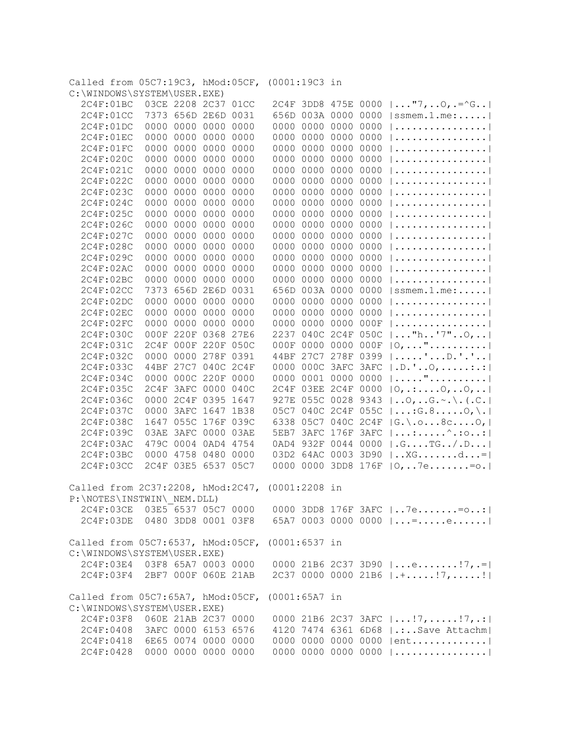```
Called from 05C7:19C3, hMod:05CF, (0001:19C3 in
C:\WINDOWS\SYSTEM\USER.EXE)
  2C4F:01BC   03CE 2208 2C37 01CC   2C4F 3DD8 475E 0000 |..."7,..O,.=^G..|
  2C4F:01CC   7373 656D 2E6D 0031   656D 003A 0000 0000 |ssmem.1.me:.....|
  2C4F:01DC   0000 0000 0000 0000   0000 0000 0000 0000 |................|
  2C4F:01EC   0000 0000 0000 0000   0000 0000 0000 0000 |................|
  2C4F:01FC   0000 0000 0000 0000   0000 0000 0000 0000 |................|
  2C4F:020C   0000 0000 0000 0000   0000 0000 0000 0000 |................|
  2C4F:021C   0000 0000 0000 0000   0000 0000 0000 0000 |................|
  2C4F:022C   0000 0000 0000 0000   0000 0000 0000 0000 |................|
  2C4F:023C   0000 0000 0000 0000   0000 0000 0000 0000 |................|
  2C4F:024C   0000 0000 0000 0000   0000 0000 0000 0000 |................|
  2C4F:025C   0000 0000 0000 0000   0000 0000 0000 0000 |................|
  2C4F:026C   0000 0000 0000 0000   0000 0000 0000 0000 |................|
  2C4F:027C   0000 0000 0000 0000   0000 0000 0000 0000 |................|
  2C4F:028C   0000 0000 0000 0000   0000 0000 0000 0000 |................|
  2C4F:029C   0000 0000 0000 0000   0000 0000 0000 0000 |................|
  2C4F:02AC   0000 0000 0000 0000   0000 0000 0000 0000 |................|
  2C4F:02BC   0000 0000 0000 0000   0000 0000 0000 0000 |................|
  2C4F:02CC   7373 656D 2E6D 0031   656D 003A 0000 0000 |ssmem.1.me:.....|
  2C4F:02DC   0000 0000 0000 0000   0000 0000 0000 0000 |................|
  2C4F:02EC   0000 0000 0000 0000   0000 0000 0000 0000 |................|
  2C4F:02FC   0000 0000 0000 0000   0000 0000 0000 000F |................|
  2C4F:030C   000F 220F 0368 27E6   2237 040C 2C4F 050C |..."h..'7"..O,..|
  2C4F:031C   2C4F 000F 220F 050C   000F 0000 0000 000F |O,..."..........|
  2C4F:032C   0000 0000 278F 0391   44BF 27C7 278F 0399 |.....'...D.'.'..|
  2C4F:033C   44BF 27C7 040C 2C4F   0000 000C 3AFC 3AFC |.D.'..O,.....:.:|
  2C4F:034C   0000 000C 220F 0000   0000 0001 0000 0000 |....."..........|
  2C4F:035C   2C4F 3AFC 0000 040C   2C4F 03EE 2C4F 0000 |O,.:....O,..O,..|
  2C4F:036C   0000 2C4F 0395 1647   927E 055C 0028 9343 |..O,..G.~.\.(.C.|
  2C4F:037C   0000 3AFC 1647 1B38   05C7 040C 2C4F 055C |...:G.8.....O,\.|
  2C4F:038C   1647 055C 176F 039C   6338 05C7 040C 2C4F |G.\.o...8c....O,|
  2C4F:039C   03AE 3AFC 0000 03AE   5EB7 3AFC 176F 3AFC |...:.....^.:o..:|
  2C4F:03AC   479C 0004 0AD4 4754   0AD4 932F 0044 0000 |.G....TG../.D...|
  2C4F:03BC   0000 4758 0480 0000   03D2 64AC 0003 3D90 |..XG.......d...=|
  2C4F:03CC   2C4F 03E5 6537 05C7   0000 0000 3DD8 176F |O,..7e.......=o.|

Called from 2C37:2208, hMod:2C47, (0001:2208 in
P:\NOTES\INSTWIN\_NEM.DLL)
  2C4F:03CE   03E5 6537 05C7 0000   0000 3DD8 176F 3AFC |..7e.......=o..:|
  2C4F:03DE   0480 3DD8 0001 03F8   65A7 0003 0000 0000 |...=.....e......|

Called from 05C7:6537, hMod:05CF, (0001:6537 in
C:\WINDOWS\SYSTEM\USER.EXE)
  2C4F:03E4   03F8 65A7 0003 0000   0000 21B6 2C37 3D90 |...e.......!7,.=|
  2C4F:03F4   2BF7 000F 060E 21AB   2C37 0000 0000 21B6 |.+.....!7,.....!|

Called from 05C7:65A7, hMod:05CF, (0001:65A7 in
C:\WINDOWS\SYSTEM\USER.EXE)
  2C4F:03F8   060E 21AB 2C37 0000   0000 21B6 2C37 3AFC |...!7,.....!7,.:|
  2C4F:0408   3AFC 0000 6153 6576   4120 7474 6361 6D68 |.:..Save Attachm|
  2C4F:0418   6E65 0074 0000 0000   0000 0000 0000 0000 |ent.............|
  2C4F:0428   0000 0000 0000 0000   0000 0000 0000 0000 |................|
```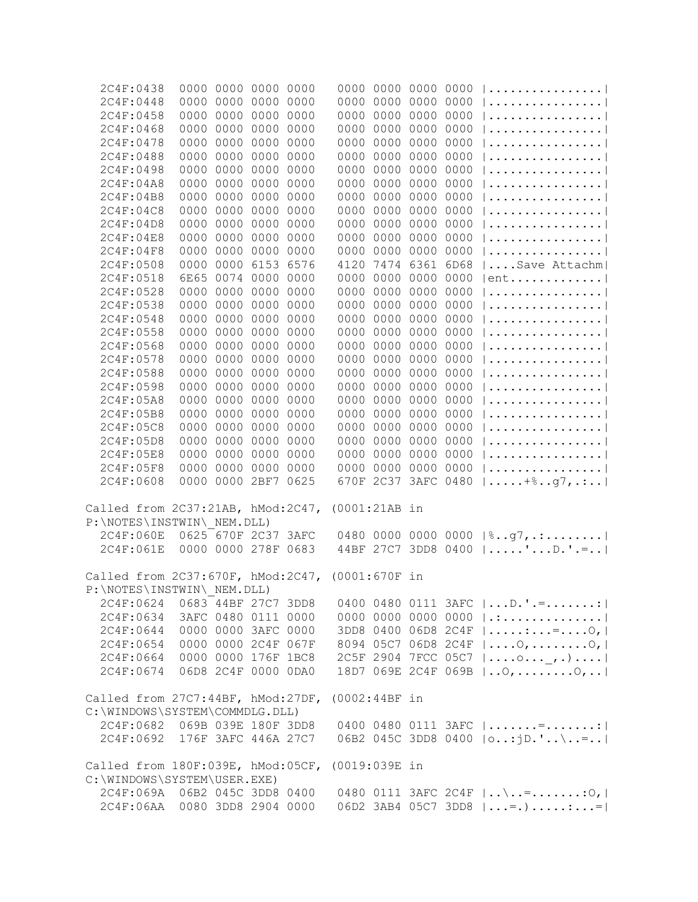```
  2C4F:0438  0000 0000 0000 0000   0000 0000 0000 0000 |................|
  2C4F:0448  0000 0000 0000 0000   0000 0000 0000 0000 |................|
  2C4F:0458  0000 0000 0000 0000   0000 0000 0000 0000 |................|
  2C4F:0468  0000 0000 0000 0000   0000 0000 0000 0000 |................|
  2C4F:0478  0000 0000 0000 0000   0000 0000 0000 0000 |................|
  2C4F:0488  0000 0000 0000 0000   0000 0000 0000 0000 |................|
  2C4F:0498  0000 0000 0000 0000   0000 0000 0000 0000 |................|
  2C4F:04A8  0000 0000 0000 0000   0000 0000 0000 0000 |................|
  2C4F:04B8  0000 0000 0000 0000   0000 0000 0000 0000 |................|
  2C4F:04C8  0000 0000 0000 0000   0000 0000 0000 0000 |................|
  2C4F:04D8  0000 0000 0000 0000   0000 0000 0000 0000 |................|
  2C4F:04E8  0000 0000 0000 0000   0000 0000 0000 0000 |................|
  2C4F:04F8  0000 0000 0000 0000   0000 0000 0000 0000 |................|
  2C4F:0508  0000 0000 6153 6576   4120 7474 6361 6D68 |....Save Attachm|
  2C4F:0518  6E65 0074 0000 0000   0000 0000 0000 0000 |ent.............|
  2C4F:0528  0000 0000 0000 0000   0000 0000 0000 0000 |................|
  2C4F:0538  0000 0000 0000 0000   0000 0000 0000 0000 |................|
  2C4F:0548  0000 0000 0000 0000   0000 0000 0000 0000 |................|
  2C4F:0558  0000 0000 0000 0000   0000 0000 0000 0000 |................|
  2C4F:0568  0000 0000 0000 0000   0000 0000 0000 0000 |................|
  2C4F:0578  0000 0000 0000 0000   0000 0000 0000 0000 |................|
  2C4F:0588  0000 0000 0000 0000   0000 0000 0000 0000 |................|
  2C4F:0598  0000 0000 0000 0000   0000 0000 0000 0000 |................|
  2C4F:05A8  0000 0000 0000 0000   0000 0000 0000 0000 |................|
  2C4F:05B8  0000 0000 0000 0000   0000 0000 0000 0000 |................|
  2C4F:05C8  0000 0000 0000 0000   0000 0000 0000 0000 |................|
  2C4F:05D8  0000 0000 0000 0000   0000 0000 0000 0000 |................|
  2C4F:05E8  0000 0000 0000 0000   0000 0000 0000 0000 |................|
  2C4F:05F8  0000 0000 0000 0000   0000 0000 0000 0000 |................|
  2C4F:0608  0000 0000 2BF7 0625   670F 2C37 3AFC 0480 |.....+%..g7,.:..|

Called from 2C37:21AB, hMod:2C47, (0001:21AB in
P:\NOTES\INSTWIN\_NEM.DLL)
  2C4F:060E  0625 670F 2C37 3AFC   0480 0000 0000 0000 |%..g7,.:........|
  2C4F:061E  0000 0000 278F 0683   44BF 27C7 3DD8 0400 |.....'...D.'.=..|

Called from 2C37:670F, hMod:2C47, (0001:670F in
P:\NOTES\INSTWIN\_NEM.DLL)
  2C4F:0624  0683 44BF 27C7 3DD8   0400 0480 0111 3AFC |...D.'.=.......:|
  2C4F:0634  3AFC 0480 0111 0000   0000 0000 0000 0000 |.:..............|
  2C4F:0644  0000 0000 3AFC 0000   3DD8 0400 06D8 2C4F |.....:...=....O,|
  2C4F:0654  0000 0000 2C4F 067F   8094 05C7 06D8 2C4F |....O,........O,|
  2C4F:0664  0000 0000 176F 1BC8   2C5F 2904 7FCC 05C7 |....o..._,.)....|
  2C4F:0674  06D8 2C4F 0000 0DA0   18D7 069E 2C4F 069B |..O,........O,..|

Called from 27C7:44BF, hMod:27DF, (0002:44BF in
C:\WINDOWS\SYSTEM\COMMDLG.DLL)
  2C4F:0682  069B 039E 180F 3DD8   0400 0480 0111 3AFC |.......=.......:|
  2C4F:0692  176F 3AFC 446A 27C7   06B2 045C 3DD8 0400 |o..:jD.'..\..=..|

Called from 180F:039E, hMod:05CF, (0019:039E in
C:\WINDOWS\SYSTEM\USER.EXE)
  2C4F:069A  06B2 045C 3DD8 0400   0480 0111 3AFC 2C4F |..\..=.......:O,|
  2C4F:06AA  0080 3DD8 2904 0000   06D2 3AB4 05C7 3DD8 |...=.).....:...=|
```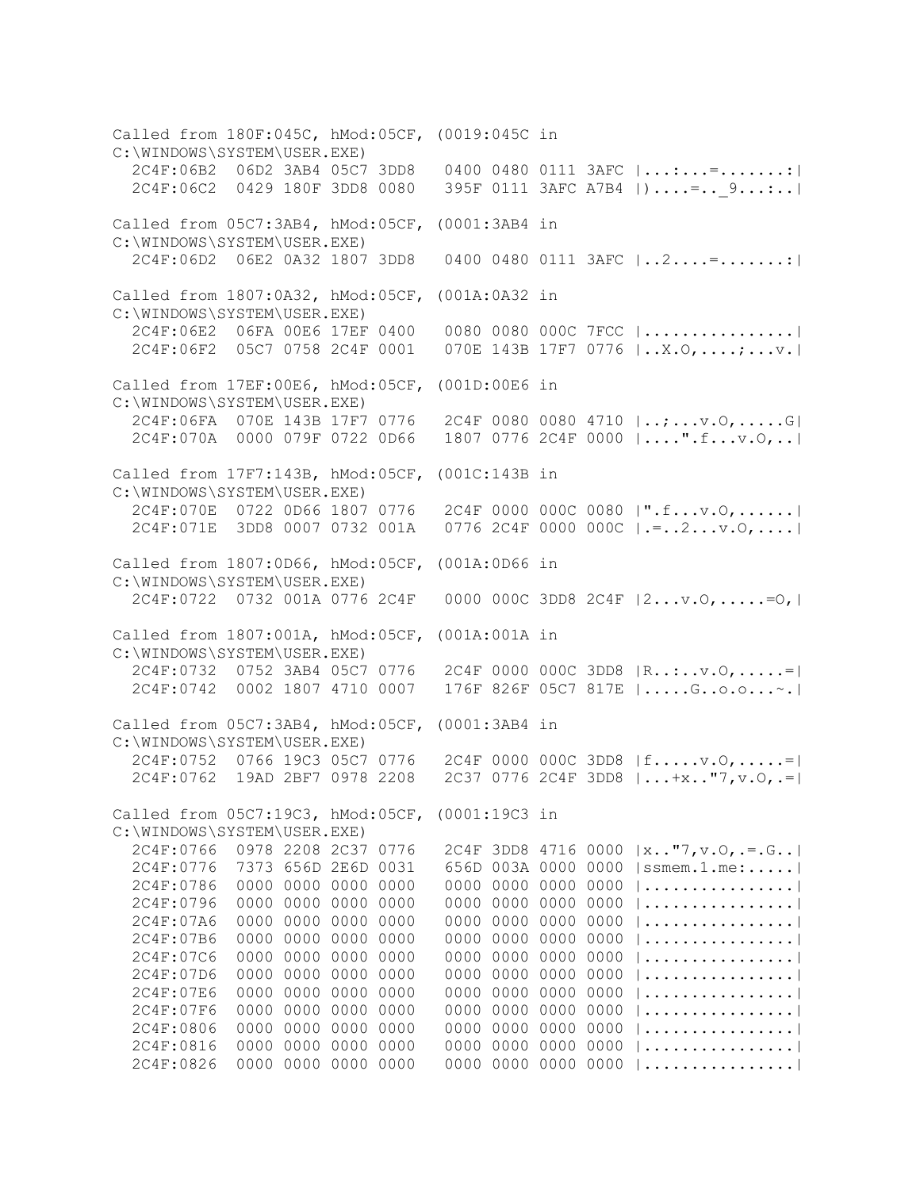```
Called from 180F:045C, hMod:05CF, (0019:045C in
C:\WINDOWS\SYSTEM\USER.EXE)
  2C4F:06B2  06D2 3AB4 05C7 3DD8   0400 0480 0111 3AFC |...:...=.......:|
  2C4F:06C2  0429 180F 3DD8 0080   395F 0111 3AFC A7B4 |)....=.._9...:..|

Called from 05C7:3AB4, hMod:05CF, (0001:3AB4 in
C:\WINDOWS\SYSTEM\USER.EXE)
  2C4F:06D2  06E2 0A32 1807 3DD8   0400 0480 0111 3AFC |..2....=.......:|

Called from 1807:0A32, hMod:05CF, (001A:0A32 in
C:\WINDOWS\SYSTEM\USER.EXE)
  2C4F:06E2  06FA 00E6 17EF 0400   0080 0080 000C 7FCC |................|
  2C4F:06F2  05C7 0758 2C4F 0001   070E 143B 17F7 0776 |..X.O,....;...v.|

Called from 17EF:00E6, hMod:05CF, (001D:00E6 in
C:\WINDOWS\SYSTEM\USER.EXE)
  2C4F:06FA  070E 143B 17F7 0776   2C4F 0080 0080 4710 |..;...v.O,.....G|
  2C4F:070A  0000 079F 0722 0D66   1807 0776 2C4F 0000 |....".f...v.O,..|

Called from 17F7:143B, hMod:05CF, (001C:143B in
C:\WINDOWS\SYSTEM\USER.EXE)
  2C4F:070E  0722 0D66 1807 0776   2C4F 0000 000C 0080 |".f...v.O,......|
  2C4F:071E  3DD8 0007 0732 001A   0776 2C4F 0000 000C |.=..2...v.O,....|

Called from 1807:0D66, hMod:05CF, (001A:0D66 in
C:\WINDOWS\SYSTEM\USER.EXE)
  2C4F:0722  0732 001A 0776 2C4F   0000 000C 3DD8 2C4F |2...v.O,.....=O,|

Called from 1807:001A, hMod:05CF, (001A:001A in
C:\WINDOWS\SYSTEM\USER.EXE)
  2C4F:0732  0752 3AB4 05C7 0776   2C4F 0000 000C 3DD8 |R..:..v.O,.....=|
  2C4F:0742  0002 1807 4710 0007   176F 826F 05C7 817E |.....G..o.o...~.|

Called from 05C7:3AB4, hMod:05CF, (0001:3AB4 in
C:\WINDOWS\SYSTEM\USER.EXE)
  2C4F:0752  0766 19C3 05C7 0776   2C4F 0000 000C 3DD8 |f.....v.O,.....=|
  2C4F:0762  19AD 2BF7 0978 2208   2C37 0776 2C4F 3DD8 |...+x.."7,v.O,.=|

Called from 05C7:19C3, hMod:05CF, (0001:19C3 in
C:\WINDOWS\SYSTEM\USER.EXE)
  2C4F:0766  0978 2208 2C37 0776   2C4F 3DD8 4716 0000 |x.."7,v.O,.=.G..|
  2C4F:0776  7373 656D 2E6D 0031   656D 003A 0000 0000 |ssmem.1.me:.....|
  2C4F:0786  0000 0000 0000 0000   0000 0000 0000 0000 |................|
  2C4F:0796  0000 0000 0000 0000   0000 0000 0000 0000 |................|
  2C4F:07A6  0000 0000 0000 0000   0000 0000 0000 0000 |................|
  2C4F:07B6  0000 0000 0000 0000   0000 0000 0000 0000 |................|
  2C4F:07C6  0000 0000 0000 0000   0000 0000 0000 0000 |................|
  2C4F:07D6  0000 0000 0000 0000   0000 0000 0000 0000 |................|
  2C4F:07E6  0000 0000 0000 0000   0000 0000 0000 0000 |................|
  2C4F:07F6  0000 0000 0000 0000   0000 0000 0000 0000 |................|
  2C4F:0806  0000 0000 0000 0000   0000 0000 0000 0000 |................|
  2C4F:0816  0000 0000 0000 0000   0000 0000 0000 0000 |................|
  2C4F:0826  0000 0000 0000 0000   0000 0000 0000 0000 |................|
```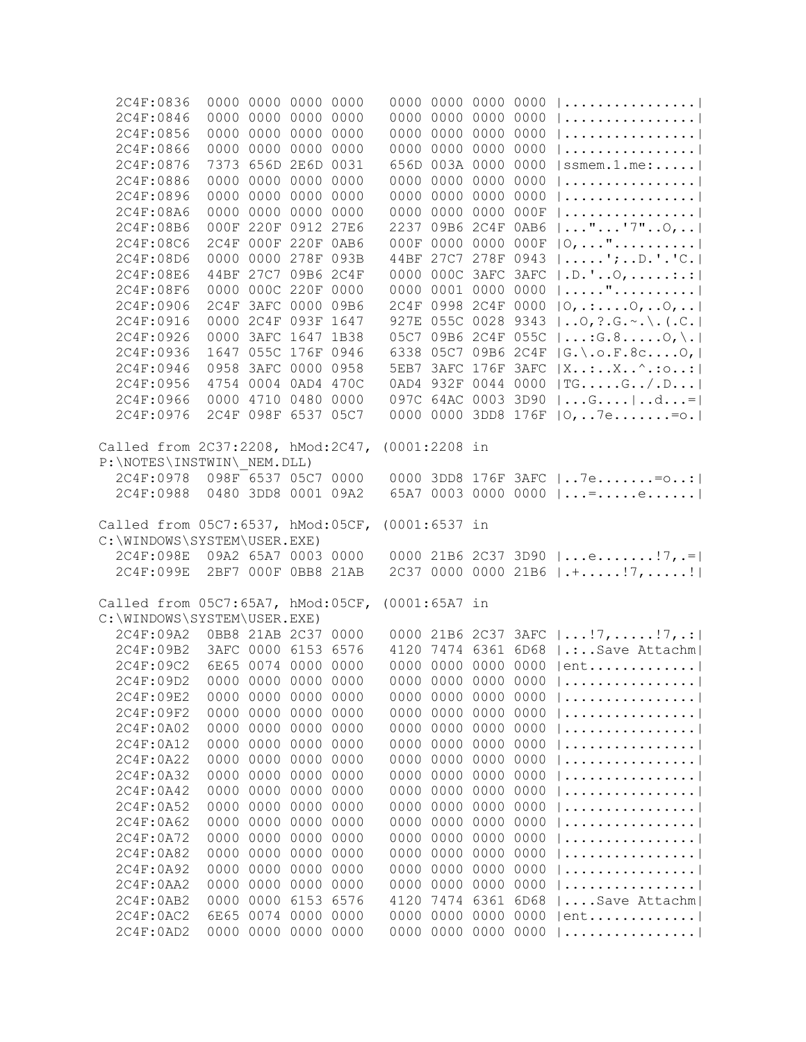```
  2C4F:0836  0000 0000 0000 0000   0000 0000 0000 0000 |................|
  2C4F:0846  0000 0000 0000 0000   0000 0000 0000 0000 |................|
  2C4F:0856  0000 0000 0000 0000   0000 0000 0000 0000 |................|
  2C4F:0866  0000 0000 0000 0000   0000 0000 0000 0000 |................|
  2C4F:0876  7373 656D 2E6D 0031   656D 003A 0000 0000 |ssmem.1.me:.....|
  2C4F:0886  0000 0000 0000 0000   0000 0000 0000 0000 |................|
  2C4F:0896  0000 0000 0000 0000   0000 0000 0000 0000 |................|
  2C4F:08A6  0000 0000 0000 0000   0000 0000 0000 000F |................|
  2C4F:08B6  000F 220F 0912 27E6   2237 09B6 2C4F 0AB6 |..."...'7"..O,..|
  2C4F:08C6  2C4F 000F 220F 0AB6   000F 0000 0000 000F |O,..."..........|
  2C4F:08D6  0000 0000 278F 093B   44BF 27C7 278F 0943 |.....';..D.'.'C.|
  2C4F:08E6  44BF 27C7 09B6 2C4F   0000 000C 3AFC 3AFC |.D.'..O,.....:.:|
  2C4F:08F6  0000 000C 220F 0000   0000 0001 0000 0000 |....."..........|
  2C4F:0906  2C4F 3AFC 0000 09B6   2C4F 0998 2C4F 0000 |O,.:....O,..O,..|
  2C4F:0916  0000 2C4F 093F 1647   927E 055C 0028 9343 |..O,?.G.~.\.(.C.|
  2C4F:0926  0000 3AFC 1647 1B38   05C7 09B6 2C4F 055C |...:G.8.....O,\.|
  2C4F:0936  1647 055C 176F 0946   6338 05C7 09B6 2C4F |G.\.o.F.8c....O,|
  2C4F:0946  0958 3AFC 0000 0958   5EB7 3AFC 176F 3AFC |X..:..X..^.:o..:|
  2C4F:0956  4754 0004 0AD4 470C   0AD4 932F 0044 0000 |TG.....G../.D...|
  2C4F:0966  0000 4710 0480 0000   097C 64AC 0003 3D90 |...G....|..d...=|
  2C4F:0976  2C4F 098F 6537 05C7   0000 0000 3DD8 176F |O,..7e.......=o.|

Called from 2C37:2208, hMod:2C47, (0001:2208 in
P:\NOTES\INSTWIN\_NEM.DLL)
  2C4F:0978  098F 6537 05C7 0000   0000 3DD8 176F 3AFC |..7e.......=o..:|
  2C4F:0988  0480 3DD8 0001 09A2   65A7 0003 0000 0000 |...=.....e......|

Called from 05C7:6537, hMod:05CF, (0001:6537 in
C:\WINDOWS\SYSTEM\USER.EXE)
  2C4F:098E  09A2 65A7 0003 0000   0000 21B6 2C37 3D90 |...e.......!7,.=|
  2C4F:099E  2BF7 000F 0BB8 21AB   2C37 0000 0000 21B6 |.+.....!7,.....!|

Called from 05C7:65A7, hMod:05CF, (0001:65A7 in
C:\WINDOWS\SYSTEM\USER.EXE)
  2C4F:09A2  0BB8 21AB 2C37 0000   0000 21B6 2C37 3AFC |...!7,.....!7,.:|
  2C4F:09B2  3AFC 0000 6153 6576   4120 7474 6361 6D68 |.:..Save Attachm|
  2C4F:09C2  6E65 0074 0000 0000   0000 0000 0000 0000 |ent.............|
  2C4F:09D2  0000 0000 0000 0000   0000 0000 0000 0000 |................|
  2C4F:09E2  0000 0000 0000 0000   0000 0000 0000 0000 |................|
  2C4F:09F2  0000 0000 0000 0000   0000 0000 0000 0000 |................|
  2C4F:0A02  0000 0000 0000 0000   0000 0000 0000 0000 |................|
  2C4F:0A12  0000 0000 0000 0000   0000 0000 0000 0000 |................|
  2C4F:0A22  0000 0000 0000 0000   0000 0000 0000 0000 |................|
  2C4F:0A32  0000 0000 0000 0000   0000 0000 0000 0000 |................|
  2C4F:0A42  0000 0000 0000 0000   0000 0000 0000 0000 |................|
  2C4F:0A52  0000 0000 0000 0000   0000 0000 0000 0000 |................|
  2C4F:0A62  0000 0000 0000 0000   0000 0000 0000 0000 |................|
  2C4F:0A72  0000 0000 0000 0000   0000 0000 0000 0000 |................|
  2C4F:0A82  0000 0000 0000 0000   0000 0000 0000 0000 |................|
  2C4F:0A92  0000 0000 0000 0000   0000 0000 0000 0000 |................|
  2C4F:0AA2  0000 0000 0000 0000   0000 0000 0000 0000 |................|
  2C4F:0AB2  0000 0000 6153 6576   4120 7474 6361 6D68 |....Save Attachm|
  2C4F:0AC2  6E65 0074 0000 0000   0000 0000 0000 0000 |ent.............|
  2C4F:0AD2  0000 0000 0000 0000   0000 0000 0000 0000 |................|
```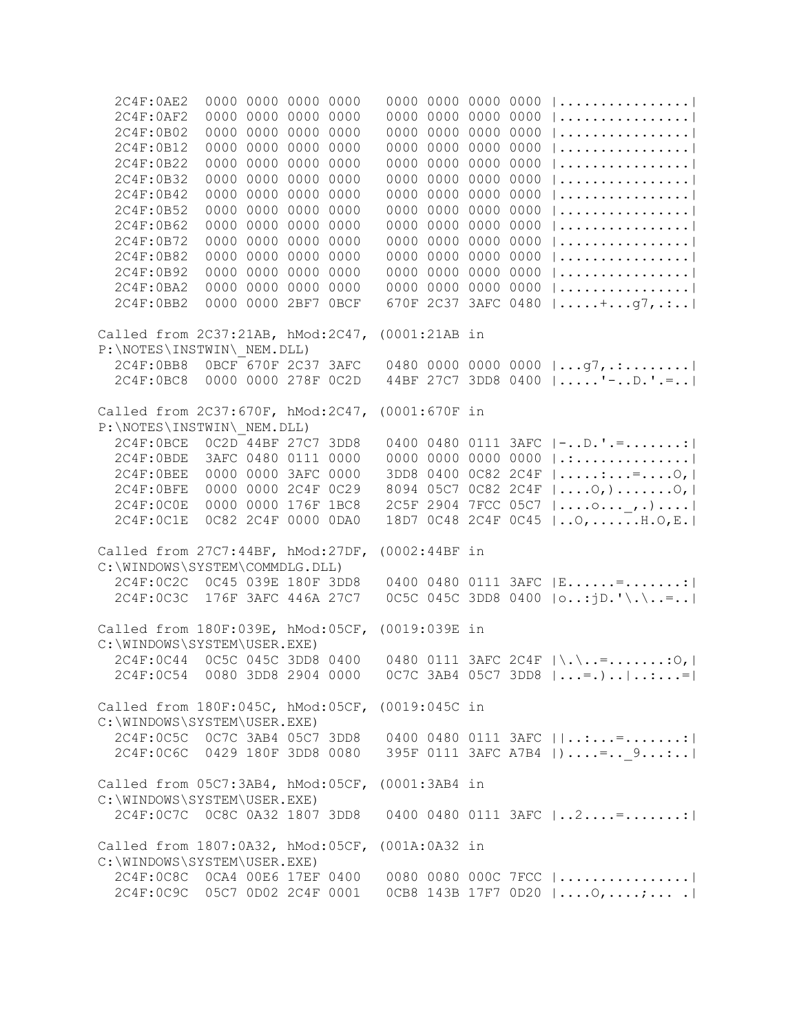```
  2C4F:0AE2  0000 0000 0000 0000   0000 0000 0000 0000 |................|
  2C4F:0AF2  0000 0000 0000 0000   0000 0000 0000 0000 |................|
  2C4F:0B02  0000 0000 0000 0000   0000 0000 0000 0000 |................|
  2C4F:0B12  0000 0000 0000 0000   0000 0000 0000 0000 |................|
  2C4F:0B22  0000 0000 0000 0000   0000 0000 0000 0000 |................|
  2C4F:0B32  0000 0000 0000 0000   0000 0000 0000 0000 |................|
  2C4F:0B42  0000 0000 0000 0000   0000 0000 0000 0000 |................|
  2C4F:0B52  0000 0000 0000 0000   0000 0000 0000 0000 |................|
  2C4F:0B62  0000 0000 0000 0000   0000 0000 0000 0000 |................|
  2C4F:0B72  0000 0000 0000 0000   0000 0000 0000 0000 |................|
  2C4F:0B82  0000 0000 0000 0000   0000 0000 0000 0000 |................|
  2C4F:0B92  0000 0000 0000 0000   0000 0000 0000 0000 |................|
  2C4F:0BA2  0000 0000 0000 0000   0000 0000 0000 0000 |................|
  2C4F:0BB2  0000 0000 2BF7 0BCF   670F 2C37 3AFC 0480 |.....+...g7,.:..|

Called from 2C37:21AB, hMod:2C47, (0001:21AB in
P:\NOTES\INSTWIN\_NEM.DLL)
  2C4F:0BB8  0BCF 670F 2C37 3AFC   0480 0000 0000 0000 |...g7,.:........|
  2C4F:0BC8  0000 0000 278F 0C2D   44BF 27C7 3DD8 0400 |.....'-..D.'.=..|

Called from 2C37:670F, hMod:2C47, (0001:670F in
P:\NOTES\INSTWIN\_NEM.DLL)
  2C4F:0BCE  0C2D 44BF 27C7 3DD8   0400 0480 0111 3AFC |-..D.'.=.......:|
  2C4F:0BDE  3AFC 0480 0111 0000   0000 0000 0000 0000 |.:..............|
  2C4F:0BEE  0000 0000 3AFC 0000   3DD8 0400 0C82 2C4F |.....:...=....O,|
  2C4F:0BFE  0000 0000 2C4F 0C29   8094 05C7 0C82 2C4F |....O,).......O,|
  2C4F:0C0E  0000 0000 176F 1BC8   2C5F 2904 7FCC 05C7 |....o..._,.)....|
  2C4F:0C1E  0C82 2C4F 0000 0DA0   18D7 0C48 2C4F 0C45 |..O,......H.O,E.|

Called from 27C7:44BF, hMod:27DF, (0002:44BF in
C:\WINDOWS\SYSTEM\COMMDLG.DLL)
  2C4F:0C2C  0C45 039E 180F 3DD8   0400 0480 0111 3AFC |E......=.......:|
  2C4F:0C3C  176F 3AFC 446A 27C7   0C5C 045C 3DD8 0400 |o..:jD.'\.\..=..|

Called from 180F:039E, hMod:05CF, (0019:039E in
C:\WINDOWS\SYSTEM\USER.EXE)
  2C4F:0C44  0C5C 045C 3DD8 0400   0480 0111 3AFC 2C4F |\.\..=.......:O,|
  2C4F:0C54  0080 3DD8 2904 0000   0C7C 3AB4 05C7 3DD8 |...=.)..|..:...=|

Called from 180F:045C, hMod:05CF, (0019:045C in
C:\WINDOWS\SYSTEM\USER.EXE)
  2C4F:0C5C  0C7C 3AB4 05C7 3DD8   0400 0480 0111 3AFC ||..:...=.......:|
  2C4F:0C6C  0429 180F 3DD8 0080   395F 0111 3AFC A7B4 |)....=.._9...:..|

Called from 05C7:3AB4, hMod:05CF, (0001:3AB4 in
C:\WINDOWS\SYSTEM\USER.EXE)
  2C4F:0C7C  0C8C 0A32 1807 3DD8   0400 0480 0111 3AFC |..2....=.......:|

Called from 1807:0A32, hMod:05CF, (001A:0A32 in
C:\WINDOWS\SYSTEM\USER.EXE)
  2C4F:0C8C  0CA4 00E6 17EF 0400   0080 0080 000C 7FCC |................|
  2C4F:0C9C  05C7 0D02 2C4F 0001   0CB8 143B 17F7 0D20 |....O,....;... .|
```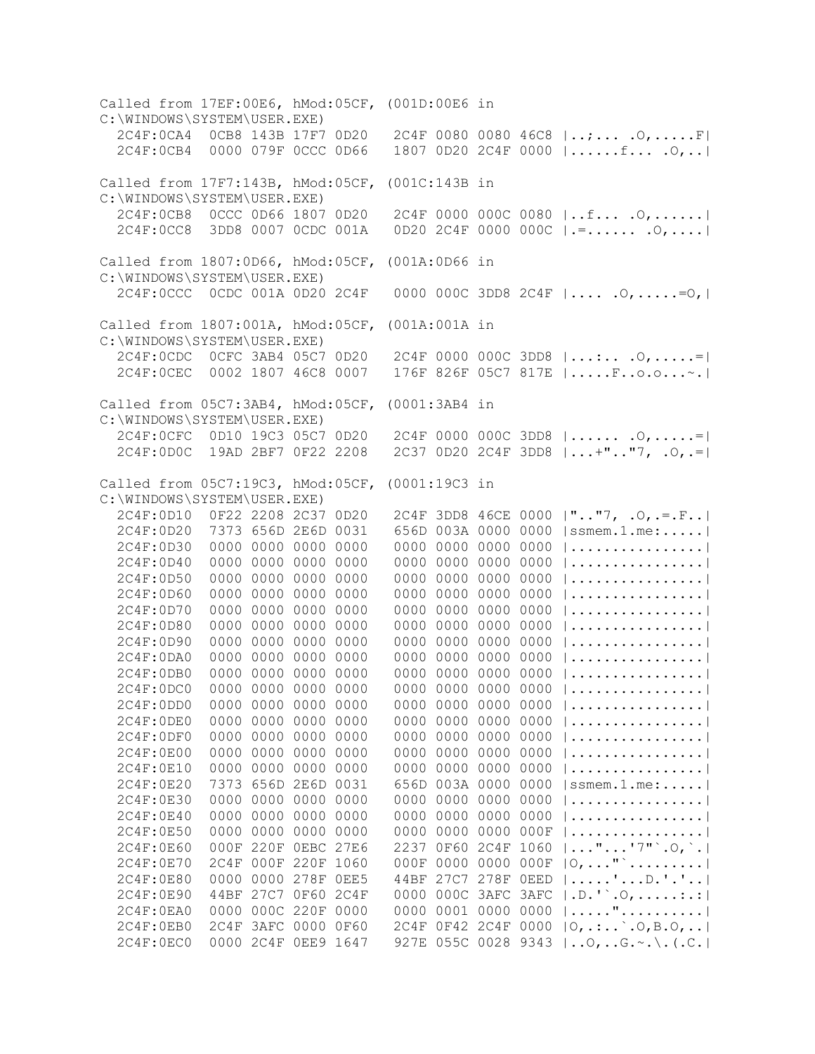```
Called from 17EF:00E6, hMod:05CF, (001D:00E6 in
C:\WINDOWS\SYSTEM\USER.EXE)
  2C4F:0CA4  0CB8 143B 17F7 0D20   2C4F 0080 0080 46C8 |..;... .O,.....F|
  2C4F:0CB4  0000 079F 0CCC 0D66   1807 0D20 2C4F 0000 |......f... .O,..|

Called from 17F7:143B, hMod:05CF, (001C:143B in
C:\WINDOWS\SYSTEM\USER.EXE)
  2C4F:0CB8  0CCC 0D66 1807 0D20   2C4F 0000 000C 0080 |..f... .O,......|
  2C4F:0CC8  3DD8 0007 0CDC 001A   0D20 2C4F 0000 000C |.=...... .O,....|

Called from 1807:0D66, hMod:05CF, (001A:0D66 in
C:\WINDOWS\SYSTEM\USER.EXE)
  2C4F:0CCC  0CDC 001A 0D20 2C4F   0000 000C 3DD8 2C4F |.... .O,.....=O,|

Called from 1807:001A, hMod:05CF, (001A:001A in
C:\WINDOWS\SYSTEM\USER.EXE)
  2C4F:0CDC  0CFC 3AB4 05C7 0D20   2C4F 0000 000C 3DD8 |...:.. .O,.....=|
  2C4F:0CEC  0002 1807 46C8 0007   176F 826F 05C7 817E |.....F..o.o...~.|

Called from 05C7:3AB4, hMod:05CF, (0001:3AB4 in
C:\WINDOWS\SYSTEM\USER.EXE)
  2C4F:0CFC  0D10 19C3 05C7 0D20   2C4F 0000 000C 3DD8 |...... .O,.....=|
  2C4F:0D0C  19AD 2BF7 0F22 2208   2C37 0D20 2C4F 3DD8 |...+"..."7, .O,.=|

Called from 05C7:19C3, hMod:05CF, (0001:19C3 in
C:\WINDOWS\SYSTEM\USER.EXE)
  2C4F:0D10  0F22 2208 2C37 0D20   2C4F 3DD8 46CE 0000 |"..."7, .O,.=.F..|
  2C4F:0D20  7373 656D 2E6D 0031   656D 003A 0000 0000 |ssmem.1.me:.....|
  2C4F:0D30  0000 0000 0000 0000   0000 0000 0000 0000 |................|
  2C4F:0D40  0000 0000 0000 0000   0000 0000 0000 0000 |................|
  2C4F:0D50  0000 0000 0000 0000   0000 0000 0000 0000 |................|
  2C4F:0D60  0000 0000 0000 0000   0000 0000 0000 0000 |................|
  2C4F:0D70  0000 0000 0000 0000   0000 0000 0000 0000 |................|
  2C4F:0D80  0000 0000 0000 0000   0000 0000 0000 0000 |................|
  2C4F:0D90  0000 0000 0000 0000   0000 0000 0000 0000 |................|
  2C4F:0DA0  0000 0000 0000 0000   0000 0000 0000 0000 |................|
  2C4F:0DB0  0000 0000 0000 0000   0000 0000 0000 0000 |................|
  2C4F:0DC0  0000 0000 0000 0000   0000 0000 0000 0000 |................|
  2C4F:0DD0  0000 0000 0000 0000   0000 0000 0000 0000 |................|
  2C4F:0DE0  0000 0000 0000 0000   0000 0000 0000 0000 |................|
  2C4F:0DF0  0000 0000 0000 0000   0000 0000 0000 0000 |................|
  2C4F:0E00  0000 0000 0000 0000   0000 0000 0000 0000 |................|
  2C4F:0E10  0000 0000 0000 0000   0000 0000 0000 0000 |................|
  2C4F:0E20  7373 656D 2E6D 0031   656D 003A 0000 0000 |ssmem.1.me:.....|
  2C4F:0E30  0000 0000 0000 0000   0000 0000 0000 0000 |................|
  2C4F:0E40  0000 0000 0000 0000   0000 0000 0000 0000 |................|
  2C4F:0E50  0000 0000 0000 0000   0000 0000 0000 000F |................|
  2C4F:0E60  000F 220F 0EBC 27E6   2237 0F60 2C4F 1060 |..."...'7"`.O,`.|
  2C4F:0E70  2C4F 000F 220F 1060   000F 0000 0000 000F |O,..."`.........|
  2C4F:0E80  0000 0000 278F 0EE5   44BF 27C7 278F 0EED |.....'...D.'.'..|
  2C4F:0E90  44BF 27C7 0F60 2C4F   0000 000C 3AFC 3AFC |.D.'`.O,.....:.:|
  2C4F:0EA0  0000 000C 220F 0000   0000 0001 0000 0000 |....."..........|
  2C4F:0EB0  2C4F 3AFC 0000 0F60   2C4F 0F42 2C4F 0000 |O,.:..`.O,B.O,..|
  2C4F:0EC0  0000 2C4F 0EE9 1647   927E 055C 0028 9343 |..O,..G.~.\.(.C.|
```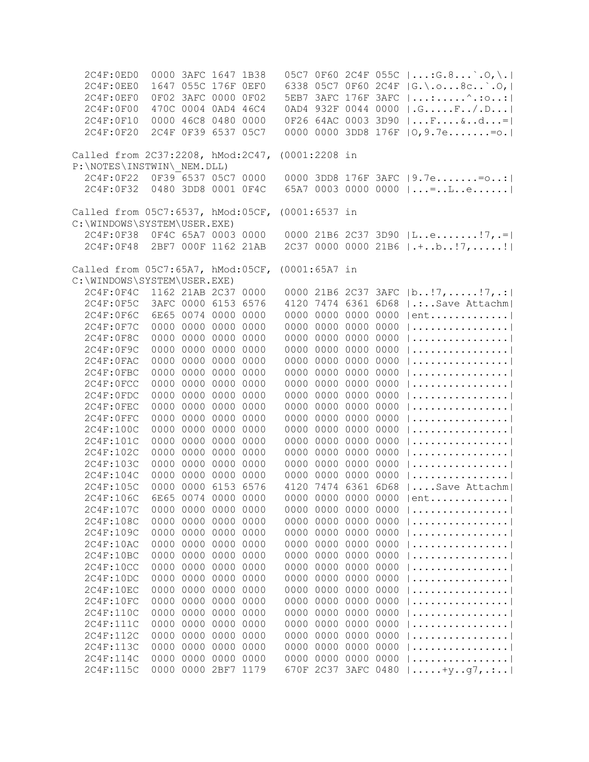```
  2C4F:0ED0  0000 3AFC 1647 1B38   05C7 0F60 2C4F 055C |...:G.8...`.O,\.|
  2C4F:0EE0  1647 055C 176F 0EF0   6338 05C7 0F60 2C4F |G.\.o...8c..`.O,|
  2C4F:0EF0  0F02 3AFC 0000 0F02   5EB7 3AFC 176F 3AFC |...:.....^.:o..:|
  2C4F:0F00  470C 0004 0AD4 46C4   0AD4 932F 0044 0000 |.G.....F../.D...|
  2C4F:0F10  0000 46C8 0480 0000   0F26 64AC 0003 3D90 |...F....&..d...=|
  2C4F:0F20  2C4F 0F39 6537 05C7   0000 0000 3DD8 176F |O,9.7e.......=o.|

Called from 2C37:2208, hMod:2C47, (0001:2208 in
P:\NOTES\INSTWIN\_NEM.DLL)
  2C4F:0F22  0F39 6537 05C7 0000   0000 3DD8 176F 3AFC |9.7e.......=o..:|
  2C4F:0F32  0480 3DD8 0001 0F4C   65A7 0003 0000 0000 |...=..L..e......|

Called from 05C7:6537, hMod:05CF, (0001:6537 in
C:\WINDOWS\SYSTEM\USER.EXE)
  2C4F:0F38  0F4C 65A7 0003 0000   0000 21B6 2C37 3D90 |L..e.......!7,.=|
  2C4F:0F48  2BF7 000F 1162 21AB   2C37 0000 0000 21B6 |.+..b..!7,.....!|

Called from 05C7:65A7, hMod:05CF, (0001:65A7 in
C:\WINDOWS\SYSTEM\USER.EXE)
  2C4F:0F4C  1162 21AB 2C37 0000   0000 21B6 2C37 3AFC |b..!7,.....!7,.:|
  2C4F:0F5C  3AFC 0000 6153 6576   4120 7474 6361 6D68 |.:..Save Attachm|
  2C4F:0F6C  6E65 0074 0000 0000   0000 0000 0000 0000 |ent.............|
  2C4F:0F7C  0000 0000 0000 0000   0000 0000 0000 0000 |................|
  2C4F:0F8C  0000 0000 0000 0000   0000 0000 0000 0000 |................|
  2C4F:0F9C  0000 0000 0000 0000   0000 0000 0000 0000 |................|
  2C4F:0FAC  0000 0000 0000 0000   0000 0000 0000 0000 |................|
  2C4F:0FBC  0000 0000 0000 0000   0000 0000 0000 0000 |................|
  2C4F:0FCC  0000 0000 0000 0000   0000 0000 0000 0000 |................|
  2C4F:0FDC  0000 0000 0000 0000   0000 0000 0000 0000 |................|
  2C4F:0FEC  0000 0000 0000 0000   0000 0000 0000 0000 |................|
  2C4F:0FFC  0000 0000 0000 0000   0000 0000 0000 0000 |................|
  2C4F:100C  0000 0000 0000 0000   0000 0000 0000 0000 |................|
  2C4F:101C  0000 0000 0000 0000   0000 0000 0000 0000 |................|
  2C4F:102C  0000 0000 0000 0000   0000 0000 0000 0000 |................|
  2C4F:103C  0000 0000 0000 0000   0000 0000 0000 0000 |................|
  2C4F:104C  0000 0000 0000 0000   0000 0000 0000 0000 |................|
  2C4F:105C  0000 0000 6153 6576   4120 7474 6361 6D68 |....Save Attachm|
  2C4F:106C  6E65 0074 0000 0000   0000 0000 0000 0000 |ent.............|
  2C4F:107C  0000 0000 0000 0000   0000 0000 0000 0000 |................|
  2C4F:108C  0000 0000 0000 0000   0000 0000 0000 0000 |................|
  2C4F:109C  0000 0000 0000 0000   0000 0000 0000 0000 |................|
  2C4F:10AC  0000 0000 0000 0000   0000 0000 0000 0000 |................|
  2C4F:10BC  0000 0000 0000 0000   0000 0000 0000 0000 |................|
  2C4F:10CC  0000 0000 0000 0000   0000 0000 0000 0000 |................|
  2C4F:10DC  0000 0000 0000 0000   0000 0000 0000 0000 |................|
  2C4F:10EC  0000 0000 0000 0000   0000 0000 0000 0000 |................|
  2C4F:10FC  0000 0000 0000 0000   0000 0000 0000 0000 |................|
  2C4F:110C  0000 0000 0000 0000   0000 0000 0000 0000 |................|
  2C4F:111C  0000 0000 0000 0000   0000 0000 0000 0000 |................|
  2C4F:112C  0000 0000 0000 0000   0000 0000 0000 0000 |................|
  2C4F:113C  0000 0000 0000 0000   0000 0000 0000 0000 |................|
  2C4F:114C  0000 0000 0000 0000   0000 0000 0000 0000 |................|
  2C4F:115C  0000 0000 2BF7 1179   670F 2C37 3AFC 0480 |.....+y..g7,.:..|
```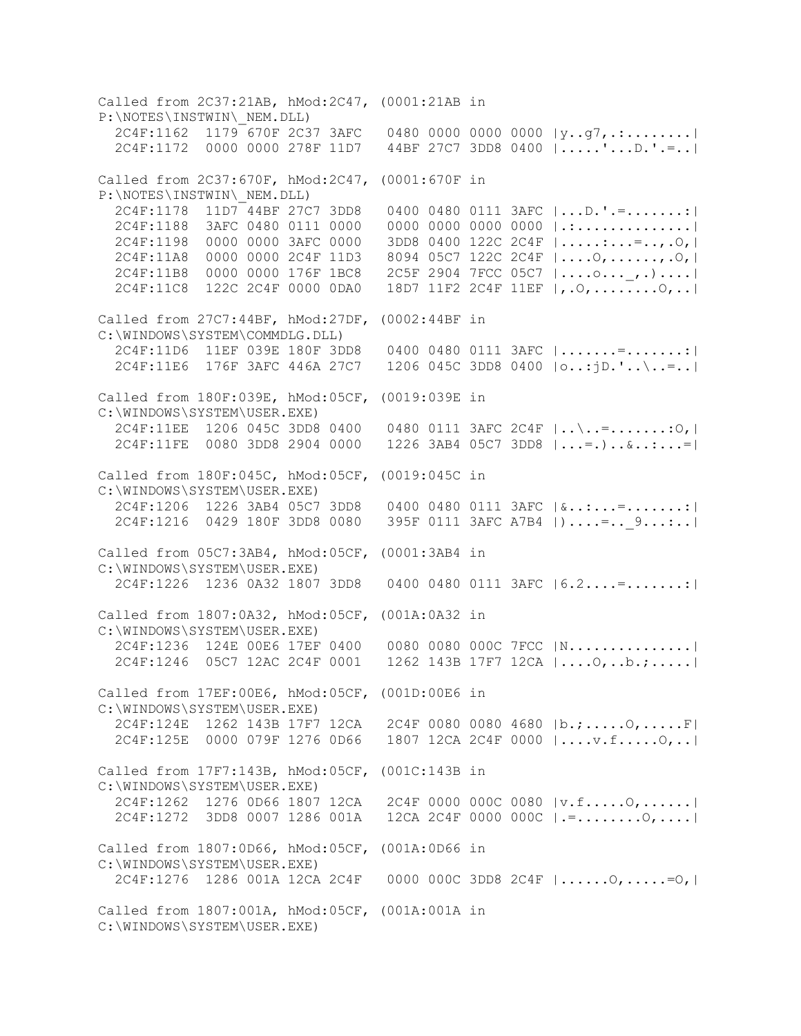```
Called from 2C37:21AB, hMod:2C47, (0001:21AB in
P:\NOTES\INSTWIN\_NEM.DLL)
  2C4F:1162  1179 670F 2C37 3AFC   0480 0000 0000 0000 |y..g7,.:........|
  2C4F:1172  0000 0000 278F 11D7   44BF 27C7 3DD8 0400 |.....'...D.'.=..|

Called from 2C37:670F, hMod:2C47, (0001:670F in
P:\NOTES\INSTWIN\_NEM.DLL)
  2C4F:1178  11D7 44BF 27C7 3DD8   0400 0480 0111 3AFC |...D.'.=.......:|
  2C4F:1188  3AFC 0480 0111 0000   0000 0000 0000 0000 |.:..............|
  2C4F:1198  0000 0000 3AFC 0000   3DD8 0400 122C 2C4F |.....:...=..,.O,|
  2C4F:11A8  0000 0000 2C4F 11D3   8094 05C7 122C 2C4F |....O,.......,.O,|
  2C4F:11B8  0000 0000 176F 1BC8   2C5F 2904 7FCC 05C7 |....o..._,.)....|
  2C4F:11C8  122C 2C4F 0000 0DA0   18D7 11F2 2C4F 11EF |,.O,........O,..|

Called from 27C7:44BF, hMod:27DF, (0002:44BF in
C:\WINDOWS\SYSTEM\COMMDLG.DLL)
  2C4F:11D6  11EF 039E 180F 3DD8   0400 0480 0111 3AFC |.......=.......:|
  2C4F:11E6  176F 3AFC 446A 27C7   1206 045C 3DD8 0400 |o..:jD.'..\..=..|

Called from 180F:039E, hMod:05CF, (0019:039E in
C:\WINDOWS\SYSTEM\USER.EXE)
  2C4F:11EE  1206 045C 3DD8 0400   0480 0111 3AFC 2C4F |..\..=.......:O,|
  2C4F:11FE  0080 3DD8 2904 0000   1226 3AB4 05C7 3DD8 |...=.)..&..:...=|

Called from 180F:045C, hMod:05CF, (0019:045C in
C:\WINDOWS\SYSTEM\USER.EXE)
  2C4F:1206  1226 3AB4 05C7 3DD8   0400 0480 0111 3AFC |&..:...=.......:|
  2C4F:1216  0429 180F 3DD8 0080   395F 0111 3AFC A7B4 |)....=.._9...:..|

Called from 05C7:3AB4, hMod:05CF, (0001:3AB4 in
C:\WINDOWS\SYSTEM\USER.EXE)
  2C4F:1226  1236 0A32 1807 3DD8   0400 0480 0111 3AFC |6.2....=.......:|

Called from 1807:0A32, hMod:05CF, (001A:0A32 in
C:\WINDOWS\SYSTEM\USER.EXE)
  2C4F:1236  124E 00E6 17EF 0400   0080 0080 000C 7FCC |N...............|
  2C4F:1246  05C7 12AC 2C4F 0001   1262 143B 17F7 12CA |....O,..b.;.....|

Called from 17EF:00E6, hMod:05CF, (001D:00E6 in
C:\WINDOWS\SYSTEM\USER.EXE)
  2C4F:124E  1262 143B 17F7 12CA   2C4F 0080 0080 4680 |b.;.....O,.....F|
  2C4F:125E  0000 079F 1276 0D66   1807 12CA 2C4F 0000 |....v.f.....O,..|

Called from 17F7:143B, hMod:05CF, (001C:143B in
C:\WINDOWS\SYSTEM\USER.EXE)
  2C4F:1262  1276 0D66 1807 12CA   2C4F 0000 000C 0080 |v.f.....O,......|
  2C4F:1272  3DD8 0007 1286 001A   12CA 2C4F 0000 000C |.=........O,....|

Called from 1807:0D66, hMod:05CF, (001A:0D66 in
C:\WINDOWS\SYSTEM\USER.EXE)
  2C4F:1276  1286 001A 12CA 2C4F   0000 000C 3DD8 2C4F |......O,.....=O,|

Called from 1807:001A, hMod:05CF, (001A:001A in
C:\WINDOWS\SYSTEM\USER.EXE)
```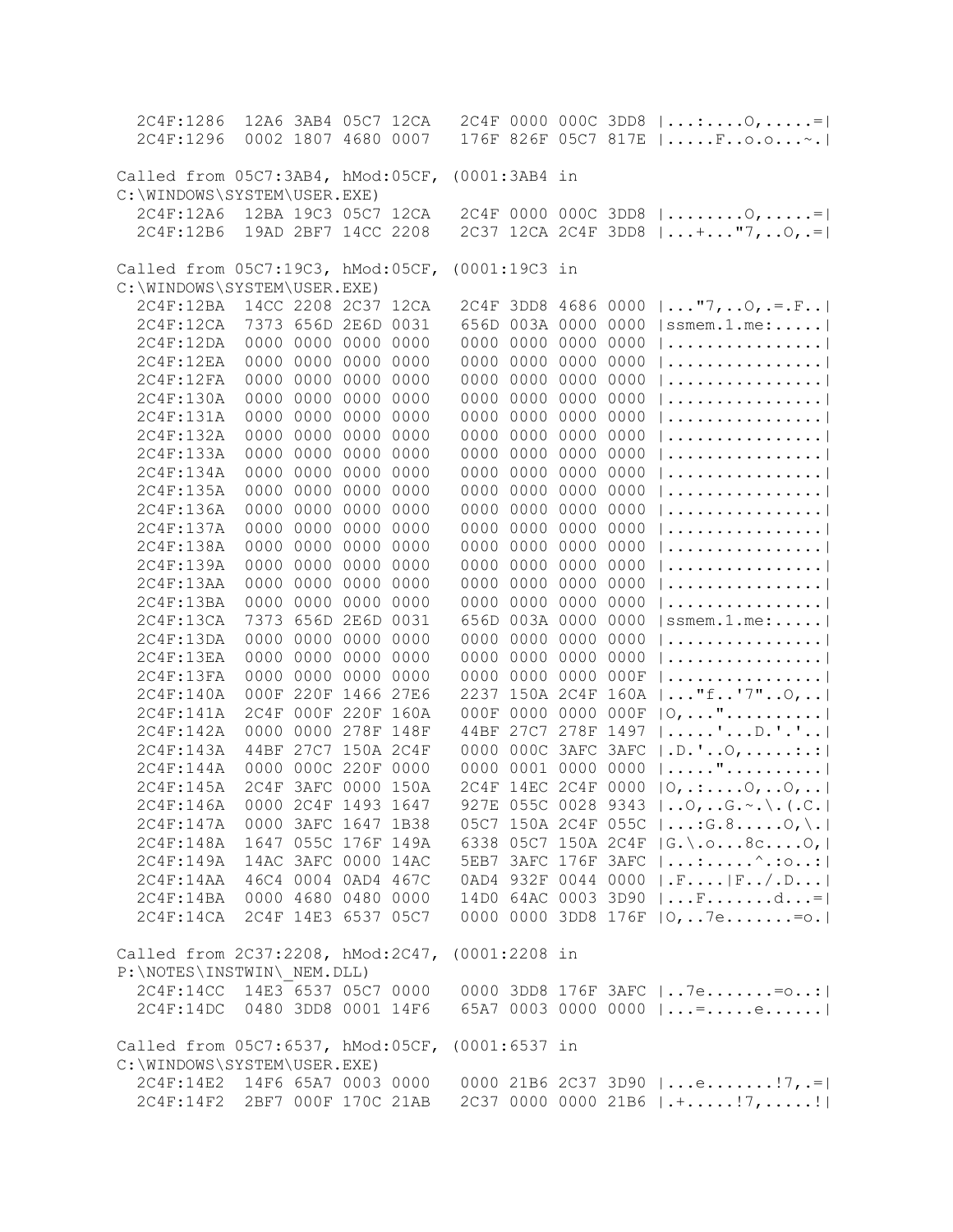```
  2C4F:1286  12A6 3AB4 05C7 12CA   2C4F 0000 000C 3DD8 |...:....O,.....=|
  2C4F:1296  0002 1807 4680 0007   176F 826F 05C7 817E |.....F..o.o...~.|

Called from 05C7:3AB4, hMod:05CF, (0001:3AB4 in
C:\WINDOWS\SYSTEM\USER.EXE)
  2C4F:12A6  12BA 19C3 05C7 12CA   2C4F 0000 000C 3DD8 |........O,.....=|
  2C4F:12B6  19AD 2BF7 14CC 2208   2C37 12CA 2C4F 3DD8 |...+..."7,..O,.=|

Called from 05C7:19C3, hMod:05CF, (0001:19C3 in
C:\WINDOWS\SYSTEM\USER.EXE)
  2C4F:12BA  14CC 2208 2C37 12CA   2C4F 3DD8 4686 0000 |..."7,..O,.=.F..|
  2C4F:12CA  7373 656D 2E6D 0031   656D 003A 0000 0000 |ssmem.1.me:.....|
  2C4F:12DA  0000 0000 0000 0000   0000 0000 0000 0000 |................|
  2C4F:12EA  0000 0000 0000 0000   0000 0000 0000 0000 |................|
  2C4F:12FA  0000 0000 0000 0000   0000 0000 0000 0000 |................|
  2C4F:130A  0000 0000 0000 0000   0000 0000 0000 0000 |................|
  2C4F:131A  0000 0000 0000 0000   0000 0000 0000 0000 |................|
  2C4F:132A  0000 0000 0000 0000   0000 0000 0000 0000 |................|
  2C4F:133A  0000 0000 0000 0000   0000 0000 0000 0000 |................|
  2C4F:134A  0000 0000 0000 0000   0000 0000 0000 0000 |................|
  2C4F:135A  0000 0000 0000 0000   0000 0000 0000 0000 |................|
  2C4F:136A  0000 0000 0000 0000   0000 0000 0000 0000 |................|
  2C4F:137A  0000 0000 0000 0000   0000 0000 0000 0000 |................|
  2C4F:138A  0000 0000 0000 0000   0000 0000 0000 0000 |................|
  2C4F:139A  0000 0000 0000 0000   0000 0000 0000 0000 |................|
  2C4F:13AA  0000 0000 0000 0000   0000 0000 0000 0000 |................|
  2C4F:13BA  0000 0000 0000 0000   0000 0000 0000 0000 |................|
  2C4F:13CA  7373 656D 2E6D 0031   656D 003A 0000 0000 |ssmem.1.me:.....|
  2C4F:13DA  0000 0000 0000 0000   0000 0000 0000 0000 |................|
  2C4F:13EA  0000 0000 0000 0000   0000 0000 0000 0000 |................|
  2C4F:13FA  0000 0000 0000 0000   0000 0000 0000 000F |................|
  2C4F:140A  000F 220F 1466 27E6   2237 150A 2C4F 160A |..."f..'7"..O,..|
  2C4F:141A  2C4F 000F 220F 160A   000F 0000 0000 000F |O,..."..........|
  2C4F:142A  0000 0000 278F 148F   44BF 27C7 278F 1497 |.....'...D.'.'..|
  2C4F:143A  44BF 27C7 150A 2C4F   0000 000C 3AFC 3AFC |.D.'..O,.....:.:|
  2C4F:144A  0000 000C 220F 0000   0000 0001 0000 0000 |....."..........|
  2C4F:145A  2C4F 3AFC 0000 150A   2C4F 14EC 2C4F 0000 |O,.:....O,..O,..|
  2C4F:146A  0000 2C4F 1493 1647   927E 055C 0028 9343 |..O,..G.~.\.(.C.|
  2C4F:147A  0000 3AFC 1647 1B38   05C7 150A 2C4F 055C |...:G.8.....O,\.|
  2C4F:148A  1647 055C 176F 149A   6338 05C7 150A 2C4F |G.\.o...8c....O,|
  2C4F:149A  14AC 3AFC 0000 14AC   5EB7 3AFC 176F 3AFC |...:.....^.:o..:|
  2C4F:14AA  46C4 0004 0AD4 467C   0AD4 932F 0044 0000 |.F....|F../.D...|
  2C4F:14BA  0000 4680 0480 0000   14D0 64AC 0003 3D90 |...F.......d...=|
  2C4F:14CA  2C4F 14E3 6537 05C7   0000 0000 3DD8 176F |O,..7e.......=o.|

Called from 2C37:2208, hMod:2C47, (0001:2208 in
P:\NOTES\INSTWIN\_NEM.DLL)
  2C4F:14CC  14E3 6537 05C7 0000   0000 3DD8 176F 3AFC |..7e.......=o..:|
  2C4F:14DC  0480 3DD8 0001 14F6   65A7 0003 0000 0000 |...=.....e......|

Called from 05C7:6537, hMod:05CF, (0001:6537 in
C:\WINDOWS\SYSTEM\USER.EXE)
  2C4F:14E2  14F6 65A7 0003 0000   0000 21B6 2C37 3D90 |...e.......!7,.=|
  2C4F:14F2  2BF7 000F 170C 21AB   2C37 0000 0000 21B6 |.+.....!7,.....!|
```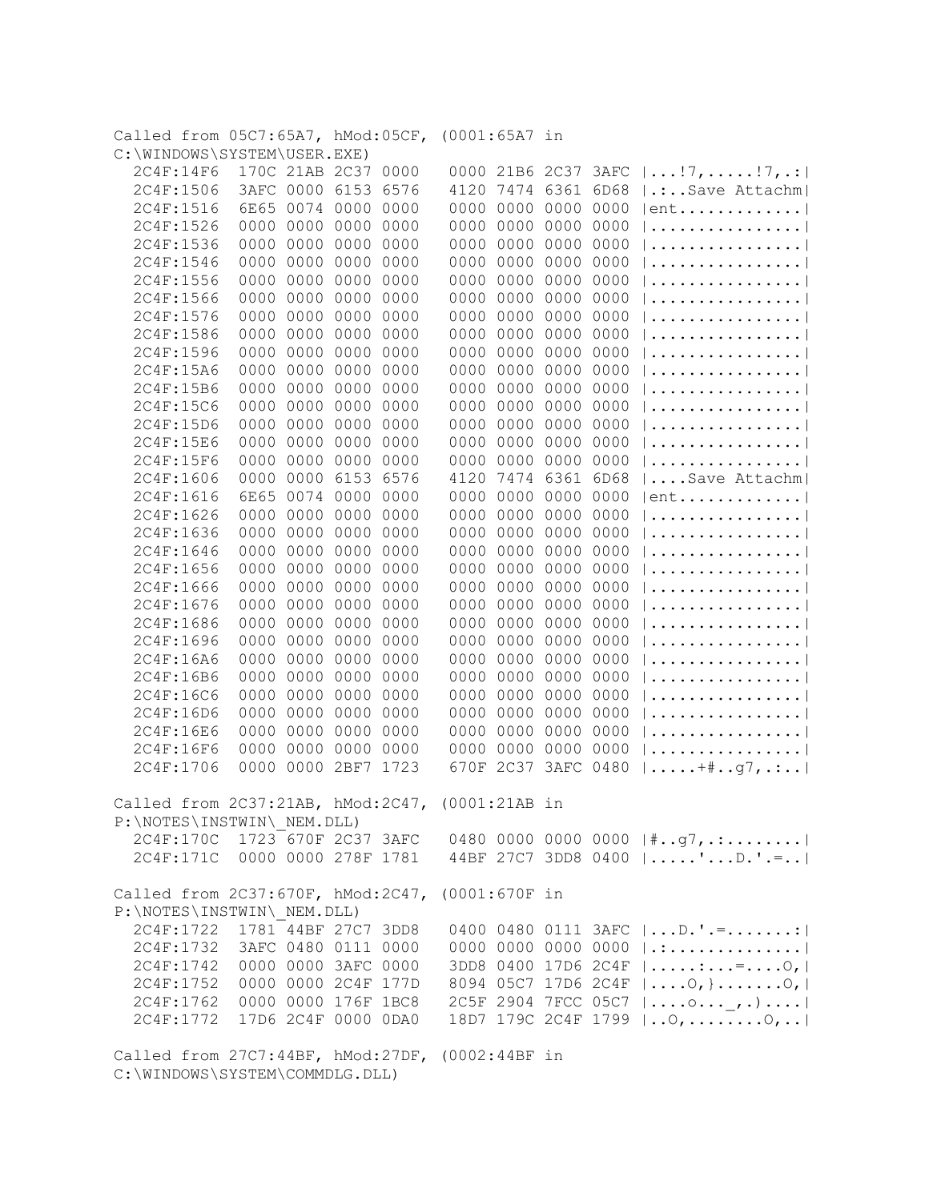```
Called from 05C7:65A7, hMod:05CF, (0001:65A7 in
C:\WINDOWS\SYSTEM\USER.EXE)
  2C4F:14F6   170C 21AB 2C37 0000   0000 21B6 2C37 3AFC |...!7,.....!7,.:|
  2C4F:1506   3AFC 0000 6153 6576   4120 7474 6361 6D68 |.:..Save Attachm|
  2C4F:1516   6E65 0074 0000 0000   0000 0000 0000 0000 |ent.............|
  2C4F:1526   0000 0000 0000 0000   0000 0000 0000 0000 |................|
  2C4F:1536   0000 0000 0000 0000   0000 0000 0000 0000 |................|
  2C4F:1546   0000 0000 0000 0000   0000 0000 0000 0000 |................|
  2C4F:1556   0000 0000 0000 0000   0000 0000 0000 0000 |................|
  2C4F:1566   0000 0000 0000 0000   0000 0000 0000 0000 |................|
  2C4F:1576   0000 0000 0000 0000   0000 0000 0000 0000 |................|
  2C4F:1586   0000 0000 0000 0000   0000 0000 0000 0000 |................|
  2C4F:1596   0000 0000 0000 0000   0000 0000 0000 0000 |................|
  2C4F:15A6   0000 0000 0000 0000   0000 0000 0000 0000 |................|
  2C4F:15B6   0000 0000 0000 0000   0000 0000 0000 0000 |................|
  2C4F:15C6   0000 0000 0000 0000   0000 0000 0000 0000 |................|
  2C4F:15D6   0000 0000 0000 0000   0000 0000 0000 0000 |................|
  2C4F:15E6   0000 0000 0000 0000   0000 0000 0000 0000 |................|
  2C4F:15F6   0000 0000 0000 0000   0000 0000 0000 0000 |................|
  2C4F:1606   0000 0000 6153 6576   4120 7474 6361 6D68 |....Save Attachm|
  2C4F:1616   6E65 0074 0000 0000   0000 0000 0000 0000 |ent.............|
  2C4F:1626   0000 0000 0000 0000   0000 0000 0000 0000 |................|
  2C4F:1636   0000 0000 0000 0000   0000 0000 0000 0000 |................|
  2C4F:1646   0000 0000 0000 0000   0000 0000 0000 0000 |................|
  2C4F:1656   0000 0000 0000 0000   0000 0000 0000 0000 |................|
  2C4F:1666   0000 0000 0000 0000   0000 0000 0000 0000 |................|
  2C4F:1676   0000 0000 0000 0000   0000 0000 0000 0000 |................|
  2C4F:1686   0000 0000 0000 0000   0000 0000 0000 0000 |................|
  2C4F:1696   0000 0000 0000 0000   0000 0000 0000 0000 |................|
  2C4F:16A6   0000 0000 0000 0000   0000 0000 0000 0000 |................|
  2C4F:16B6   0000 0000 0000 0000   0000 0000 0000 0000 |................|
  2C4F:16C6   0000 0000 0000 0000   0000 0000 0000 0000 |................|
  2C4F:16D6   0000 0000 0000 0000   0000 0000 0000 0000 |................|
  2C4F:16E6   0000 0000 0000 0000   0000 0000 0000 0000 |................|
  2C4F:16F6   0000 0000 0000 0000   0000 0000 0000 0000 |................|
  2C4F:1706   0000 0000 2BF7 1723   670F 2C37 3AFC 0480 |.....+#..g7,.:..|

Called from 2C37:21AB, hMod:2C47, (0001:21AB in
P:\NOTES\INSTWIN\_NEM.DLL)
  2C4F:170C   1723 670F 2C37 3AFC   0480 0000 0000 0000 |#..g7,.:........|
  2C4F:171C   0000 0000 278F 1781   44BF 27C7 3DD8 0400 |.....'...D.'.=..|

Called from 2C37:670F, hMod:2C47, (0001:670F in
P:\NOTES\INSTWIN\_NEM.DLL)
  2C4F:1722   1781 44BF 27C7 3DD8   0400 0480 0111 3AFC |...D.'.=.......:|
  2C4F:1732   3AFC 0480 0111 0000   0000 0000 0000 0000 |.:..............|
  2C4F:1742   0000 0000 3AFC 0000   3DD8 0400 17D6 2C4F |.....:...=....O,|
  2C4F:1752   0000 0000 2C4F 177D   8094 05C7 17D6 2C4F |....O,}.......O,|
  2C4F:1762   0000 0000 176F 1BC8   2C5F 2904 7FCC 05C7 |....o..._,.)....|
  2C4F:1772   17D6 2C4F 0000 0DA0   18D7 179C 2C4F 1799 |..O,........O,..|

Called from 27C7:44BF, hMod:27DF, (0002:44BF in
C:\WINDOWS\SYSTEM\COMMDLG.DLL)
```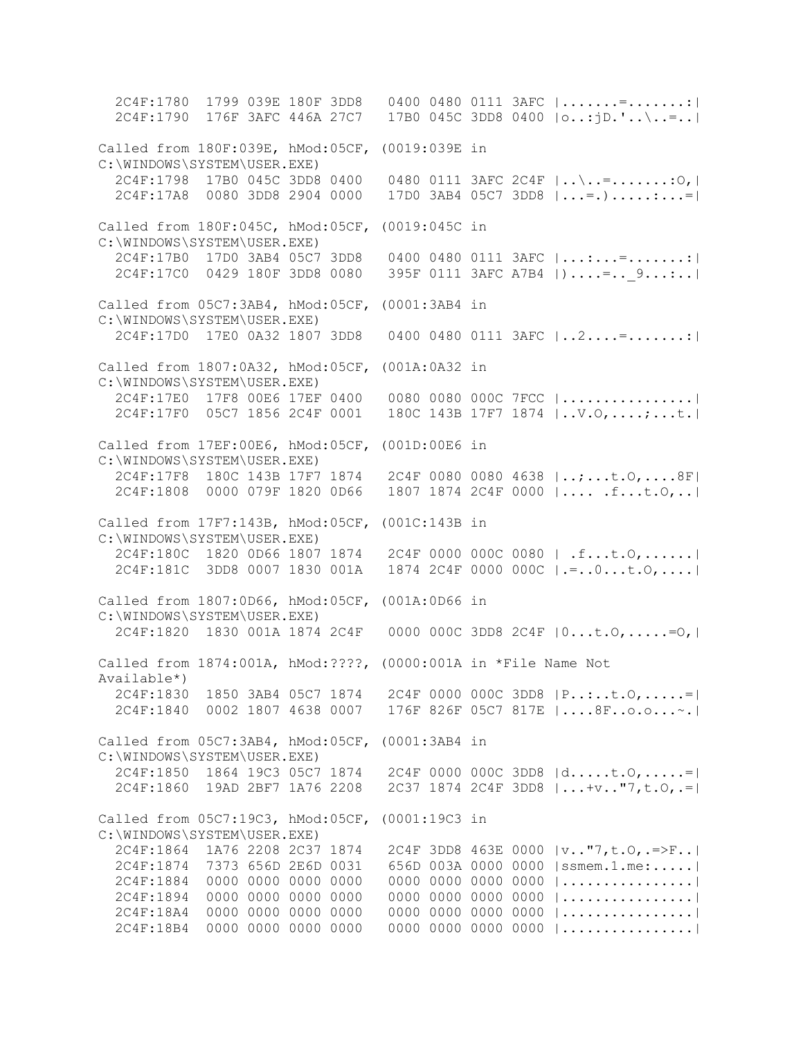```
  2C4F:1780  1799 039E 180F 3DD8   0400 0480 0111 3AFC |.......=.......:|
  2C4F:1790  176F 3AFC 446A 27C7   17B0 045C 3DD8 0400 |o..:jD.'..\..=..|
```

Called from 180F:039E, hMod:05CF, (0019:039E in C:\WINDOWS\SYSTEM\USER.EXE)

```
  2C4F:1798  17B0 045C 3DD8 0400   0480 0111 3AFC 2C4F |..\..=.......:O,|
  2C4F:17A8  0080 3DD8 2904 0000   17D0 3AB4 05C7 3DD8 |...=.).....:...=|
```

Called from 180F:045C, hMod:05CF, (0019:045C in C:\WINDOWS\SYSTEM\USER.EXE)

```
  2C4F:17B0  17D0 3AB4 05C7 3DD8   0400 0480 0111 3AFC |...:...=.......:|
  2C4F:17C0  0429 180F 3DD8 0080   395F 0111 3AFC A7B4 |)....=.._9...:..|
```

Called from 05C7:3AB4, hMod:05CF, (0001:3AB4 in C:\WINDOWS\SYSTEM\USER.EXE)

```
  2C4F:17D0  17E0 0A32 1807 3DD8   0400 0480 0111 3AFC |..2....=.......:|
```

Called from 1807:0A32, hMod:05CF, (001A:0A32 in C:\WINDOWS\SYSTEM\USER.EXE)

```
  2C4F:17E0  17F8 00E6 17EF 0400   0080 0080 000C 7FCC |................|
  2C4F:17F0  05C7 1856 2C4F 0001   180C 143B 17F7 1874 |..V.O,....;...t.|
```

Called from 17EF:00E6, hMod:05CF, (001D:00E6 in C:\WINDOWS\SYSTEM\USER.EXE)

```
  2C4F:17F8  180C 143B 17F7 1874   2C4F 0080 0080 4638 |..;...t.O,....8F|
  2C4F:1808  0000 079F 1820 0D66   1807 1874 2C4F 0000 |.... .f...t.O,..|
```

Called from 17F7:143B, hMod:05CF, (001C:143B in C:\WINDOWS\SYSTEM\USER.EXE)

```
  2C4F:180C  1820 0D66 1807 1874   2C4F 0000 000C 0080 | .f...t.O,......|
  2C4F:181C  3DD8 0007 1830 001A   1874 2C4F 0000 000C |.=..0...t.O,....|
```

Called from 1807:0D66, hMod:05CF, (001A:0D66 in C:\WINDOWS\SYSTEM\USER.EXE)

```
  2C4F:1820  1830 001A 1874 2C4F   0000 000C 3DD8 2C4F |0...t.O,.....=O,|
```

Called from 1874:001A, hMod:????, (0000:001A in *File Name Not Available*)

```
  2C4F:1830  1850 3AB4 05C7 1874   2C4F 0000 000C 3DD8 |P..:..t.O,.....=|
  2C4F:1840  0002 1807 4638 0007   176F 826F 05C7 817E |....8F..o.o...~.|
```

Called from 05C7:3AB4, hMod:05CF, (0001:3AB4 in C:\WINDOWS\SYSTEM\USER.EXE)

```
  2C4F:1850  1864 19C3 05C7 1874   2C4F 0000 000C 3DD8 |d.....t.O,.....=|
  2C4F:1860  19AD 2BF7 1A76 2208   2C37 1874 2C4F 3DD8 |...+v.."7,t.O,.=|
```

Called from 05C7:19C3, hMod:05CF, (0001:19C3 in C:\WINDOWS\SYSTEM\USER.EXE)

```
  2C4F:1864  1A76 2208 2C37 1874   2C4F 3DD8 463E 0000 |v.."7,t.O,.=>F..|
  2C4F:1874  7373 656D 2E6D 0031   656D 003A 0000 0000 |ssmem.1.me:.....|
  2C4F:1884  0000 0000 0000 0000   0000 0000 0000 0000 |................|
  2C4F:1894  0000 0000 0000 0000   0000 0000 0000 0000 |................|
  2C4F:18A4  0000 0000 0000 0000   0000 0000 0000 0000 |................|
  2C4F:18B4  0000 0000 0000 0000   0000 0000 0000 0000 |................|
```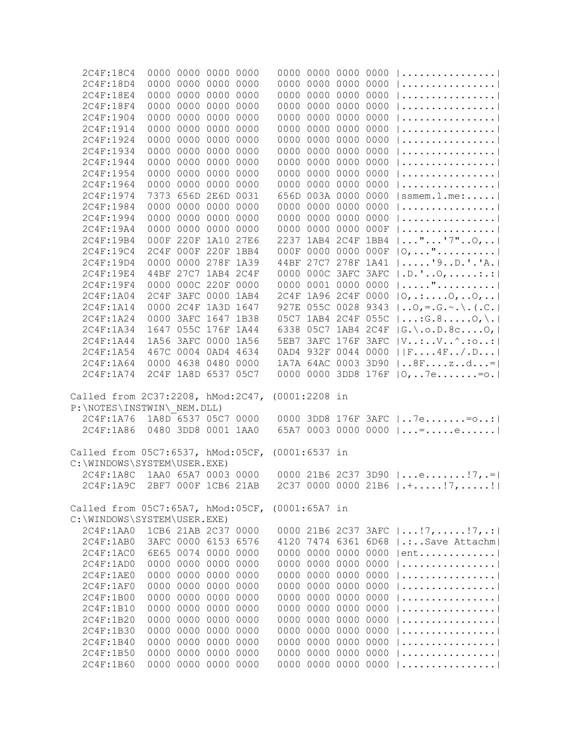```
  2C4F:18C4  0000 0000 0000 0000   0000 0000 0000 0000 |................|
  2C4F:18D4  0000 0000 0000 0000   0000 0000 0000 0000 |................|
  2C4F:18E4  0000 0000 0000 0000   0000 0000 0000 0000 |................|
  2C4F:18F4  0000 0000 0000 0000   0000 0000 0000 0000 |................|
  2C4F:1904  0000 0000 0000 0000   0000 0000 0000 0000 |................|
  2C4F:1914  0000 0000 0000 0000   0000 0000 0000 0000 |................|
  2C4F:1924  0000 0000 0000 0000   0000 0000 0000 0000 |................|
  2C4F:1934  0000 0000 0000 0000   0000 0000 0000 0000 |................|
  2C4F:1944  0000 0000 0000 0000   0000 0000 0000 0000 |................|
  2C4F:1954  0000 0000 0000 0000   0000 0000 0000 0000 |................|
  2C4F:1964  0000 0000 0000 0000   0000 0000 0000 0000 |................|
  2C4F:1974  7373 656D 2E6D 0031   656D 003A 0000 0000 |ssmem.1.me:.....|
  2C4F:1984  0000 0000 0000 0000   0000 0000 0000 0000 |................|
  2C4F:1994  0000 0000 0000 0000   0000 0000 0000 0000 |................|
  2C4F:19A4  0000 0000 0000 0000   0000 0000 0000 000F |................|
  2C4F:19B4  000F 220F 1A10 27E6   2237 1AB4 2C4F 1BB4 |..."...'7"..O,..|
  2C4F:19C4  2C4F 000F 220F 1BB4   000F 0000 0000 000F |O,..."..........|
  2C4F:19D4  0000 0000 278F 1A39   44BF 27C7 278F 1A41 |.....'9..D.'.'A.|
  2C4F:19E4  44BF 27C7 1AB4 2C4F   0000 000C 3AFC 3AFC |.D.'..O,.....:.:|
  2C4F:19F4  0000 000C 220F 0000   0000 0001 0000 0000 |....."..........|
  2C4F:1A04  2C4F 3AFC 0000 1AB4   2C4F 1A96 2C4F 0000 |O,.:....O,..O,..|
  2C4F:1A14  0000 2C4F 1A3D 1647   927E 055C 0028 9343 |..O,=.G.~.\.(.C.|
  2C4F:1A24  0000 3AFC 1647 1B38   05C7 1AB4 2C4F 055C |...:G.8.....O,\.|
  2C4F:1A34  1647 055C 176F 1A44   6338 05C7 1AB4 2C4F |G.\.o.D.8c....O,|
  2C4F:1A44  1A56 3AFC 0000 1A56   5EB7 3AFC 176F 3AFC |V..:..V..^.:o..:|
  2C4F:1A54  467C 0004 0AD4 4634   0AD4 932F 0044 0000 ||F....4F../.D...|
  2C4F:1A64  0000 4638 0480 0000   1A7A 64AC 0003 3D90 |..8F....z..d...=|
  2C4F:1A74  2C4F 1A8D 6537 05C7   0000 0000 3DD8 176F |O,..7e.......=o.|

Called from 2C37:2208, hMod:2C47, (0001:2208 in
P:\NOTES\INSTWIN\_NEM.DLL)
  2C4F:1A76  1A8D 6537 05C7 0000   0000 3DD8 176F 3AFC |..7e.......=o..:|
  2C4F:1A86  0480 3DD8 0001 1AA0   65A7 0003 0000 0000 |...=.....e......|

Called from 05C7:6537, hMod:05CF, (0001:6537 in
C:\WINDOWS\SYSTEM\USER.EXE)
  2C4F:1A8C  1AA0 65A7 0003 0000   0000 21B6 2C37 3D90 |...e.......!7,.=|
  2C4F:1A9C  2BF7 000F 1CB6 21AB   2C37 0000 0000 21B6 |.+.....!7,.....!|

Called from 05C7:65A7, hMod:05CF, (0001:65A7 in
C:\WINDOWS\SYSTEM\USER.EXE)
  2C4F:1AA0  1CB6 21AB 2C37 0000   0000 21B6 2C37 3AFC |...!7,.....!7,.:|
  2C4F:1AB0  3AFC 0000 6153 6576   4120 7474 6361 6D68 |.:..Save Attachm|
  2C4F:1AC0  6E65 0074 0000 0000   0000 0000 0000 0000 |ent.............|
  2C4F:1AD0  0000 0000 0000 0000   0000 0000 0000 0000 |................|
  2C4F:1AE0  0000 0000 0000 0000   0000 0000 0000 0000 |................|
  2C4F:1AF0  0000 0000 0000 0000   0000 0000 0000 0000 |................|
  2C4F:1B00  0000 0000 0000 0000   0000 0000 0000 0000 |................|
  2C4F:1B10  0000 0000 0000 0000   0000 0000 0000 0000 |................|
  2C4F:1B20  0000 0000 0000 0000   0000 0000 0000 0000 |................|
  2C4F:1B30  0000 0000 0000 0000   0000 0000 0000 0000 |................|
  2C4F:1B40  0000 0000 0000 0000   0000 0000 0000 0000 |................|
  2C4F:1B50  0000 0000 0000 0000   0000 0000 0000 0000 |................|
  2C4F:1B60  0000 0000 0000 0000   0000 0000 0000 0000 |................|
```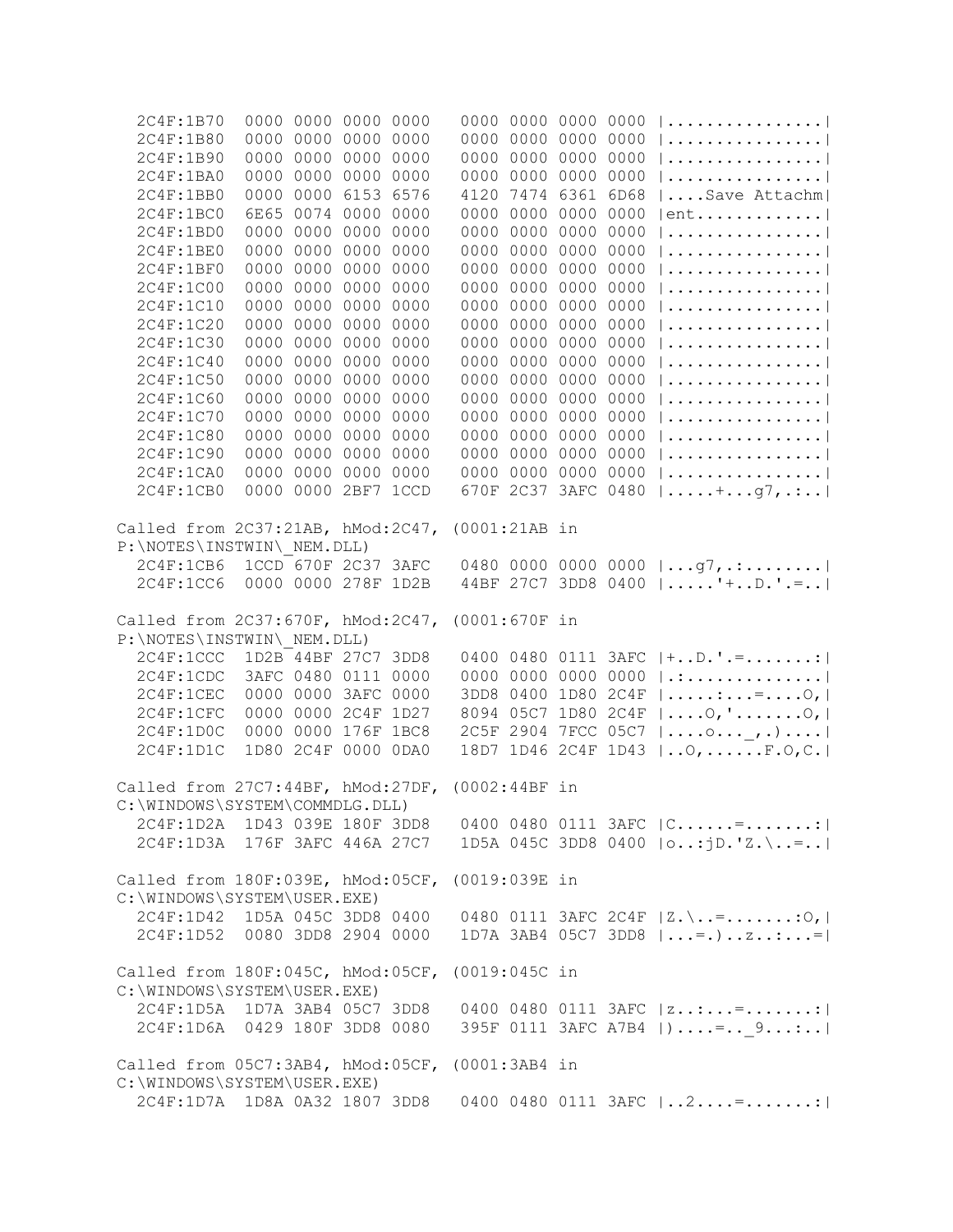```
  2C4F:1B70  0000 0000 0000 0000   0000 0000 0000 0000 |................|
  2C4F:1B80  0000 0000 0000 0000   0000 0000 0000 0000 |................|
  2C4F:1B90  0000 0000 0000 0000   0000 0000 0000 0000 |................|
  2C4F:1BA0  0000 0000 0000 0000   0000 0000 0000 0000 |................|
  2C4F:1BB0  0000 0000 6153 6576   4120 7474 6361 6D68 |....Save Attachm|
  2C4F:1BC0  6E65 0074 0000 0000   0000 0000 0000 0000 |ent.............|
  2C4F:1BD0  0000 0000 0000 0000   0000 0000 0000 0000 |................|
  2C4F:1BE0  0000 0000 0000 0000   0000 0000 0000 0000 |................|
  2C4F:1BF0  0000 0000 0000 0000   0000 0000 0000 0000 |................|
  2C4F:1C00  0000 0000 0000 0000   0000 0000 0000 0000 |................|
  2C4F:1C10  0000 0000 0000 0000   0000 0000 0000 0000 |................|
  2C4F:1C20  0000 0000 0000 0000   0000 0000 0000 0000 |................|
  2C4F:1C30  0000 0000 0000 0000   0000 0000 0000 0000 |................|
  2C4F:1C40  0000 0000 0000 0000   0000 0000 0000 0000 |................|
  2C4F:1C50  0000 0000 0000 0000   0000 0000 0000 0000 |................|
  2C4F:1C60  0000 0000 0000 0000   0000 0000 0000 0000 |................|
  2C4F:1C70  0000 0000 0000 0000   0000 0000 0000 0000 |................|
  2C4F:1C80  0000 0000 0000 0000   0000 0000 0000 0000 |................|
  2C4F:1C90  0000 0000 0000 0000   0000 0000 0000 0000 |................|
  2C4F:1CA0  0000 0000 0000 0000   0000 0000 0000 0000 |................|
  2C4F:1CB0  0000 0000 2BF7 1CCD   670F 2C37 3AFC 0480 |.....+...g7,.:..|

Called from 2C37:21AB, hMod:2C47, (0001:21AB in
P:\NOTES\INSTWIN\_NEM.DLL)
  2C4F:1CB6  1CCD 670F 2C37 3AFC   0480 0000 0000 0000 |...g7,.:........|
  2C4F:1CC6  0000 0000 278F 1D2B   44BF 27C7 3DD8 0400 |.....'+..D.'.=..|

Called from 2C37:670F, hMod:2C47, (0001:670F in
P:\NOTES\INSTWIN\_NEM.DLL)
  2C4F:1CCC  1D2B 44BF 27C7 3DD8   0400 0480 0111 3AFC |+..D.'.=.......:|
  2C4F:1CDC  3AFC 0480 0111 0000   0000 0000 0000 0000 |.:..............|
  2C4F:1CEC  0000 0000 3AFC 0000   3DD8 0400 1D80 2C4F |.....:...=....O,|
  2C4F:1CFC  0000 0000 2C4F 1D27   8094 05C7 1D80 2C4F |....O,'.......O,|
  2C4F:1D0C  0000 0000 176F 1BC8   2C5F 2904 7FCC 05C7 |....o..._,.)....|
  2C4F:1D1C  1D80 2C4F 0000 0DA0   18D7 1D46 2C4F 1D43 |..O,......F.O,C.|

Called from 27C7:44BF, hMod:27DF, (0002:44BF in
C:\WINDOWS\SYSTEM\COMMDLG.DLL)
  2C4F:1D2A  1D43 039E 180F 3DD8   0400 0480 0111 3AFC |C......=.......:|
  2C4F:1D3A  176F 3AFC 446A 27C7   1D5A 045C 3DD8 0400 |o..:jD.'Z.\..=..|

Called from 180F:039E, hMod:05CF, (0019:039E in
C:\WINDOWS\SYSTEM\USER.EXE)
  2C4F:1D42  1D5A 045C 3DD8 0400   0480 0111 3AFC 2C4F |Z.\..=.......:O,|
  2C4F:1D52  0080 3DD8 2904 0000   1D7A 3AB4 05C7 3DD8 |...=.)..z..:...=|

Called from 180F:045C, hMod:05CF, (0019:045C in
C:\WINDOWS\SYSTEM\USER.EXE)
  2C4F:1D5A  1D7A 3AB4 05C7 3DD8   0400 0480 0111 3AFC |z..:...=.......:|
  2C4F:1D6A  0429 180F 3DD8 0080   395F 0111 3AFC A7B4 |)....=.._9...:..|

Called from 05C7:3AB4, hMod:05CF, (0001:3AB4 in
C:\WINDOWS\SYSTEM\USER.EXE)
  2C4F:1D7A  1D8A 0A32 1807 3DD8   0400 0480 0111 3AFC |..2....=.......:|
```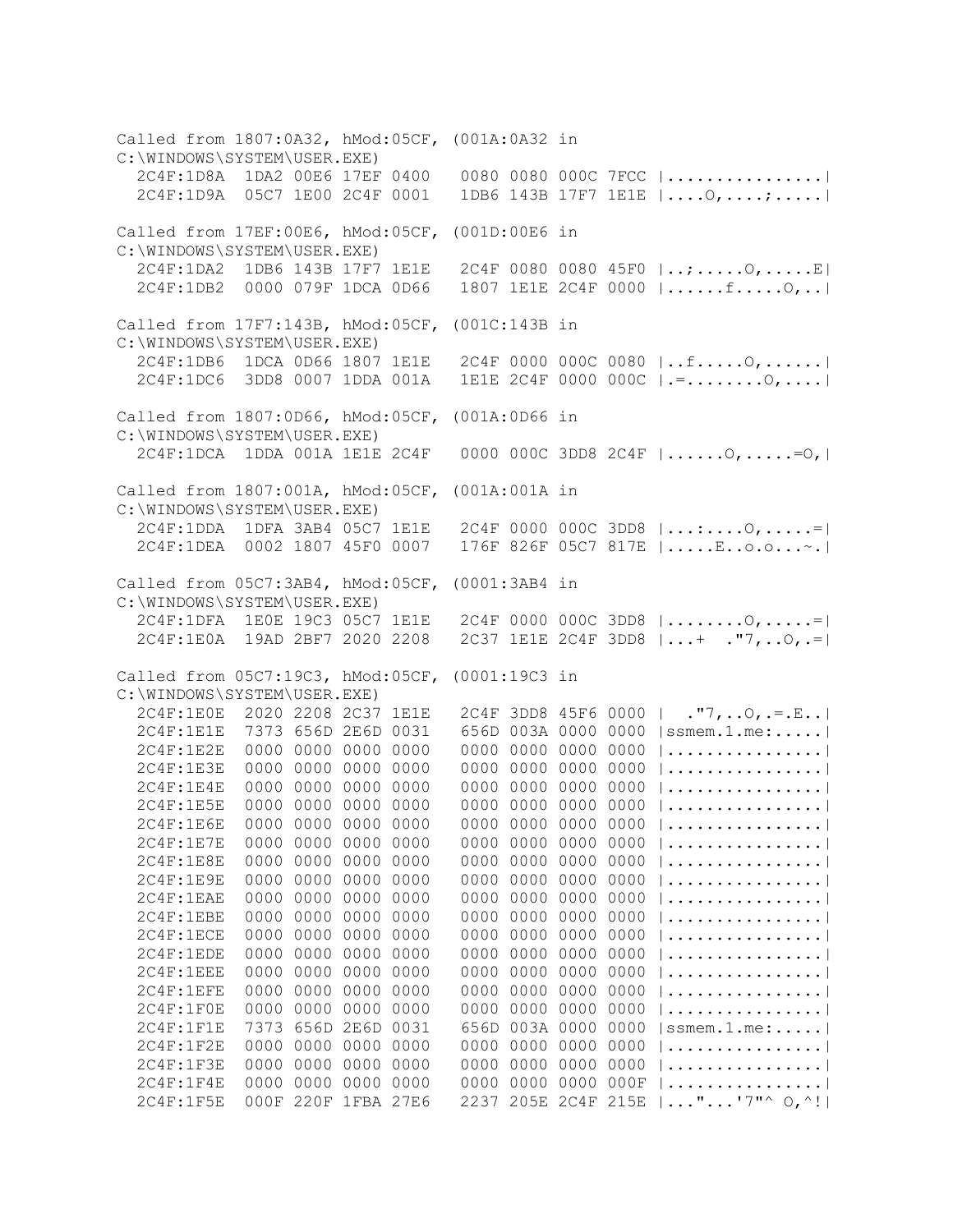```
Called from 1807:0A32, hMod:05CF, (001A:0A32 in
C:\WINDOWS\SYSTEM\USER.EXE)
  2C4F:1D8A  1DA2 00E6 17EF 0400   0080 0080 000C 7FCC |................|
  2C4F:1D9A  05C7 1E00 2C4F 0001   1DB6 143B 17F7 1E1E |....O,....;.....|

Called from 17EF:00E6, hMod:05CF, (001D:00E6 in
C:\WINDOWS\SYSTEM\USER.EXE)
  2C4F:1DA2  1DB6 143B 17F7 1E1E   2C4F 0080 0080 45F0 |..;.....O,.....E|
  2C4F:1DB2  0000 079F 1DCA 0D66   1807 1E1E 2C4F 0000 |......f.....O,..|

Called from 17F7:143B, hMod:05CF, (001C:143B in
C:\WINDOWS\SYSTEM\USER.EXE)
  2C4F:1DB6  1DCA 0D66 1807 1E1E   2C4F 0000 000C 0080 |..f.....O,......|
  2C4F:1DC6  3DD8 0007 1DDA 001A   1E1E 2C4F 0000 000C |.=........O,....|

Called from 1807:0D66, hMod:05CF, (001A:0D66 in
C:\WINDOWS\SYSTEM\USER.EXE)
  2C4F:1DCA  1DDA 001A 1E1E 2C4F   0000 000C 3DD8 2C4F |......O,.....=O,|

Called from 1807:001A, hMod:05CF, (001A:001A in
C:\WINDOWS\SYSTEM\USER.EXE)
  2C4F:1DDA  1DFA 3AB4 05C7 1E1E   2C4F 0000 000C 3DD8 |...:....O,.....=|
  2C4F:1DEA  0002 1807 45F0 0007   176F 826F 05C7 817E |.....E..o.o...~.|

Called from 05C7:3AB4, hMod:05CF, (0001:3AB4 in
C:\WINDOWS\SYSTEM\USER.EXE)
  2C4F:1DFA  1E0E 19C3 05C7 1E1E   2C4F 0000 000C 3DD8 |........O,.....=|
  2C4F:1E0A  19AD 2BF7 2020 2208   2C37 1E1E 2C4F 3DD8 |...+  ."7,..O,.=|

Called from 05C7:19C3, hMod:05CF, (0001:19C3 in
C:\WINDOWS\SYSTEM\USER.EXE)
  2C4F:1E0E  2020 2208 2C37 1E1E   2C4F 3DD8 45F6 0000 |  ."7,..O,.=.E..|
  2C4F:1E1E  7373 656D 2E6D 0031   656D 003A 0000 0000 |ssmem.1.me:.....|
  2C4F:1E2E  0000 0000 0000 0000   0000 0000 0000 0000 |................|
  2C4F:1E3E  0000 0000 0000 0000   0000 0000 0000 0000 |................|
  2C4F:1E4E  0000 0000 0000 0000   0000 0000 0000 0000 |................|
  2C4F:1E5E  0000 0000 0000 0000   0000 0000 0000 0000 |................|
  2C4F:1E6E  0000 0000 0000 0000   0000 0000 0000 0000 |................|
  2C4F:1E7E  0000 0000 0000 0000   0000 0000 0000 0000 |................|
  2C4F:1E8E  0000 0000 0000 0000   0000 0000 0000 0000 |................|
  2C4F:1E9E  0000 0000 0000 0000   0000 0000 0000 0000 |................|
  2C4F:1EAE  0000 0000 0000 0000   0000 0000 0000 0000 |................|
  2C4F:1EBE  0000 0000 0000 0000   0000 0000 0000 0000 |................|
  2C4F:1ECE  0000 0000 0000 0000   0000 0000 0000 0000 |................|
  2C4F:1EDE  0000 0000 0000 0000   0000 0000 0000 0000 |................|
  2C4F:1EEE  0000 0000 0000 0000   0000 0000 0000 0000 |................|
  2C4F:1EFE  0000 0000 0000 0000   0000 0000 0000 0000 |................|
  2C4F:1F0E  0000 0000 0000 0000   0000 0000 0000 0000 |................|
  2C4F:1F1E  7373 656D 2E6D 0031   656D 003A 0000 0000 |ssmem.1.me:.....|
  2C4F:1F2E  0000 0000 0000 0000   0000 0000 0000 0000 |................|
  2C4F:1F3E  0000 0000 0000 0000   0000 0000 0000 0000 |................|
  2C4F:1F4E  0000 0000 0000 0000   0000 0000 0000 000F |................|
  2C4F:1F5E  000F 220F 1FBA 27E6   2237 205E 2C4F 215E |..."...'7"^ O,^!|
```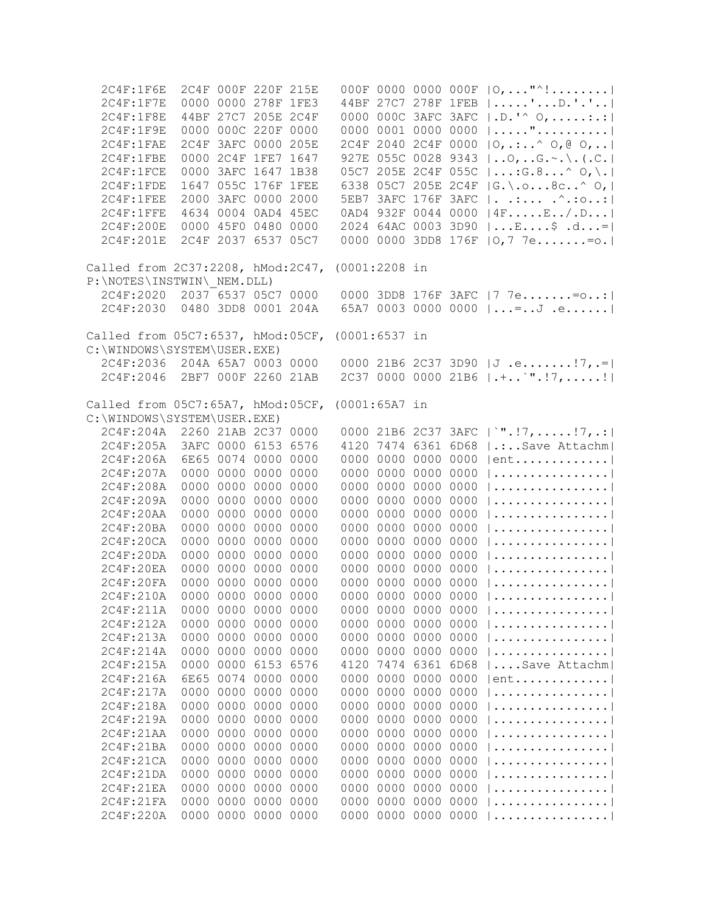```
  2C4F:1F6E  2C4F 000F 220F 215E   000F 0000 0000 000F |O,..."^!........|
  2C4F:1F7E  0000 0000 278F 1FE3   44BF 27C7 278F 1FEB |.....'...D.'.'..|
  2C4F:1F8E  44BF 27C7 205E 2C4F   0000 000C 3AFC 3AFC |.D.'^ O,.....:.:|
  2C4F:1F9E  0000 000C 220F 0000   0000 0001 0000 0000 |....."..........|
  2C4F:1FAE  2C4F 3AFC 0000 205E   2C4F 2040 2C4F 0000 |O,.:..^ O,@ O,..|
  2C4F:1FBE  0000 2C4F 1FE7 1647   927E 055C 0028 9343 |..O,..G.~.\.(.C.|
  2C4F:1FCE  0000 3AFC 1647 1B38   05C7 205E 2C4F 055C |...:G.8...^ O,\.|
  2C4F:1FDE  1647 055C 176F 1FEE   6338 05C7 205E 2C4F |G.\.o...8c..^ O,|
  2C4F:1FEE  2000 3AFC 0000 2000   5EB7 3AFC 176F 3AFC |. .:.... .^.:o..:|
  2C4F:1FFE  4634 0004 0AD4 45EC   0AD4 932F 0044 0000 |4F.....E../.D...|
  2C4F:200E  0000 45F0 0480 0000   2024 64AC 0003 3D90 |...E....$ .d...=|
  2C4F:201E  2C4F 2037 6537 05C7   0000 0000 3DD8 176F |O,7 7e.......=o.|

Called from 2C37:2208, hMod:2C47, (0001:2208 in
P:\NOTES\INSTWIN\_NEM.DLL)
  2C4F:2020  2037 6537 05C7 0000   0000 3DD8 176F 3AFC |7 7e.......=o..:|
  2C4F:2030  0480 3DD8 0001 204A   65A7 0003 0000 0000 |...=..J .e......|

Called from 05C7:6537, hMod:05CF, (0001:6537 in
C:\WINDOWS\SYSTEM\USER.EXE)
  2C4F:2036  204A 65A7 0003 0000   0000 21B6 2C37 3D90 |J .e.......!7,.=|
  2C4F:2046  2BF7 000F 2260 21AB   2C37 0000 0000 21B6 |.+..`".!7,.....!|

Called from 05C7:65A7, hMod:05CF, (0001:65A7 in
C:\WINDOWS\SYSTEM\USER.EXE)
  2C4F:204A  2260 21AB 2C37 0000   0000 21B6 2C37 3AFC |`".!7,.....!7,.:|
  2C4F:205A  3AFC 0000 6153 6576   4120 7474 6361 6D68 |.:..Save Attachm|
  2C4F:206A  6E65 0074 0000 0000   0000 0000 0000 0000 |ent.............|
  2C4F:207A  0000 0000 0000 0000   0000 0000 0000 0000 |................|
  2C4F:208A  0000 0000 0000 0000   0000 0000 0000 0000 |................|
  2C4F:209A  0000 0000 0000 0000   0000 0000 0000 0000 |................|
  2C4F:20AA  0000 0000 0000 0000   0000 0000 0000 0000 |................|
  2C4F:20BA  0000 0000 0000 0000   0000 0000 0000 0000 |................|
  2C4F:20CA  0000 0000 0000 0000   0000 0000 0000 0000 |................|
  2C4F:20DA  0000 0000 0000 0000   0000 0000 0000 0000 |................|
  2C4F:20EA  0000 0000 0000 0000   0000 0000 0000 0000 |................|
  2C4F:20FA  0000 0000 0000 0000   0000 0000 0000 0000 |................|
  2C4F:210A  0000 0000 0000 0000   0000 0000 0000 0000 |................|
  2C4F:211A  0000 0000 0000 0000   0000 0000 0000 0000 |................|
  2C4F:212A  0000 0000 0000 0000   0000 0000 0000 0000 |................|
  2C4F:213A  0000 0000 0000 0000   0000 0000 0000 0000 |................|
  2C4F:214A  0000 0000 0000 0000   0000 0000 0000 0000 |................|
  2C4F:215A  0000 0000 6153 6576   4120 7474 6361 6D68 |....Save Attachm|
  2C4F:216A  6E65 0074 0000 0000   0000 0000 0000 0000 |ent.............|
  2C4F:217A  0000 0000 0000 0000   0000 0000 0000 0000 |................|
  2C4F:218A  0000 0000 0000 0000   0000 0000 0000 0000 |................|
  2C4F:219A  0000 0000 0000 0000   0000 0000 0000 0000 |................|
  2C4F:21AA  0000 0000 0000 0000   0000 0000 0000 0000 |................|
  2C4F:21BA  0000 0000 0000 0000   0000 0000 0000 0000 |................|
  2C4F:21CA  0000 0000 0000 0000   0000 0000 0000 0000 |................|
  2C4F:21DA  0000 0000 0000 0000   0000 0000 0000 0000 |................|
  2C4F:21EA  0000 0000 0000 0000   0000 0000 0000 0000 |................|
  2C4F:21FA  0000 0000 0000 0000   0000 0000 0000 0000 |................|
  2C4F:220A  0000 0000 0000 0000   0000 0000 0000 0000 |................|
```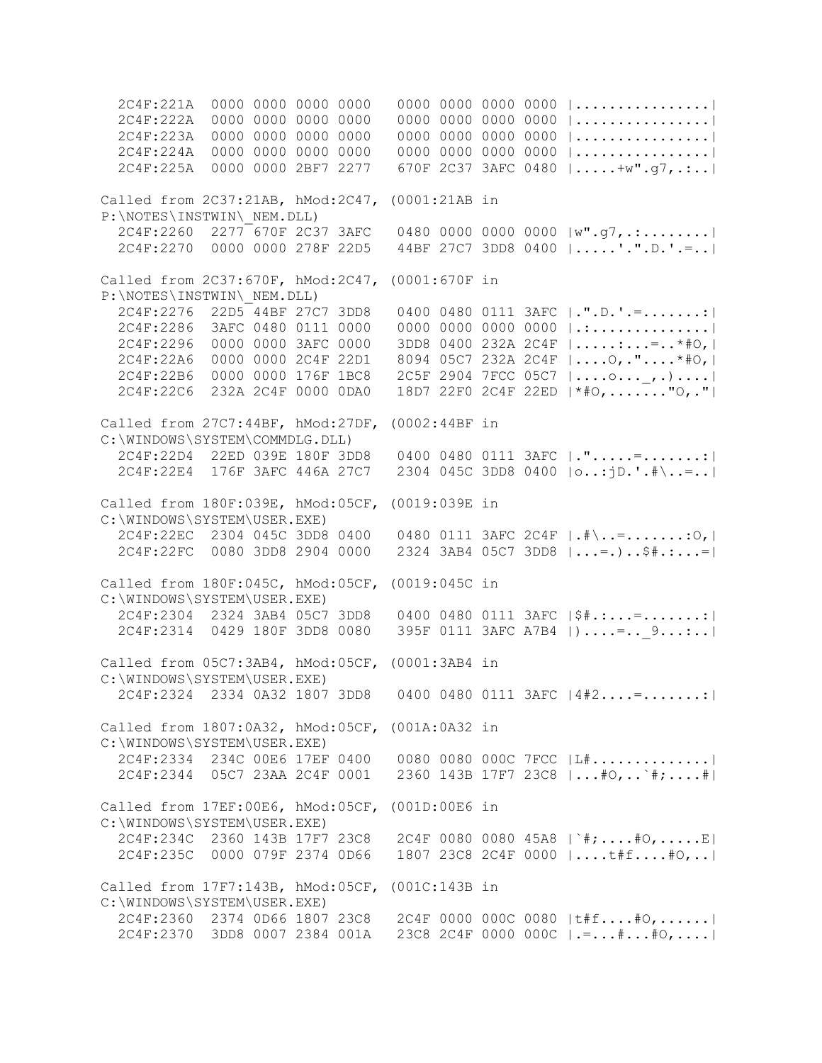```
  2C4F:221A  0000 0000 0000 0000   0000 0000 0000 0000 |................|
  2C4F:222A  0000 0000 0000 0000   0000 0000 0000 0000 |................|
  2C4F:223A  0000 0000 0000 0000   0000 0000 0000 0000 |................|
  2C4F:224A  0000 0000 0000 0000   0000 0000 0000 0000 |................|
  2C4F:225A  0000 0000 2BF7 2277   670F 2C37 3AFC 0480 |.....+w".g7,.:..|

Called from 2C37:21AB, hMod:2C47, (0001:21AB in
P:\NOTES\INSTWIN\_NEM.DLL)
  2C4F:2260  2277 670F 2C37 3AFC   0480 0000 0000 0000 |w".g7,.:........|
  2C4F:2270  0000 0000 278F 22D5   44BF 27C7 3DD8 0400 |.....'.".D.'.=..|

Called from 2C37:670F, hMod:2C47, (0001:670F in
P:\NOTES\INSTWIN\_NEM.DLL)
  2C4F:2276  22D5 44BF 27C7 3DD8   0400 0480 0111 3AFC |.".D.'.=.......:|
  2C4F:2286  3AFC 0480 0111 0000   0000 0000 0000 0000 |.:..............|
  2C4F:2296  0000 0000 3AFC 0000   3DD8 0400 232A 2C4F |.....:...=..*#O,|
  2C4F:22A6  0000 0000 2C4F 22D1   8094 05C7 232A 2C4F |....O,."....*#O,|
  2C4F:22B6  0000 0000 176F 1BC8   2C5F 2904 7FCC 05C7 |....o..._,.)....|
  2C4F:22C6  232A 2C4F 0000 0DA0   18D7 22F0 2C4F 22ED |*#O,......."O,."|

Called from 27C7:44BF, hMod:27DF, (0002:44BF in
C:\WINDOWS\SYSTEM\COMMDLG.DLL)
  2C4F:22D4  22ED 039E 180F 3DD8   0400 0480 0111 3AFC |."....=.......:|
  2C4F:22E4  176F 3AFC 446A 27C7   2304 045C 3DD8 0400 |o..:jD.'.#\..=..|

Called from 180F:039E, hMod:05CF, (0019:039E in
C:\WINDOWS\SYSTEM\USER.EXE)
  2C4F:22EC  2304 045C 3DD8 0400   0480 0111 3AFC 2C4F |.#\..=.......:O,|
  2C4F:22FC  0080 3DD8 2904 0000   2324 3AB4 05C7 3DD8 |...=.)..$#.:...=|

Called from 180F:045C, hMod:05CF, (0019:045C in
C:\WINDOWS\SYSTEM\USER.EXE)
  2C4F:2304  2324 3AB4 05C7 3DD8   0400 0480 0111 3AFC |$#.:...=.......:|
  2C4F:2314  0429 180F 3DD8 0080   395F 0111 3AFC A7B4 |)....=.._9...:..|

Called from 05C7:3AB4, hMod:05CF, (0001:3AB4 in
C:\WINDOWS\SYSTEM\USER.EXE)
  2C4F:2324  2334 0A32 1807 3DD8   0400 0480 0111 3AFC |4#2....=.......:|

Called from 1807:0A32, hMod:05CF, (001A:0A32 in
C:\WINDOWS\SYSTEM\USER.EXE)
  2C4F:2334  234C 00E6 17EF 0400   0080 0080 000C 7FCC |L#..............|
  2C4F:2344  05C7 23AA 2C4F 0001   2360 143B 17F7 23C8 |...#O,..`#;....#|

Called from 17EF:00E6, hMod:05CF, (001D:00E6 in
C:\WINDOWS\SYSTEM\USER.EXE)
  2C4F:234C  2360 143B 17F7 23C8   2C4F 0080 0080 45A8 |`#;....#O,.....E|
  2C4F:235C  0000 079F 2374 0D66   1807 23C8 2C4F 0000 |....t#f....#O,..|

Called from 17F7:143B, hMod:05CF, (001C:143B in
C:\WINDOWS\SYSTEM\USER.EXE)
  2C4F:2360  2374 0D66 1807 23C8   2C4F 0000 000C 0080 |t#f....#O,......|
  2C4F:2370  3DD8 0007 2384 001A   23C8 2C4F 0000 000C |.=...#...#O,....|
```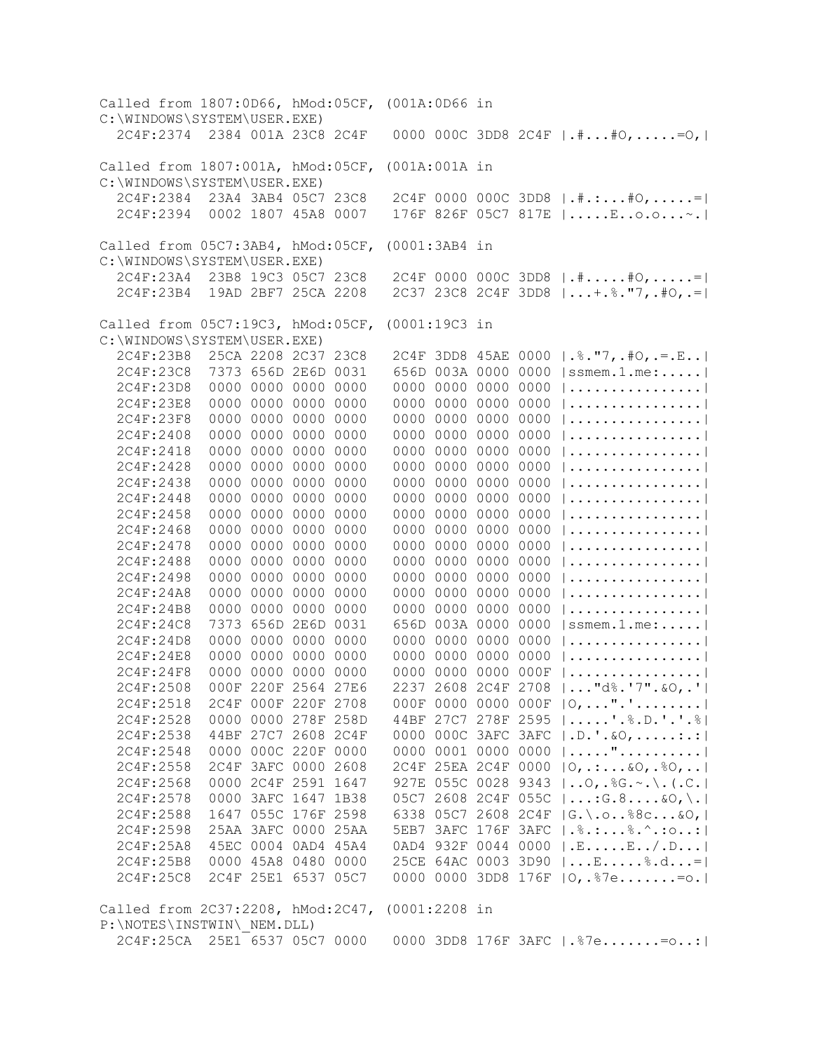```
Called from 1807:0D66, hMod:05CF, (001A:0D66 in
C:\WINDOWS\SYSTEM\USER.EXE)
  2C4F:2374  2384 001A 23C8 2C4F   0000 000C 3DD8 2C4F |.#...#O,.....=O,|

Called from 1807:001A, hMod:05CF, (001A:001A in
C:\WINDOWS\SYSTEM\USER.EXE)
  2C4F:2384  23A4 3AB4 05C7 23C8   2C4F 0000 000C 3DD8 |.#.:...#O,.....=|
  2C4F:2394  0002 1807 45A8 0007   176F 826F 05C7 817E |.....E..o.o...~.|

Called from 05C7:3AB4, hMod:05CF, (0001:3AB4 in
C:\WINDOWS\SYSTEM\USER.EXE)
  2C4F:23A4  23B8 19C3 05C7 23C8   2C4F 0000 000C 3DD8 |.#.....#O,.....=|
  2C4F:23B4  19AD 2BF7 25CA 2208   2C37 23C8 2C4F 3DD8 |...+.%."7,.#O,.=|

Called from 05C7:19C3, hMod:05CF, (0001:19C3 in
C:\WINDOWS\SYSTEM\USER.EXE)
  2C4F:23B8  25CA 2208 2C37 23C8   2C4F 3DD8 45AE 0000 |.%."7,.#O,.=.E..|
  2C4F:23C8  7373 656D 2E6D 0031   656D 003A 0000 0000 |ssmem.1.me:.....|
  2C4F:23D8  0000 0000 0000 0000   0000 0000 0000 0000 |................|
  2C4F:23E8  0000 0000 0000 0000   0000 0000 0000 0000 |................|
  2C4F:23F8  0000 0000 0000 0000   0000 0000 0000 0000 |................|
  2C4F:2408  0000 0000 0000 0000   0000 0000 0000 0000 |................|
  2C4F:2418  0000 0000 0000 0000   0000 0000 0000 0000 |................|
  2C4F:2428  0000 0000 0000 0000   0000 0000 0000 0000 |................|
  2C4F:2438  0000 0000 0000 0000   0000 0000 0000 0000 |................|
  2C4F:2448  0000 0000 0000 0000   0000 0000 0000 0000 |................|
  2C4F:2458  0000 0000 0000 0000   0000 0000 0000 0000 |................|
  2C4F:2468  0000 0000 0000 0000   0000 0000 0000 0000 |................|
  2C4F:2478  0000 0000 0000 0000   0000 0000 0000 0000 |................|
  2C4F:2488  0000 0000 0000 0000   0000 0000 0000 0000 |................|
  2C4F:2498  0000 0000 0000 0000   0000 0000 0000 0000 |................|
  2C4F:24A8  0000 0000 0000 0000   0000 0000 0000 0000 |................|
  2C4F:24B8  0000 0000 0000 0000   0000 0000 0000 0000 |................|
  2C4F:24C8  7373 656D 2E6D 0031   656D 003A 0000 0000 |ssmem.1.me:.....|
  2C4F:24D8  0000 0000 0000 0000   0000 0000 0000 0000 |................|
  2C4F:24E8  0000 0000 0000 0000   0000 0000 0000 0000 |................|
  2C4F:24F8  0000 0000 0000 0000   0000 0000 0000 000F |................|
  2C4F:2508  000F 220F 2564 27E6   2237 2608 2C4F 2708 |..."d%.'7".&O,.'|
  2C4F:2518  2C4F 000F 220F 2708   000F 0000 0000 000F |O,...".'........|
  2C4F:2528  0000 0000 278F 258D   44BF 27C7 278F 2595 |.....'.%.D.'.'.%|
  2C4F:2538  44BF 27C7 2608 2C4F   0000 000C 3AFC 3AFC |.D.'.&O,.....:.:|
  2C4F:2548  0000 000C 220F 0000   0000 0001 0000 0000 |....."..........|
  2C4F:2558  2C4F 3AFC 0000 2608   2C4F 25EA 2C4F 0000 |O,.:...&O,.%O,..|
  2C4F:2568  0000 2C4F 2591 1647   927E 055C 0028 9343 |..O,.%G.~.\.(.C.|
  2C4F:2578  0000 3AFC 1647 1B38   05C7 2608 2C4F 055C |...:G.8....&O,\.|
  2C4F:2588  1647 055C 176F 2598   6338 05C7 2608 2C4F |G.\.o..%8c...&O,|
  2C4F:2598  25AA 3AFC 0000 25AA   5EB7 3AFC 176F 3AFC |.%.:...%.^.:o..:|
  2C4F:25A8  45EC 0004 0AD4 45A4   0AD4 932F 0044 0000 |.E.....E../.D...|
  2C4F:25B8  0000 45A8 0480 0000   25CE 64AC 0003 3D90 |...E.....%.d...=|
  2C4F:25C8  2C4F 25E1 6537 05C7   0000 0000 3DD8 176F |O,.%7e.......=o.|

Called from 2C37:2208, hMod:2C47, (0001:2208 in
P:\NOTES\INSTWIN\_NEM.DLL)
  2C4F:25CA  25E1 6537 05C7 0000   0000 3DD8 176F 3AFC |.%7e.......=o..:|
```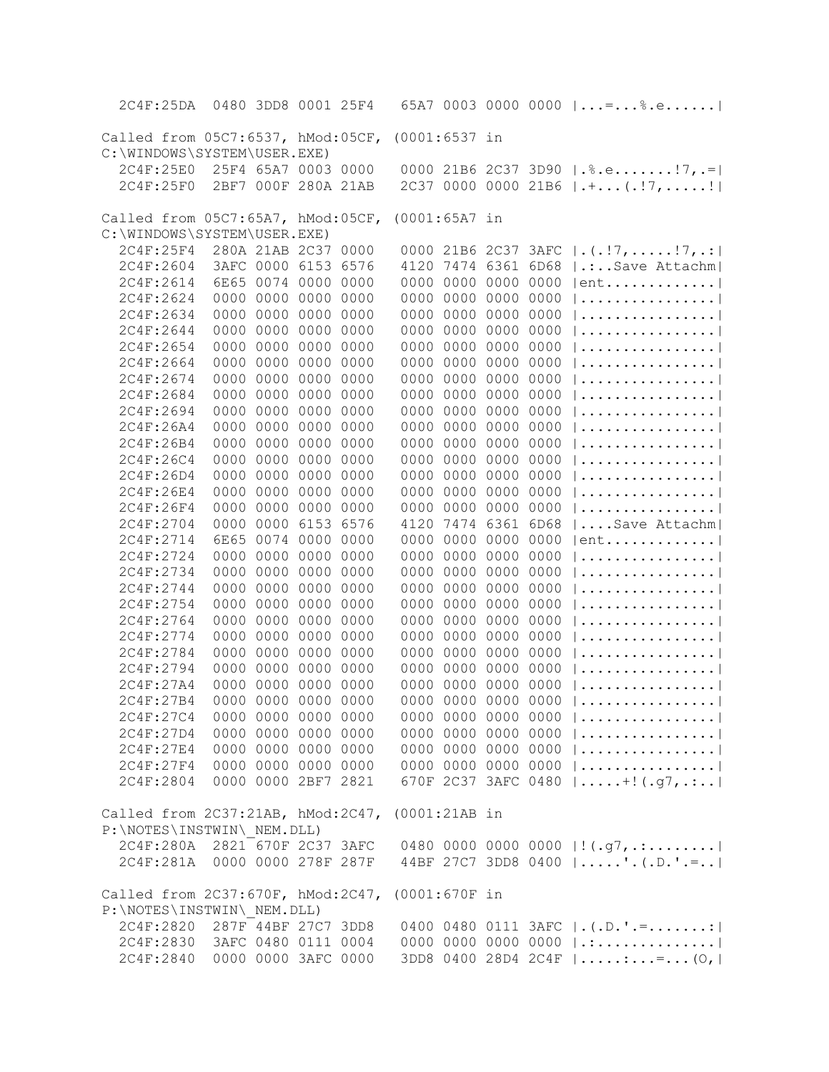```
  2C4F:25DA  0480 3DD8 0001 25F4   65A7 0003 0000 0000 |...=...%.e......|

Called from 05C7:6537, hMod:05CF, (0001:6537 in
C:\WINDOWS\SYSTEM\USER.EXE)
  2C4F:25E0  25F4 65A7 0003 0000   0000 21B6 2C37 3D90 |.%.e.......!7,.=|
  2C4F:25F0  2BF7 000F 280A 21AB   2C37 0000 0000 21B6 |.+...(.!7,.....!|

Called from 05C7:65A7, hMod:05CF, (0001:65A7 in
C:\WINDOWS\SYSTEM\USER.EXE)
  2C4F:25F4  280A 21AB 2C37 0000   0000 21B6 2C37 3AFC |.(.!7,.....!7,.:|
  2C4F:2604  3AFC 0000 6153 6576   4120 7474 6361 6D68 |.:..Save Attachm|
  2C4F:2614  6E65 0074 0000 0000   0000 0000 0000 0000 |ent.............|
  2C4F:2624  0000 0000 0000 0000   0000 0000 0000 0000 |................|
  2C4F:2634  0000 0000 0000 0000   0000 0000 0000 0000 |................|
  2C4F:2644  0000 0000 0000 0000   0000 0000 0000 0000 |................|
  2C4F:2654  0000 0000 0000 0000   0000 0000 0000 0000 |................|
  2C4F:2664  0000 0000 0000 0000   0000 0000 0000 0000 |................|
  2C4F:2674  0000 0000 0000 0000   0000 0000 0000 0000 |................|
  2C4F:2684  0000 0000 0000 0000   0000 0000 0000 0000 |................|
  2C4F:2694  0000 0000 0000 0000   0000 0000 0000 0000 |................|
  2C4F:26A4  0000 0000 0000 0000   0000 0000 0000 0000 |................|
  2C4F:26B4  0000 0000 0000 0000   0000 0000 0000 0000 |................|
  2C4F:26C4  0000 0000 0000 0000   0000 0000 0000 0000 |................|
  2C4F:26D4  0000 0000 0000 0000   0000 0000 0000 0000 |................|
  2C4F:26E4  0000 0000 0000 0000   0000 0000 0000 0000 |................|
  2C4F:26F4  0000 0000 0000 0000   0000 0000 0000 0000 |................|
  2C4F:2704  0000 0000 6153 6576   4120 7474 6361 6D68 |....Save Attachm|
  2C4F:2714  6E65 0074 0000 0000   0000 0000 0000 0000 |ent.............|
  2C4F:2724  0000 0000 0000 0000   0000 0000 0000 0000 |................|
  2C4F:2734  0000 0000 0000 0000   0000 0000 0000 0000 |................|
  2C4F:2744  0000 0000 0000 0000   0000 0000 0000 0000 |................|
  2C4F:2754  0000 0000 0000 0000   0000 0000 0000 0000 |................|
  2C4F:2764  0000 0000 0000 0000   0000 0000 0000 0000 |................|
  2C4F:2774  0000 0000 0000 0000   0000 0000 0000 0000 |................|
  2C4F:2784  0000 0000 0000 0000   0000 0000 0000 0000 |................|
  2C4F:2794  0000 0000 0000 0000   0000 0000 0000 0000 |................|
  2C4F:27A4  0000 0000 0000 0000   0000 0000 0000 0000 |................|
  2C4F:27B4  0000 0000 0000 0000   0000 0000 0000 0000 |................|
  2C4F:27C4  0000 0000 0000 0000   0000 0000 0000 0000 |................|
  2C4F:27D4  0000 0000 0000 0000   0000 0000 0000 0000 |................|
  2C4F:27E4  0000 0000 0000 0000   0000 0000 0000 0000 |................|
  2C4F:27F4  0000 0000 0000 0000   0000 0000 0000 0000 |................|
  2C4F:2804  0000 0000 2BF7 2821   670F 2C37 3AFC 0480 |.....+!(.g7,.:..|

Called from 2C37:21AB, hMod:2C47, (0001:21AB in
P:\NOTES\INSTWIN\_NEM.DLL)
  2C4F:280A  2821 670F 2C37 3AFC   0480 0000 0000 0000 |!(.g7,.:........|
  2C4F:281A  0000 0000 278F 287F   44BF 27C7 3DD8 0400 |.....'.(.D.'.=..|

Called from 2C37:670F, hMod:2C47, (0001:670F in
P:\NOTES\INSTWIN\_NEM.DLL)
  2C4F:2820  287F 44BF 27C7 3DD8   0400 0480 0111 3AFC |.(.D.'.=.......:|
  2C4F:2830  3AFC 0480 0111 0004   0000 0000 0000 0000 |.:..............|
  2C4F:2840  0000 0000 3AFC 0000   3DD8 0400 28D4 2C4F |.....:...=...(O,|
```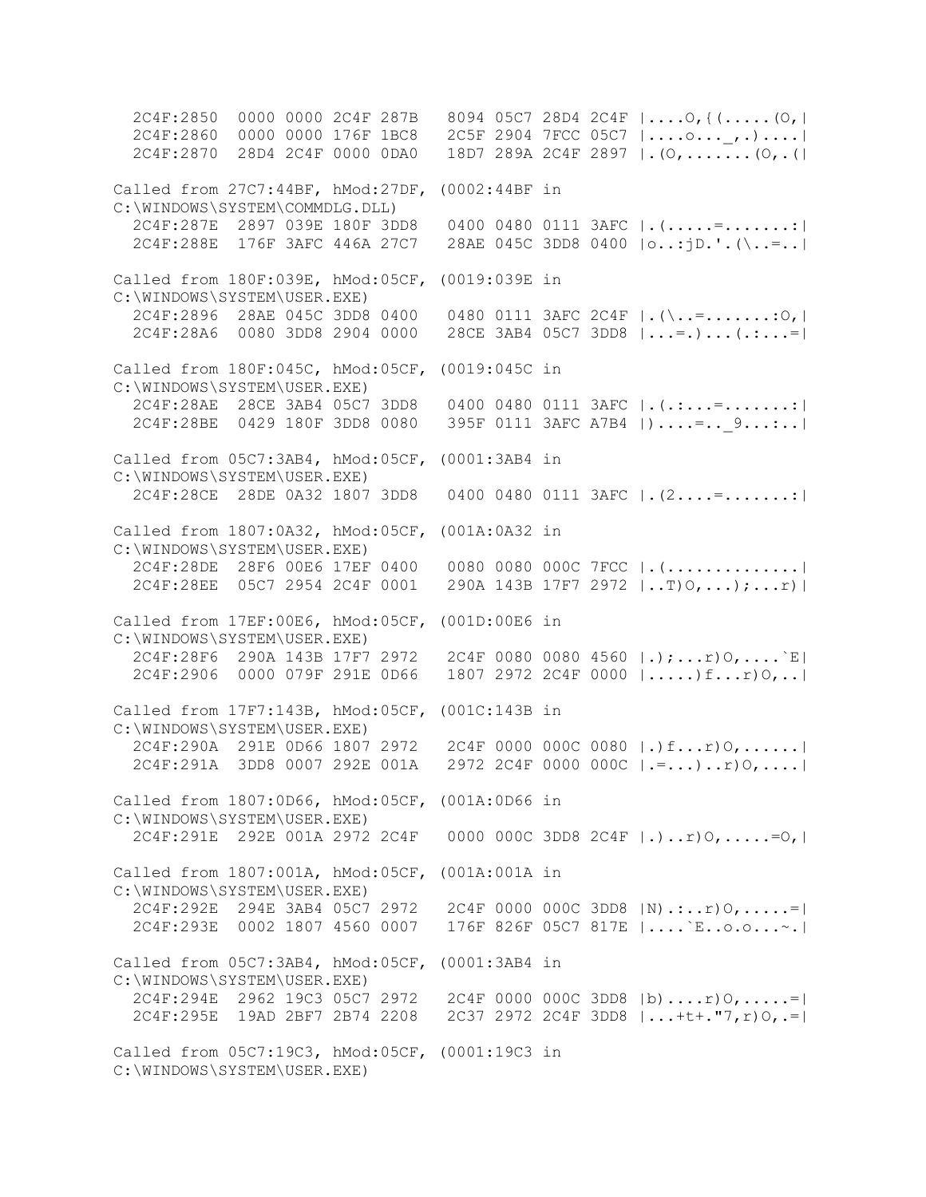```
  2C4F:2850  0000 0000 2C4F 287B   8094 05C7 28D4 2C4F |....O,{(.....(O,|
  2C4F:2860  0000 0000 176F 1BC8   2C5F 2904 7FCC 05C7 |....o..._,.)....|
  2C4F:2870  28D4 2C4F 0000 0DA0   18D7 289A 2C4F 2897 |.(O,.......(O,.(|

Called from 27C7:44BF, hMod:27DF, (0002:44BF in
C:\WINDOWS\SYSTEM\COMMDLG.DLL)
  2C4F:287E  2897 039E 180F 3DD8   0400 0480 0111 3AFC |.(.....=.......:|
  2C4F:288E  176F 3AFC 446A 27C7   28AE 045C 3DD8 0400 |o..:jD.'.(\..=..|

Called from 180F:039E, hMod:05CF, (0019:039E in
C:\WINDOWS\SYSTEM\USER.EXE)
  2C4F:2896  28AE 045C 3DD8 0400   0480 0111 3AFC 2C4F |.(\..=.......:O,|
  2C4F:28A6  0080 3DD8 2904 0000   28CE 3AB4 05C7 3DD8 |...=.)...(.:...=|

Called from 180F:045C, hMod:05CF, (0019:045C in
C:\WINDOWS\SYSTEM\USER.EXE)
  2C4F:28AE  28CE 3AB4 05C7 3DD8   0400 0480 0111 3AFC |.(.:...=.......:|
  2C4F:28BE  0429 180F 3DD8 0080   395F 0111 3AFC A7B4 |)....=.._9...:..|

Called from 05C7:3AB4, hMod:05CF, (0001:3AB4 in
C:\WINDOWS\SYSTEM\USER.EXE)
  2C4F:28CE  28DE 0A32 1807 3DD8   0400 0480 0111 3AFC |.(2....=.......:|

Called from 1807:0A32, hMod:05CF, (001A:0A32 in
C:\WINDOWS\SYSTEM\USER.EXE)
  2C4F:28DE  28F6 00E6 17EF 0400   0080 0080 000C 7FCC |.(.............|
  2C4F:28EE  05C7 2954 2C4F 0001   290A 143B 17F7 2972 |..T)O,...);...r)|

Called from 17EF:00E6, hMod:05CF, (001D:00E6 in
C:\WINDOWS\SYSTEM\USER.EXE)
  2C4F:28F6  290A 143B 17F7 2972   2C4F 0080 0080 4560 |.);...r)O,....`E|
  2C4F:2906  0000 079F 291E 0D66   1807 2972 2C4F 0000 |.....)f...r)O,..|

Called from 17F7:143B, hMod:05CF, (001C:143B in
C:\WINDOWS\SYSTEM\USER.EXE)
  2C4F:290A  291E 0D66 1807 2972   2C4F 0000 000C 0080 |.)f...r)O,......|
  2C4F:291A  3DD8 0007 292E 001A   2972 2C4F 0000 000C |.=...)..r)O,....|

Called from 1807:0D66, hMod:05CF, (001A:0D66 in
C:\WINDOWS\SYSTEM\USER.EXE)
  2C4F:291E  292E 001A 2972 2C4F   0000 000C 3DD8 2C4F |.)..r)O,.....=O,|

Called from 1807:001A, hMod:05CF, (001A:001A in
C:\WINDOWS\SYSTEM\USER.EXE)
  2C4F:292E  294E 3AB4 05C7 2972   2C4F 0000 000C 3DD8 |N).:..r)O,.....=|
  2C4F:293E  0002 1807 4560 0007   176F 826F 05C7 817E |....`E..o.o...~.|

Called from 05C7:3AB4, hMod:05CF, (0001:3AB4 in
C:\WINDOWS\SYSTEM\USER.EXE)
  2C4F:294E  2962 19C3 05C7 2972   2C4F 0000 000C 3DD8 |b)....r)O,.....=|
  2C4F:295E  19AD 2BF7 2B74 2208   2C37 2972 2C4F 3DD8 |...+t+."7,r)O,.=|

Called from 05C7:19C3, hMod:05CF, (0001:19C3 in
C:\WINDOWS\SYSTEM\USER.EXE)
```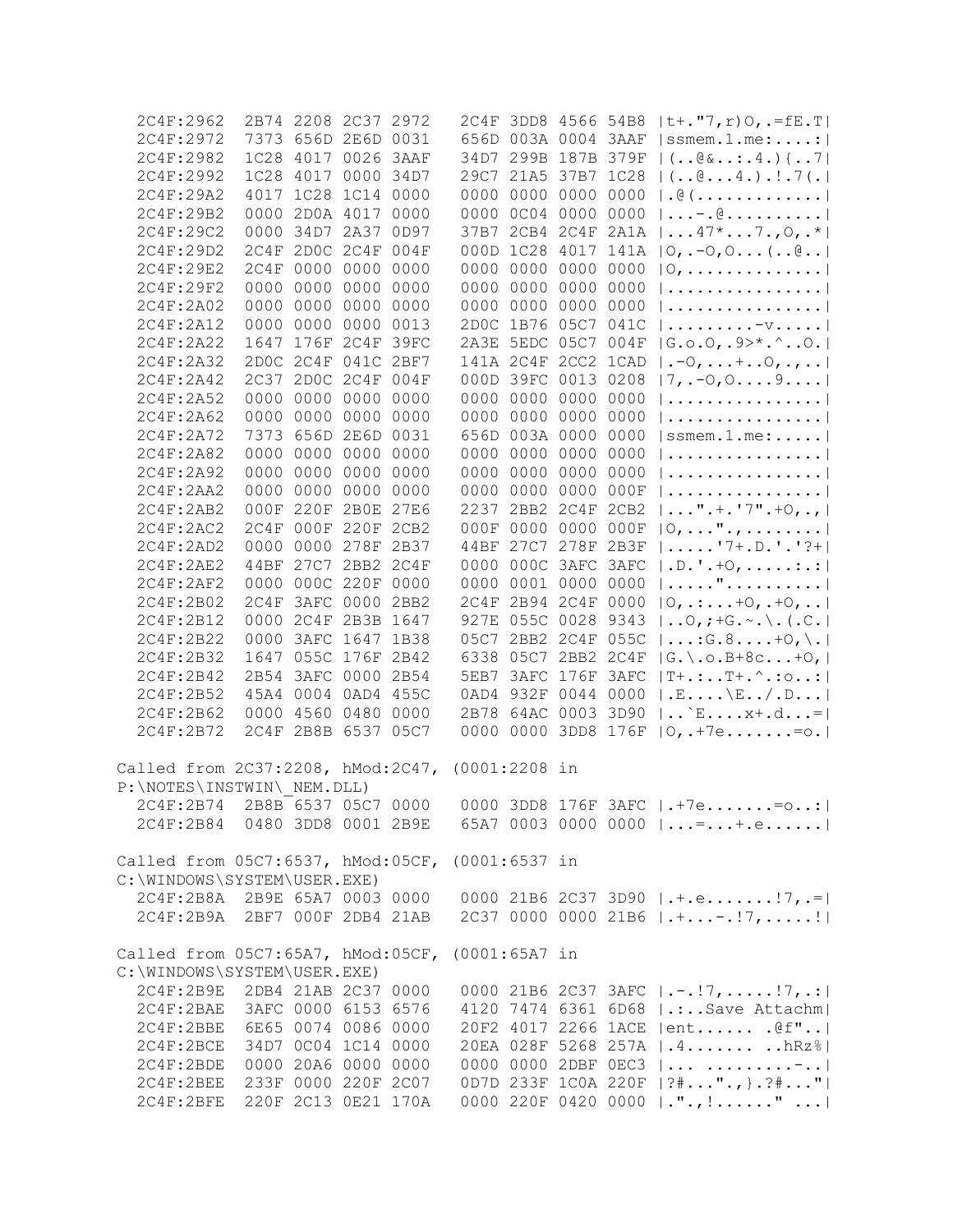```
  2C4F:2962  2B74 2208 2C37 2972   2C4F 3DD8 4566 54B8 |t+."7,r)O,.=fE.T|
  2C4F:2972  7373 656D 2E6D 0031   656D 003A 0004 3AAF |ssmem.1.me:....:|
  2C4F:2982  1C28 4017 0026 3AAF   34D7 299B 187B 379F |(..@&..:.4.){..7|
  2C4F:2992  1C28 4017 0000 34D7   29C7 21A5 37B7 1C28 |(..@...4.).!.7(.|
  2C4F:29A2  4017 1C28 1C14 0000   0000 0000 0000 0000 |.@(.............|
  2C4F:29B2  0000 2D0A 4017 0000   0000 0C04 0000 0000 |...-.@..........|
  2C4F:29C2  0000 34D7 2A37 0D97   37B7 2CB4 2C4F 2A1A |...47*...7.,O,.*|
  2C4F:29D2  2C4F 2D0C 2C4F 004F   000D 1C28 4017 141A |O,.-O,O...(..@..|
  2C4F:29E2  2C4F 0000 0000 0000   0000 0000 0000 0000 |O,..............|
  2C4F:29F2  0000 0000 0000 0000   0000 0000 0000 0000 |................|
  2C4F:2A02  0000 0000 0000 0000   0000 0000 0000 0000 |................|
  2C4F:2A12  0000 0000 0000 0013   2D0C 1B76 05C7 041C |.........-v.....|
  2C4F:2A22  1647 176F 2C4F 39FC   2A3E 5EDC 05C7 004F |G.o.O,.9>*.^..O.|
  2C4F:2A32  2D0C 2C4F 041C 2BF7   141A 2C4F 2CC2 1CAD |.-O,...+..O,.,..|
  2C4F:2A42  2C37 2D0C 2C4F 004F   000D 39FC 0013 0208 |7,.-O,O....9....|
  2C4F:2A52  0000 0000 0000 0000   0000 0000 0000 0000 |................|
  2C4F:2A62  0000 0000 0000 0000   0000 0000 0000 0000 |................|
  2C4F:2A72  7373 656D 2E6D 0031   656D 003A 0000 0000 |ssmem.1.me:.....|
  2C4F:2A82  0000 0000 0000 0000   0000 0000 0000 0000 |................|
  2C4F:2A92  0000 0000 0000 0000   0000 0000 0000 0000 |................|
  2C4F:2AA2  0000 0000 0000 0000   0000 0000 0000 000F |................|
  2C4F:2AB2  000F 220F 2B0E 27E6   2237 2BB2 2C4F 2CB2 |...".+.'7".+O,.,|
  2C4F:2AC2  2C4F 000F 220F 2CB2   000F 0000 0000 000F |O,...".,........|
  2C4F:2AD2  0000 0000 278F 2B37   44BF 27C7 278F 2B3F |.....'7+.D.'.'?+|
  2C4F:2AE2  44BF 27C7 2BB2 2C4F   0000 000C 3AFC 3AFC |.D.'.+O,.....:.:|
  2C4F:2AF2  0000 000C 220F 0000   0000 0001 0000 0000 |....."..........|
  2C4F:2B02  2C4F 3AFC 0000 2BB2   2C4F 2B94 2C4F 0000 |O,.:...+O,.+O,..|
  2C4F:2B12  0000 2C4F 2B3B 1647   927E 055C 0028 9343 |..O,;+G.~.\.(.C.|
  2C4F:2B22  0000 3AFC 1647 1B38   05C7 2BB2 2C4F 055C |...:G.8....+O,\.|
  2C4F:2B32  1647 055C 176F 2B42   6338 05C7 2BB2 2C4F |G.\.o.B+8c...+O,|
  2C4F:2B42  2B54 3AFC 0000 2B54   5EB7 3AFC 176F 3AFC |T+.:..T+.^.:o..:|
  2C4F:2B52  45A4 0004 0AD4 455C   0AD4 932F 0044 0000 |.E....\E../.D...|
  2C4F:2B62  0000 4560 0480 0000   2B78 64AC 0003 3D90 |..`E....x+.d...=|
  2C4F:2B72  2C4F 2B8B 6537 05C7   0000 0000 3DD8 176F |O,.+7e.......=o.|

Called from 2C37:2208, hMod:2C47, (0001:2208 in
P:\NOTES\INSTWIN\_NEM.DLL)
  2C4F:2B74  2B8B 6537 05C7 0000   0000 3DD8 176F 3AFC |.+7e.......=o..:|
  2C4F:2B84  0480 3DD8 0001 2B9E   65A7 0003 0000 0000 |...=...+.e......|

Called from 05C7:6537, hMod:05CF, (0001:6537 in
C:\WINDOWS\SYSTEM\USER.EXE)
  2C4F:2B8A  2B9E 65A7 0003 0000   0000 21B6 2C37 3D90 |.+.e.......!7,.=|
  2C4F:2B9A  2BF7 000F 2DB4 21AB   2C37 0000 0000 21B6 |.+...-.!7,.....!|

Called from 05C7:65A7, hMod:05CF, (0001:65A7 in
C:\WINDOWS\SYSTEM\USER.EXE)
  2C4F:2B9E  2DB4 21AB 2C37 0000   0000 21B6 2C37 3AFC |.-.!7,.....!7,.:|
  2C4F:2BAE  3AFC 0000 6153 6576   4120 7474 6361 6D68 |.:..Save Attachm|
  2C4F:2BBE  6E65 0074 0086 0000   20F2 4017 2266 1ACE |ent...... .@f"..|
  2C4F:2BCE  34D7 0C04 1C14 0000   20EA 028F 5268 257A |.4....... ..hRz%|
  2C4F:2BDE  0000 20A6 0000 0000   0000 0000 2DBF 0EC3 |... .........-..|
  2C4F:2BEE  233F 0000 220F 2C07   0D7D 233F 1C0A 220F |?#...".,}.?#..."|
  2C4F:2BFE  220F 2C13 0E21 170A   0000 220F 0420 0000 |.".,!......" ...|
```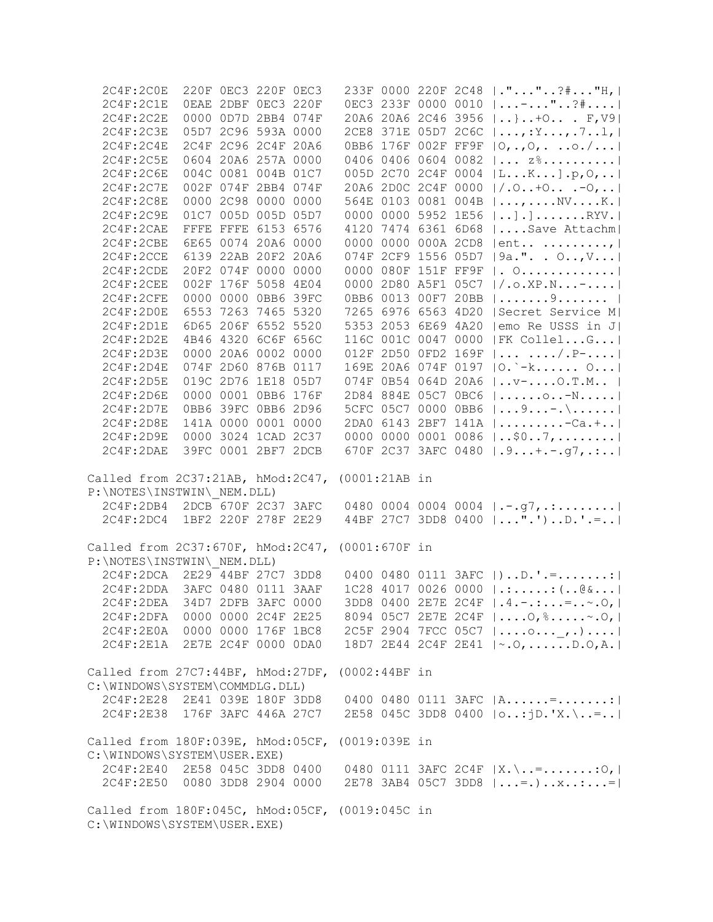```
  2C4F:2C0E  220F 0EC3 220F 0EC3   233F 0000 220F 2C48 |."..."..?#..."H,|
  2C4F:2C1E  0EAE 2DBF 0EC3 220F   0EC3 233F 0000 0010 |...-..."..?#....|
  2C4F:2C2E  0000 0D7D 2BB4 074F   20A6 20A6 2C46 3956 |..}..+O.. . F,V9|
  2C4F:2C3E  05D7 2C96 593A 0000   2CE8 371E 05D7 2C6C |...,:Y...,.7..l,|
  2C4F:2C4E  2C4F 2C96 2C4F 20A6   0BB6 176F 002F FF9F |O,.,O,. ..o./...|
  2C4F:2C5E  0604 20A6 257A 0000   0406 0406 0604 0082 |... z%..........|
  2C4F:2C6E  004C 0081 004B 01C7   005D 2C70 2C4F 0004 |L...K...].p,O,..|
  2C4F:2C7E  002F 074F 2BB4 074F   20A6 2D0C 2C4F 0000 |/.O..+O.. .-O,..|
  2C4F:2C8E  0000 2C98 0000 0000   564E 0103 0081 004B |...,....NV....K.|
  2C4F:2C9E  01C7 005D 005D 05D7   0000 0000 5952 1E56 |..].].......RYV.|
  2C4F:2CAE  FFFE FFFE 6153 6576   4120 7474 6361 6D68 |....Save Attachm|
  2C4F:2CBE  6E65 0074 20A6 0000   0000 0000 000A 2CD8 |ent.. .........,|
  2C4F:2CCE  6139 22AB 20F2 20A6   074F 2CF9 1556 05D7 |9a.". . O..,V...|
  2C4F:2CDE  20F2 074F 0000 0000   0000 080F 151F FF9F |. O.............|
  2C4F:2CEE  002F 176F 5058 4E04   0000 2D80 A5F1 05C7 |/.o.XP.N...-....|
  2C4F:2CFE  0000 0000 0BB6 39FC   0BB6 0013 00F7 20BB |.......9....... |
  2C4F:2D0E  6553 7263 7465 5320   7265 6976 6563 4D20 |Secret Service M|
  2C4F:2D1E  6D65 206F 6552 5520   5353 2053 6E69 4A20 |emo Re USSS in J|
  2C4F:2D2E  4B46 4320 6C6F 656C   116C 001C 0047 0000 |FK Collel...G...|
  2C4F:2D3E  0000 20A6 0002 0000   012F 2D50 0FD2 169F |... ..../.P-....|
  2C4F:2D4E  074F 2D60 876B 0117   169E 20A6 074F 0197 |O.`-k...... O...|
  2C4F:2D5E  019C 2D76 1E18 05D7   074F 0B54 064D 20A6 |..v-....O.T.M.. |
  2C4F:2D6E  0000 0001 0BB6 176F   2D84 884E 05C7 0BC6 |......o..-N.....|
  2C4F:2D7E  0BB6 39FC 0BB6 2D96   5CFC 05C7 0000 0BB6 |...9...-.\......|
  2C4F:2D8E  141A 0000 0001 0000   2DA0 6143 2BF7 141A |.........-Ca.+..|
  2C4F:2D9E  0000 3024 1CAD 2C37   0000 0000 0001 0086 |..$0..7,........|
  2C4F:2DAE  39FC 0001 2BF7 2DCB   670F 2C37 3AFC 0480 |.9...+.-.g7,.:..|

Called from 2C37:21AB, hMod:2C47, (0001:21AB in
P:\NOTES\INSTWIN\_NEM.DLL)
  2C4F:2DB4  2DCB 670F 2C37 3AFC   0480 0004 0004 0004 |.-.g7,.:........|
  2C4F:2DC4  1BF2 220F 278F 2E29   44BF 27C7 3DD8 0400 |...".')..D.'.=..|

Called from 2C37:670F, hMod:2C47, (0001:670F in
P:\NOTES\INSTWIN\_NEM.DLL)
  2C4F:2DCA  2E29 44BF 27C7 3DD8   0400 0480 0111 3AFC |)..D.'.=.......:|
  2C4F:2DDA  3AFC 0480 0111 3AAF   1C28 4017 0026 0000 |.:.....:(..@&...|
  2C4F:2DEA  34D7 2DFB 3AFC 0000   3DD8 0400 2E7E 2C4F |.4.-.:...=..~.O,|
  2C4F:2DFA  0000 0000 2C4F 2E25   8094 05C7 2E7E 2C4F |....O,%.....~.O,|
  2C4F:2E0A  0000 0000 176F 1BC8   2C5F 2904 7FCC 05C7 |....o..._,.)....|
  2C4F:2E1A  2E7E 2C4F 0000 0DA0   18D7 2E44 2C4F 2E41 |~.O,......D.O,A.|

Called from 27C7:44BF, hMod:27DF, (0002:44BF in
C:\WINDOWS\SYSTEM\COMMDLG.DLL)
  2C4F:2E28  2E41 039E 180F 3DD8   0400 0480 0111 3AFC |A......=.......:|
  2C4F:2E38  176F 3AFC 446A 27C7   2E58 045C 3DD8 0400 |o..:jD.'X.\..=..|

Called from 180F:039E, hMod:05CF, (0019:039E in
C:\WINDOWS\SYSTEM\USER.EXE)
  2C4F:2E40  2E58 045C 3DD8 0400   0480 0111 3AFC 2C4F |X.\..=.......:O,|
  2C4F:2E50  0080 3DD8 2904 0000   2E78 3AB4 05C7 3DD8 |...=.)..x..:...=|

Called from 180F:045C, hMod:05CF, (0019:045C in
C:\WINDOWS\SYSTEM\USER.EXE)
```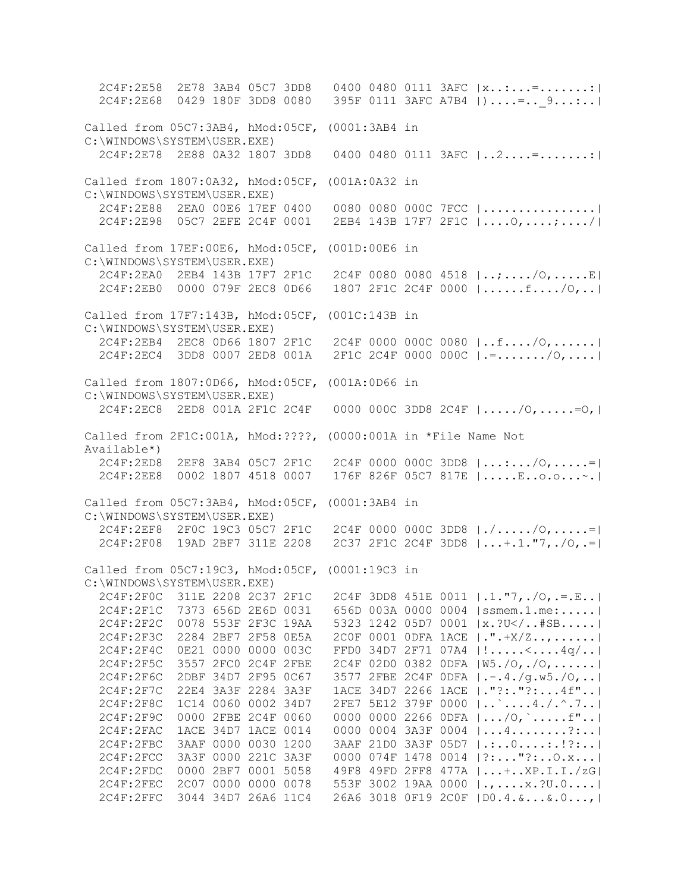```
  2C4F:2E58  2E78 3AB4 05C7 3DD8   0400 0480 0111 3AFC |x..:...=.......:|
  2C4F:2E68  0429 180F 3DD8 0080   395F 0111 3AFC A7B4 |)....=.._9...:..|

Called from 05C7:3AB4, hMod:05CF, (0001:3AB4 in
C:\WINDOWS\SYSTEM\USER.EXE)
  2C4F:2E78  2E88 0A32 1807 3DD8   0400 0480 0111 3AFC |..2....=.......:|

Called from 1807:0A32, hMod:05CF, (001A:0A32 in
C:\WINDOWS\SYSTEM\USER.EXE)
  2C4F:2E88  2EA0 00E6 17EF 0400   0080 0080 000C 7FCC |................|
  2C4F:2E98  05C7 2EFE 2C4F 0001   2EB4 143B 17F7 2F1C |....O,....;..../|

Called from 17EF:00E6, hMod:05CF, (001D:00E6 in
C:\WINDOWS\SYSTEM\USER.EXE)
  2C4F:2EA0  2EB4 143B 17F7 2F1C   2C4F 0080 0080 4518 |..;..../O,.....E|
  2C4F:2EB0  0000 079F 2EC8 0D66   1807 2F1C 2C4F 0000 |......f..../O,..|

Called from 17F7:143B, hMod:05CF, (001C:143B in
C:\WINDOWS\SYSTEM\USER.EXE)
  2C4F:2EB4  2EC8 0D66 1807 2F1C   2C4F 0000 000C 0080 |..f..../O,......|
  2C4F:2EC4  3DD8 0007 2ED8 001A   2F1C 2C4F 0000 000C |.=......./O,....|

Called from 1807:0D66, hMod:05CF, (001A:0D66 in
C:\WINDOWS\SYSTEM\USER.EXE)
  2C4F:2EC8  2ED8 001A 2F1C 2C4F   0000 000C 3DD8 2C4F |...../O,.....=O,|

Called from 2F1C:001A, hMod:????, (0000:001A in *File Name Not
Available*)
  2C4F:2ED8  2EF8 3AB4 05C7 2F1C   2C4F 0000 000C 3DD8 |...:.../O,.....=|
  2C4F:2EE8  0002 1807 4518 0007   176F 826F 05C7 817E |.....E..o.o...~.|

Called from 05C7:3AB4, hMod:05CF, (0001:3AB4 in
C:\WINDOWS\SYSTEM\USER.EXE)
  2C4F:2EF8  2F0C 19C3 05C7 2F1C   2C4F 0000 000C 3DD8 |./...../O,.....=|
  2C4F:2F08  19AD 2BF7 311E 2208   2C37 2F1C 2C4F 3DD8 |...+.1."7,./O,.=|

Called from 05C7:19C3, hMod:05CF, (0001:19C3 in
C:\WINDOWS\SYSTEM\USER.EXE)
  2C4F:2F0C  311E 2208 2C37 2F1C   2C4F 3DD8 451E 0011 |.1."7,./O,.=.E..|
  2C4F:2F1C  7373 656D 2E6D 0031   656D 003A 0000 0004 |ssmem.1.me:.....|
  2C4F:2F2C  0078 553F 2F3C 19AA   5323 1242 05D7 0001 |x.?U</..#SB.....|
  2C4F:2F3C  2284 2BF7 2F58 0E5A   2C0F 0001 0DFA 1ACE |.".+X/Z..,......|
  2C4F:2F4C  0E21 0000 0000 003C   FFD0 34D7 2F71 07A4 |!.....<....4q/..|
  2C4F:2F5C  3557 2FC0 2C4F 2FBE   2C4F 02D0 0382 0DFA |W5./O,./O,......|
  2C4F:2F6C  2DBF 34D7 2F95 0C67   3577 2FBE 2C4F 0DFA |.-.4./g.w5./O,..|
  2C4F:2F7C  22E4 3A3F 2284 3A3F   1ACE 34D7 2266 1ACE |."?:."?:...4f"..|
  2C4F:2F8C  1C14 0060 0002 34D7   2FE7 5E12 379F 0000 |..`....4./.^.7..|
  2C4F:2F9C  0000 2FBE 2C4F 0060   0000 0000 2266 0DFA |.../O,`.....f"..|
  2C4F:2FAC  1ACE 34D7 1ACE 0014   0000 0004 3A3F 0004 |...4........?:..|
  2C4F:2FBC  3AAF 0000 0030 1200   3AAF 21D0 3A3F 05D7 |.:..0....:.!?:..|
  2C4F:2FCC  3A3F 0000 221C 3A3F   0000 074F 1478 0014 |?:..."?:..O.x...|
  2C4F:2FDC  0000 2BF7 0001 5058   49F8 49FD 2FF8 477A |...+..XP.I.I./zG|
  2C4F:2FEC  2C07 0000 0000 0078   553F 3002 19AA 0000 |.,....x.?U.0....|
  2C4F:2FFC  3044 34D7 26A6 11C4   26A6 3018 0F19 2C0F |D0.4.&...&.0...,|
```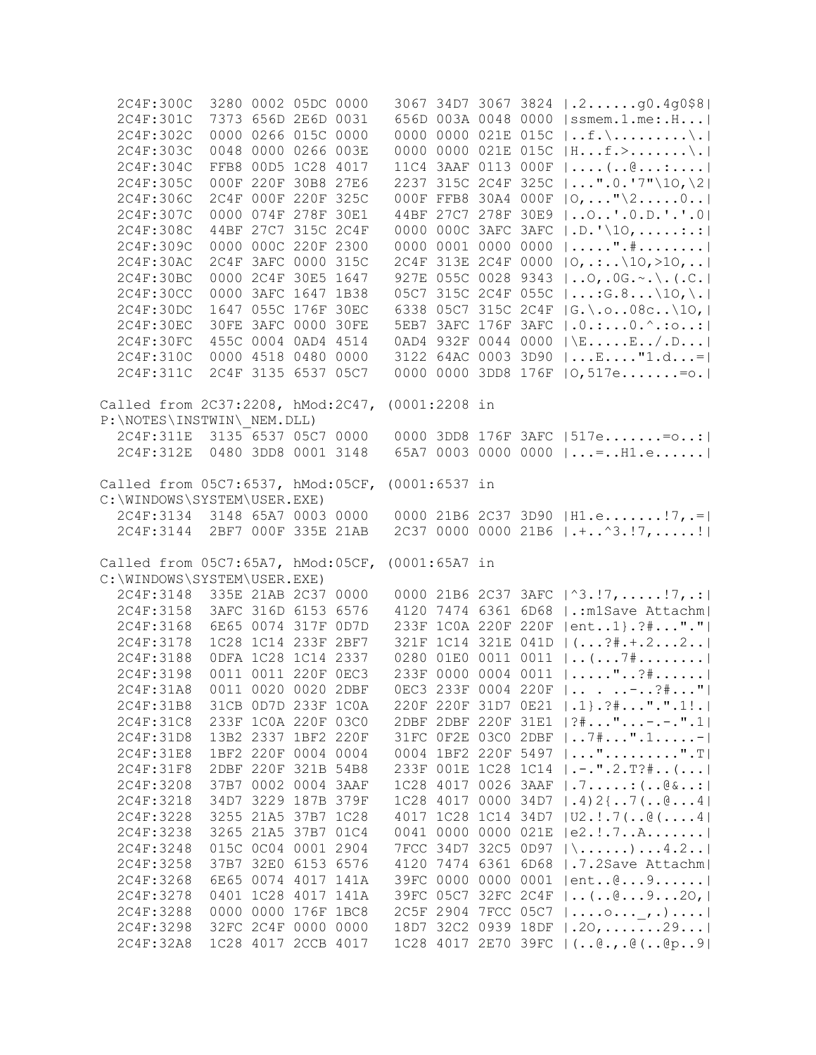```
  2C4F:300C  3280 0002 05DC 0000   3067 34D7 3067 3824 |.2......g0.4g0$8|
  2C4F:301C  7373 656D 2E6D 0031   656D 003A 0048 0000 |ssmem.1.me:.H...|
  2C4F:302C  0000 0266 015C 0000   0000 0000 021E 015C |..f.\.........\.|
  2C4F:303C  0048 0000 0266 003E   0000 0000 021E 015C |H...f.>.......\.|
  2C4F:304C  FFB8 00D5 1C28 4017   11C4 3AAF 0113 000F |....(..@...:....|
  2C4F:305C  000F 220F 30B8 27E6   2237 315C 2C4F 325C |...".0.'7"\1O,\2|
  2C4F:306C  2C4F 000F 220F 325C   000F FFB8 30A4 000F |O,..."\2.....0..|
  2C4F:307C  0000 074F 278F 30E1   44BF 27C7 278F 30E9 |..O..'.0.D.'.'.0|
  2C4F:308C  44BF 27C7 315C 2C4F   0000 000C 3AFC 3AFC |.D.'\1O,.....:.:|
  2C4F:309C  0000 000C 220F 2300   0000 0001 0000 0000 |.....".#........|
  2C4F:30AC  2C4F 3AFC 0000 315C   2C4F 313E 2C4F 0000 |O,.:..\1O,>1O,..|
  2C4F:30BC  0000 2C4F 30E5 1647   927E 055C 0028 9343 |..O,.0G.~.\.(.C.|
  2C4F:30CC  0000 3AFC 1647 1B38   05C7 315C 2C4F 055C |...:G.8...\1O,\.|
  2C4F:30DC  1647 055C 176F 30EC   6338 05C7 315C 2C4F |G.\.o..08c..\1O,|
  2C4F:30EC  30FE 3AFC 0000 30FE   5EB7 3AFC 176F 3AFC |.0.:...0.^.:o..:|
  2C4F:30FC  455C 0004 0AD4 4514   0AD4 932F 0044 0000 |\E.....E../.D...|
  2C4F:310C  0000 4518 0480 0000   3122 64AC 0003 3D90 |...E...."1.d...=|
  2C4F:311C  2C4F 3135 6537 05C7   0000 0000 3DD8 176F |O,517e.......=o.|

Called from 2C37:2208, hMod:2C47, (0001:2208 in
P:\NOTES\INSTWIN\_NEM.DLL)
  2C4F:311E  3135 6537 05C7 0000   0000 3DD8 176F 3AFC |517e.......=o..:|
  2C4F:312E  0480 3DD8 0001 3148   65A7 0003 0000 0000 |...=..H1.e......|

Called from 05C7:6537, hMod:05CF, (0001:6537 in
C:\WINDOWS\SYSTEM\USER.EXE)
  2C4F:3134  3148 65A7 0003 0000   0000 21B6 2C37 3D90 |H1.e.......!7,.=|
  2C4F:3144  2BF7 000F 335E 21AB   2C37 0000 0000 21B6 |.+..^3.!7,.....!|

Called from 05C7:65A7, hMod:05CF, (0001:65A7 in
C:\WINDOWS\SYSTEM\USER.EXE)
  2C4F:3148  335E 21AB 2C37 0000   0000 21B6 2C37 3AFC |^3.!7,.....!7,.:|
  2C4F:3158  3AFC 316D 6153 6576   4120 7474 6361 6D68 |.:m1Save Attachm|
  2C4F:3168  6E65 0074 317F 0D7D   233F 1C0A 220F 220F |ent..1}.?#..."."|
  2C4F:3178  1C28 1C14 233F 2BF7   321F 1C14 321E 041D |(...?#.+.2...2..|
  2C4F:3188  0DFA 1C28 1C14 2337   0280 01E0 0011 0011 |..(...7#........|
  2C4F:3198  0011 0011 220F 0EC3   233F 0000 0004 0011 |....."..?#......|
  2C4F:31A8  0011 0020 0020 2DBF   0EC3 233F 0004 220F |.. . ..-..?#..."|
  2C4F:31B8  31CB 0D7D 233F 1C0A   220F 220F 31D7 0E21 |.1}.?#...".".1!.|
  2C4F:31C8  233F 1C0A 220F 03C0   2DBF 2DBF 220F 31E1 |?#..."...-.-.".1|
  2C4F:31D8  13B2 2337 1BF2 220F   31FC 0F2E 03C0 2DBF |..7#...".1.....-|
  2C4F:31E8  1BF2 220F 0004 0004   0004 1BF2 220F 5497 |..."........".T|
  2C4F:31F8  2DBF 220F 321B 54B8   233F 001E 1C28 1C14 |.-.".2.T?#..(...|
  2C4F:3208  37B7 0002 0004 3AAF   1C28 4017 0026 3AAF |.7.....:(..@&..:|
  2C4F:3218  34D7 3229 187B 379F   1C28 4017 0000 34D7 |.4)2{..7(..@...4|
  2C4F:3228  3255 21A5 37B7 1C28   4017 1C28 1C14 34D7 |U2.!.7(..@(....4|
  2C4F:3238  3265 21A5 37B7 01C4   0041 0000 0000 021E |e2.!.7..A.......|
  2C4F:3248  015C 0C04 0001 2904   7FCC 34D7 32C5 0D97 |\......)...4.2..|
  2C4F:3258  37B7 32E0 6153 6576   4120 7474 6361 6D68 |.7.2Save Attachm|
  2C4F:3268  6E65 0074 4017 141A   39FC 0000 0000 0001 |ent..@...9......|
  2C4F:3278  0401 1C28 4017 141A   39FC 05C7 32FC 2C4F |..(..@...9...2O,|
  2C4F:3288  0000 0000 176F 1BC8   2C5F 2904 7FCC 05C7 |....o..._,.)....|
  2C4F:3298  32FC 2C4F 0000 0000   18D7 32C2 0939 18DF |.2O,.......29...|
  2C4F:32A8  1C28 4017 2CCB 4017   1C28 4017 2E70 39FC |(..@.,.@(..@p..9|
```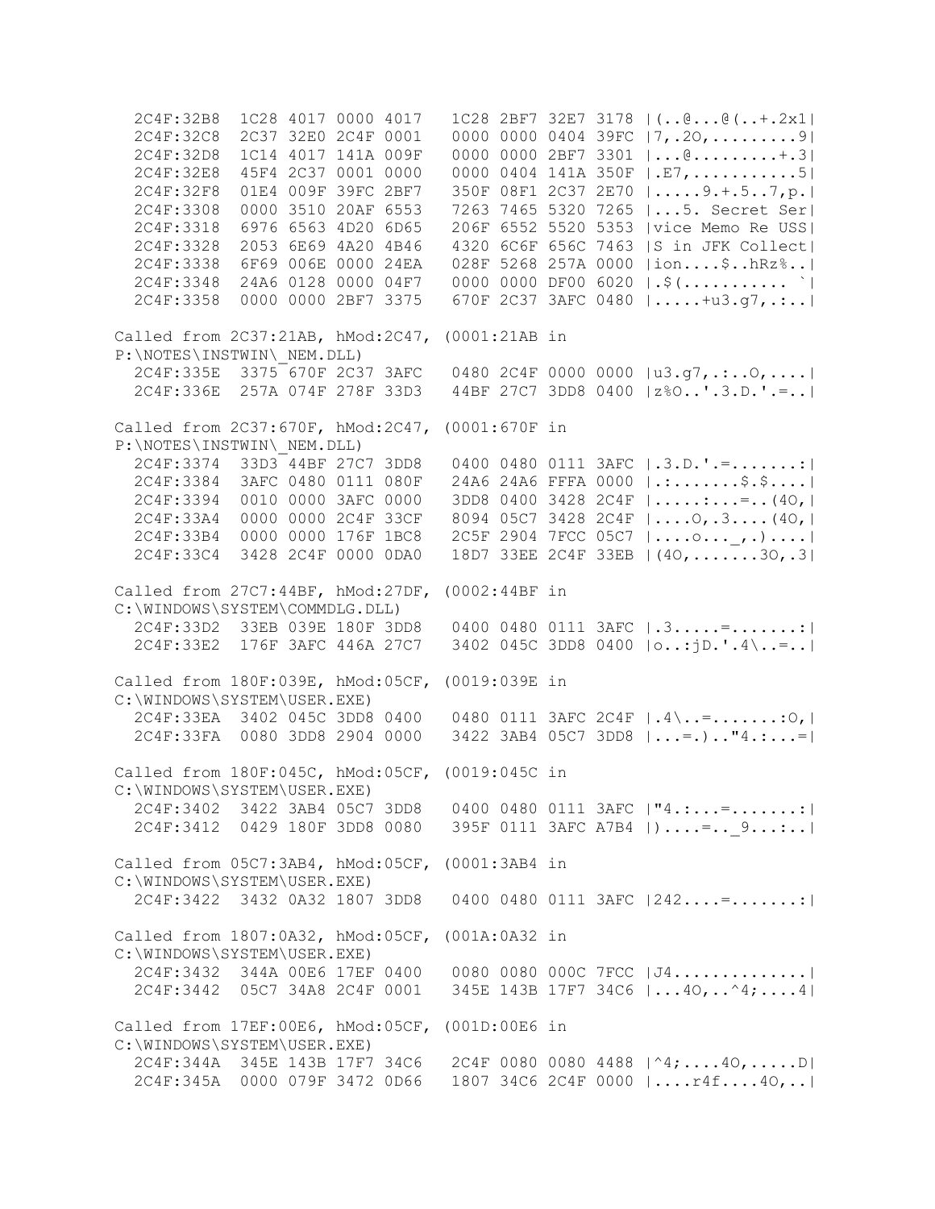```
  2C4F:32B8  1C28 4017 0000 4017   1C28 2BF7 32E7 3178 |(..@...@(..+.2x1|
  2C4F:32C8  2C37 32E0 2C4F 0001   0000 0000 0404 39FC |7,.2O,.........9|
  2C4F:32D8  1C14 4017 141A 009F   0000 0000 2BF7 3301 |...@.........+.3|
  2C4F:32E8  45F4 2C37 0001 0000   0000 0404 141A 350F |.E7,...........5|
  2C4F:32F8  01E4 009F 39FC 2BF7   350F 08F1 2C37 2E70 |.....9.+.5..7,p.|
  2C4F:3308  0000 3510 20AF 6553   7263 7465 5320 7265 |...5. Secret Ser|
  2C4F:3318  6976 6563 4D20 6D65   206F 6552 5520 5353 |vice Memo Re USS|
  2C4F:3328  2053 6E69 4A20 4B46   4320 6C6F 656C 7463 |S in JFK Collect|
  2C4F:3338  6F69 006E 0000 24EA   028F 5268 257A 0000 |ion....$..hRz%..|
  2C4F:3348  24A6 0128 0000 04F7   0000 0000 DF00 6020 |.$(........... `|
  2C4F:3358  0000 0000 2BF7 3375   670F 2C37 3AFC 0480 |.....+u3.g7,.:..|

Called from 2C37:21AB, hMod:2C47, (0001:21AB in
P:\NOTES\INSTWIN\_NEM.DLL)
  2C4F:335E  3375 670F 2C37 3AFC   0480 2C4F 0000 0000 |u3.g7,.:..O,....|
  2C4F:336E  257A 074F 278F 33D3   44BF 27C7 3DD8 0400 |z%O..'.3.D.'.=..|

Called from 2C37:670F, hMod:2C47, (0001:670F in
P:\NOTES\INSTWIN\_NEM.DLL)
  2C4F:3374  33D3 44BF 27C7 3DD8   0400 0480 0111 3AFC |.3.D.'.=.......:|
  2C4F:3384  3AFC 0480 0111 080F   24A6 24A6 FFFA 0000 |.:.......$.$....|
  2C4F:3394  0010 0000 3AFC 0000   3DD8 0400 3428 2C4F |.....:...=..(4O,|
  2C4F:33A4  0000 0000 2C4F 33CF   8094 05C7 3428 2C4F |....O,.3....(4O,|
  2C4F:33B4  0000 0000 176F 1BC8   2C5F 2904 7FCC 05C7 |....o..._,.)....|
  2C4F:33C4  3428 2C4F 0000 0DA0   18D7 33EE 2C4F 33EB |(4O,.......3O,.3|

Called from 27C7:44BF, hMod:27DF, (0002:44BF in
C:\WINDOWS\SYSTEM\COMMDLG.DLL)
  2C4F:33D2  33EB 039E 180F 3DD8   0400 0480 0111 3AFC |.3.....=.......:|
  2C4F:33E2  176F 3AFC 446A 27C7   3402 045C 3DD8 0400 |o..:jD.'.4\..=..|

Called from 180F:039E, hMod:05CF, (0019:039E in
C:\WINDOWS\SYSTEM\USER.EXE)
  2C4F:33EA  3402 045C 3DD8 0400   0480 0111 3AFC 2C4F |.4\..=.......:O,|
  2C4F:33FA  0080 3DD8 2904 0000   3422 3AB4 05C7 3DD8 |...=.).."4.:...=|

Called from 180F:045C, hMod:05CF, (0019:045C in
C:\WINDOWS\SYSTEM\USER.EXE)
  2C4F:3402  3422 3AB4 05C7 3DD8   0400 0480 0111 3AFC |"4.:...=.......:|
  2C4F:3412  0429 180F 3DD8 0080   395F 0111 3AFC A7B4 |)....=.._9...:..|

Called from 05C7:3AB4, hMod:05CF, (0001:3AB4 in
C:\WINDOWS\SYSTEM\USER.EXE)
  2C4F:3422  3432 0A32 1807 3DD8   0400 0480 0111 3AFC |242....=.......:|

Called from 1807:0A32, hMod:05CF, (001A:0A32 in
C:\WINDOWS\SYSTEM\USER.EXE)
  2C4F:3432  344A 00E6 17EF 0400   0080 0080 000C 7FCC |J4..............|
  2C4F:3442  05C7 34A8 2C4F 0001   345E 143B 17F7 34C6 |...4O,..^4;....4|

Called from 17EF:00E6, hMod:05CF, (001D:00E6 in
C:\WINDOWS\SYSTEM\USER.EXE)
  2C4F:344A  345E 143B 17F7 34C6   2C4F 0080 0080 4488 |^4;....4O,.....D|
  2C4F:345A  0000 079F 3472 0D66   1807 34C6 2C4F 0000 |....r4f....4O,..|
```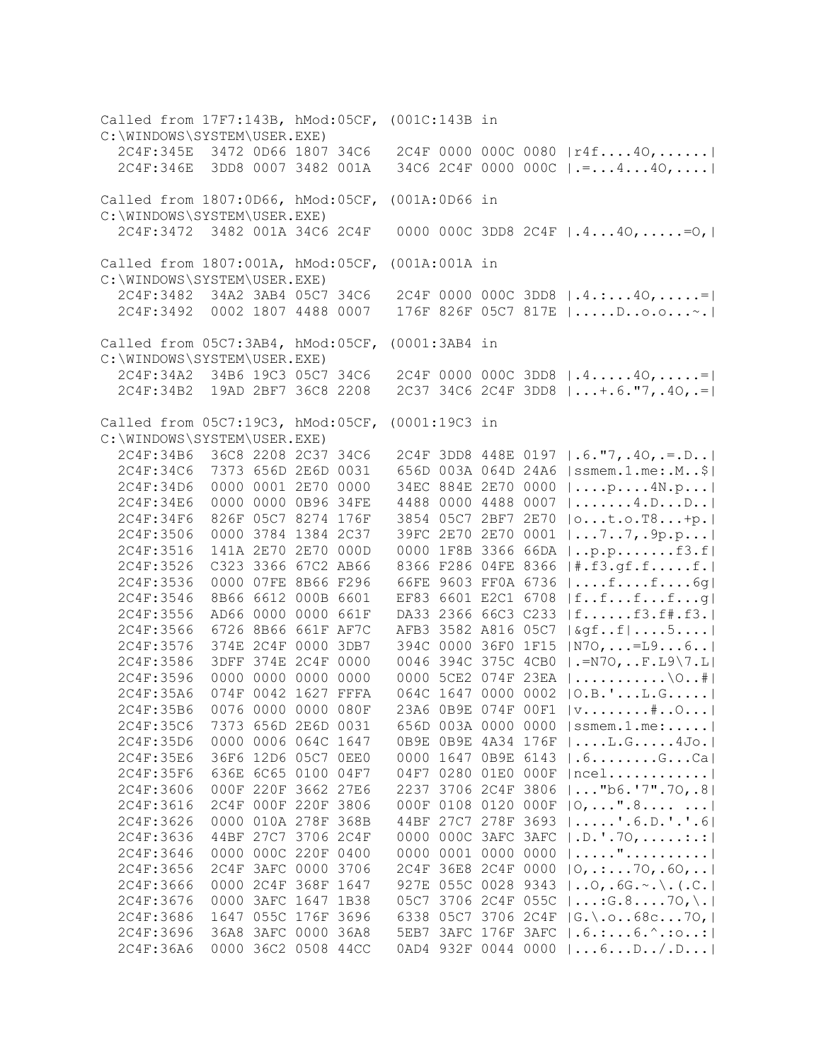```
Called from 17F7:143B, hMod:05CF, (001C:143B in
C:\WINDOWS\SYSTEM\USER.EXE)
  2C4F:345E  3472 0D66 1807 34C6   2C4F 0000 000C 0080 |r4f....4O,......|
  2C4F:346E  3DD8 0007 3482 001A   34C6 2C4F 0000 000C |.=...4...4O,....|

Called from 1807:0D66, hMod:05CF, (001A:0D66 in
C:\WINDOWS\SYSTEM\USER.EXE)
  2C4F:3472  3482 001A 34C6 2C4F   0000 000C 3DD8 2C4F |.4...4O,.....=O,|

Called from 1807:001A, hMod:05CF, (001A:001A in
C:\WINDOWS\SYSTEM\USER.EXE)
  2C4F:3482  34A2 3AB4 05C7 34C6   2C4F 0000 000C 3DD8 |.4.:...4O,.....=|
  2C4F:3492  0002 1807 4488 0007   176F 826F 05C7 817E |.....D..o.o...~.|

Called from 05C7:3AB4, hMod:05CF, (0001:3AB4 in
C:\WINDOWS\SYSTEM\USER.EXE)
  2C4F:34A2  34B6 19C3 05C7 34C6   2C4F 0000 000C 3DD8 |.4.....4O,.....=|
  2C4F:34B2  19AD 2BF7 36C8 2208   2C37 34C6 2C4F 3DD8 |...+.6."7,.4O,.=|

Called from 05C7:19C3, hMod:05CF, (0001:19C3 in
C:\WINDOWS\SYSTEM\USER.EXE)
  2C4F:34B6  36C8 2208 2C37 34C6   2C4F 3DD8 448E 0197 |.6."7,.4O,.=.D..|
  2C4F:34C6  7373 656D 2E6D 0031   656D 003A 064D 24A6 |ssmem.1.me:.M..$|
  2C4F:34D6  0000 0001 2E70 0000   34EC 884E 2E70 0000 |....p....4N.p...|
  2C4F:34E6  0000 0000 0B96 34FE   4488 0000 4488 0007 |.......4.D...D..|
  2C4F:34F6  826F 05C7 8274 176F   3854 05C7 2BF7 2E70 |o...t.o.T8...+p.|
  2C4F:3506  0000 3784 1384 2C37   39FC 2E70 2E70 0001 |...7..7,.9p.p...|
  2C4F:3516  141A 2E70 2E70 000D   0000 1F8B 3366 66DA |..p.p.......f3.f|
  2C4F:3526  C323 3366 67C2 AB66   8366 F286 04FE 8366 |#.f3.gf.f.....f.|
  2C4F:3536  0000 07FE 8B66 F296   66FE 9603 FF0A 6736 |....f....f....6g|
  2C4F:3546  8B66 6612 000B 6601   EF83 6601 E2C1 6708 |f..f...f...f...g|
  2C4F:3556  AD66 0000 0000 661F   DA33 2366 66C3 C233 |f......f3.f#.f3.|
  2C4F:3566  6726 8B66 661F AF7C   AFB3 3582 A816 05C7 |&gf..f|....5....|
  2C4F:3576  374E 2C4F 0000 3DB7   394C 0000 36F0 1F15 |N7O,...=L9...6..|
  2C4F:3586  3DFF 374E 2C4F 0000   0046 394C 375C 4CB0 |.=N7O,..F.L9\7.L|
  2C4F:3596  0000 0000 0000 0000   0000 5CE2 074F 23EA |...........\O..#|
  2C4F:35A6  074F 0042 1627 FFFA   064C 1647 0000 0002 |O.B.'...L.G.....|
  2C4F:35B6  0076 0000 0000 080F   23A6 0B9E 074F 00F1 |v........#..O...|
  2C4F:35C6  7373 656D 2E6D 0031   656D 003A 0000 0000 |ssmem.1.me:.....|
  2C4F:35D6  0000 0006 064C 1647   0B9E 0B9E 4A34 176F |....L.G.....4Jo.|
  2C4F:35E6  36F6 12D6 05C7 0EE0   0000 1647 0B9E 6143 |.6........G...Ca|
  2C4F:35F6  636E 6C65 0100 04F7   04F7 0280 01E0 000F |ncel............|
  2C4F:3606  000F 220F 3662 27E6   2237 3706 2C4F 3806 |..."b6.'7".7O,.8|
  2C4F:3616  2C4F 000F 220F 3806   000F 0108 0120 000F |O,...".8.... ...|
  2C4F:3626  0000 010A 278F 368B   44BF 27C7 278F 3693 |.....'.6.D.'.'.6|
  2C4F:3636  44BF 27C7 3706 2C4F   0000 000C 3AFC 3AFC |.D.'.7O,.....:.:|
  2C4F:3646  0000 000C 220F 0400   0000 0001 0000 0000 |....."..........|
  2C4F:3656  2C4F 3AFC 0000 3706   2C4F 36E8 2C4F 0000 |O,.:...7O,.6O,..|
  2C4F:3666  0000 2C4F 368F 1647   927E 055C 0028 9343 |..O,.6G.~.\.(.C.|
  2C4F:3676  0000 3AFC 1647 1B38   05C7 3706 2C4F 055C |...:G.8....7O,\.|
  2C4F:3686  1647 055C 176F 3696   6338 05C7 3706 2C4F |G.\.o..68c...7O,|
  2C4F:3696  36A8 3AFC 0000 36A8   5EB7 3AFC 176F 3AFC |.6.:...6.^.:o..:|
  2C4F:36A6  0000 36C2 0508 44CC   0AD4 932F 0044 0000 |...6...D../.D...|
```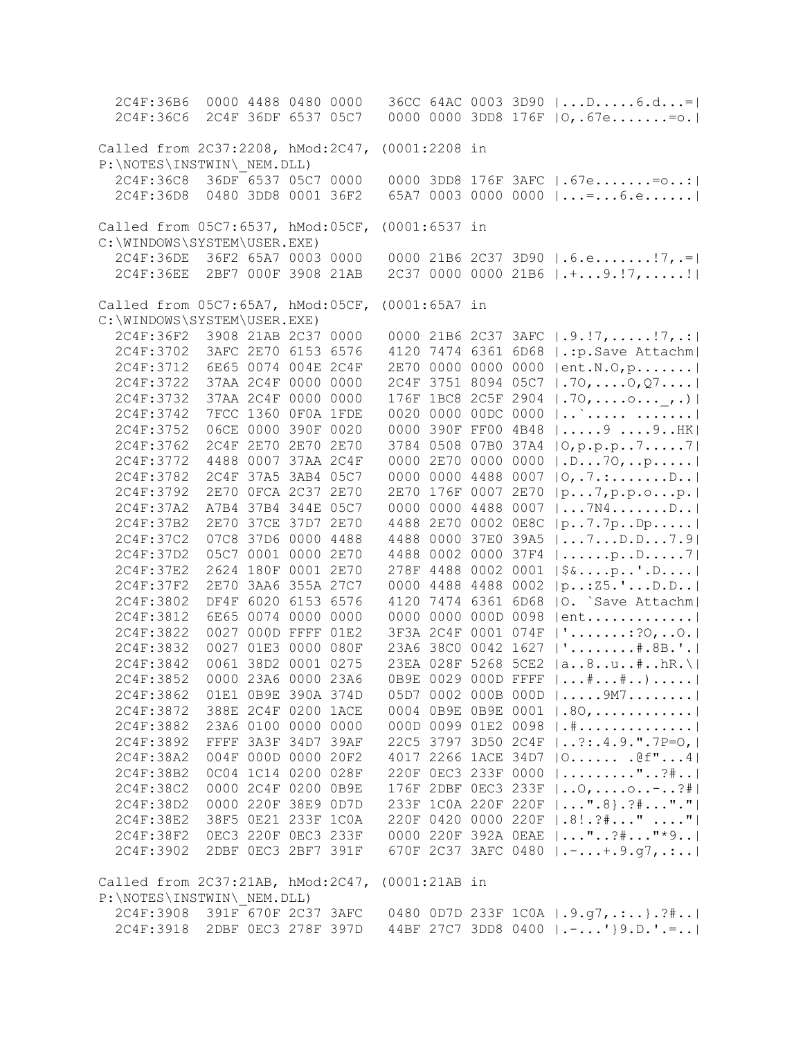```
  2C4F:36B6  0000 4488 0480 0000   36CC 64AC 0003 3D90 |...D.....6.d...=|
  2C4F:36C6  2C4F 36DF 6537 05C7   0000 0000 3DD8 176F |O,.67e.......=o.|
```

Called from 2C37:2208, hMod:2C47, (0001:2208 in
P:\NOTES\INSTWIN\_NEM.DLL)

```
  2C4F:36C8  36DF 6537 05C7 0000   0000 3DD8 176F 3AFC |.67e.......=o..:|
  2C4F:36D8  0480 3DD8 0001 36F2   65A7 0003 0000 0000 |...=...6.e......|
```

Called from 05C7:6537, hMod:05CF, (0001:6537 in
C:\WINDOWS\SYSTEM\USER.EXE)

```
  2C4F:36DE  36F2 65A7 0003 0000   0000 21B6 2C37 3D90 |.6.e.......!7,.=|
  2C4F:36EE  2BF7 000F 3908 21AB   2C37 0000 0000 21B6 |.+...9.!7,.....!|
```

Called from 05C7:65A7, hMod:05CF, (0001:65A7 in
C:\WINDOWS\SYSTEM\USER.EXE)

```
  2C4F:36F2  3908 21AB 2C37 0000   0000 21B6 2C37 3AFC |.9.!7,.....!7,.:|
  2C4F:3702  3AFC 2E70 6153 6576   4120 7474 6361 6D68 |.:p.Save Attachm|
  2C4F:3712  6E65 0074 004E 2C4F   2E70 0000 0000 0000 |ent.N.O,p.......|
  2C4F:3722  37AA 2C4F 0000 0000   2C4F 3751 8094 05C7 |.7O,....O,Q7....|
  2C4F:3732  37AA 2C4F 0000 0000   176F 1BC8 2C5F 2904 |.7O,....o..._,.)|
  2C4F:3742  7FCC 1360 0F0A 1FDE   0020 0000 00DC 0000 |..`..... .......|
  2C4F:3752  06CE 0000 390F 0020   0000 390F FF00 4B48 |.....9 ....9..HK|
  2C4F:3762  2C4F 2E70 2E70 2E70   3784 0508 07B0 37A4 |O,p.p.p..7.....7|
  2C4F:3772  4488 0007 37AA 2C4F   0000 2E70 0000 0000 |.D...7O,..p.....|
  2C4F:3782  2C4F 37A5 3AB4 05C7   0000 0000 4488 0007 |O,.7.:.......D..|
  2C4F:3792  2E70 0FCA 2C37 2E70   2E70 176F 0007 2E70 |p...7,p.p.o...p.|
  2C4F:37A2  A7B4 37B4 344E 05C7   0000 0000 4488 0007 |...7N4.......D..|
  2C4F:37B2  2E70 37CE 37D7 2E70   4488 2E70 0002 0E8C |p..7.7p..Dp.....|
  2C4F:37C2  07C8 37D6 0000 4488   4488 0000 37E0 39A5 |...7...D.D...7.9|
  2C4F:37D2  05C7 0001 0000 2E70   4488 0002 0000 37F4 |......p..D.....7|
  2C4F:37E2  2624 180F 0001 2E70   278F 4488 0002 0001 |$&....p..'.D....|
  2C4F:37F2  2E70 3AA6 355A 27C7   0000 4488 4488 0002 |p..:Z5.'...D.D..|
  2C4F:3802  DF4F 6020 6153 6576   4120 7474 6361 6D68 |O. `Save Attachm|
  2C4F:3812  6E65 0074 0000 0000   0000 0000 000D 0098 |ent.............|
  2C4F:3822  0027 000D FFFF 01E2   3F3A 2C4F 0001 074F |'.......:?O,..O.|
  2C4F:3832  0027 01E3 0000 080F   23A6 38C0 0042 1627 |'........#.8B.'.|
  2C4F:3842  0061 38D2 0001 0275   23EA 028F 5268 5CE2 |a..8..u..#..hR.\|
  2C4F:3852  0000 23A6 0000 23A6   0B9E 0029 000D FFFF |...#...#..).....|
  2C4F:3862  01E1 0B9E 390A 374D   05D7 0002 000B 000D |.....9M7........|
  2C4F:3872  388E 2C4F 0200 1ACE   0004 0B9E 0B9E 0001 |.8O,............|
  2C4F:3882  23A6 0100 0000 0000   000D 0099 01E2 0098 |.#..............|
  2C4F:3892  FFFF 3A3F 34D7 39AF   22C5 3797 3D50 2C4F |..?:.4.9.".7P=O,|
  2C4F:38A2  004F 000D 0000 20F2   4017 2266 1ACE 34D7 |O...... .@f"...4|
  2C4F:38B2  0C04 1C14 0200 028F   220F 0EC3 233F 0000 |........."..?#..|
  2C4F:38C2  0000 2C4F 0200 0B9E   176F 2DBF 0EC3 233F |..O,....o..-..?#|
  2C4F:38D2  0000 220F 38E9 0D7D   233F 1C0A 220F 220F |...".8}.?#...".""|
  2C4F:38E2  38F5 0E21 233F 1C0A   220F 0420 0000 220F |.8!.?#..." ...."|
  2C4F:38F2  0EC3 220F 0EC3 233F   0000 220F 392A 0EAE |..."..?#..."*9..|
  2C4F:3902  2DBF 0EC3 2BF7 391F   670F 2C37 3AFC 0480 |.-...+.9.g7,.:..|
```

Called from 2C37:21AB, hMod:2C47, (0001:21AB in
P:\NOTES\INSTWIN\_NEM.DLL)

```
  2C4F:3908  391F 670F 2C37 3AFC   0480 0D7D 233F 1C0A |.9.g7,.:..}.?#..|
  2C4F:3918  2DBF 0EC3 278F 397D   44BF 27C7 3DD8 0400 |.-...'}9.D.'.=..|
```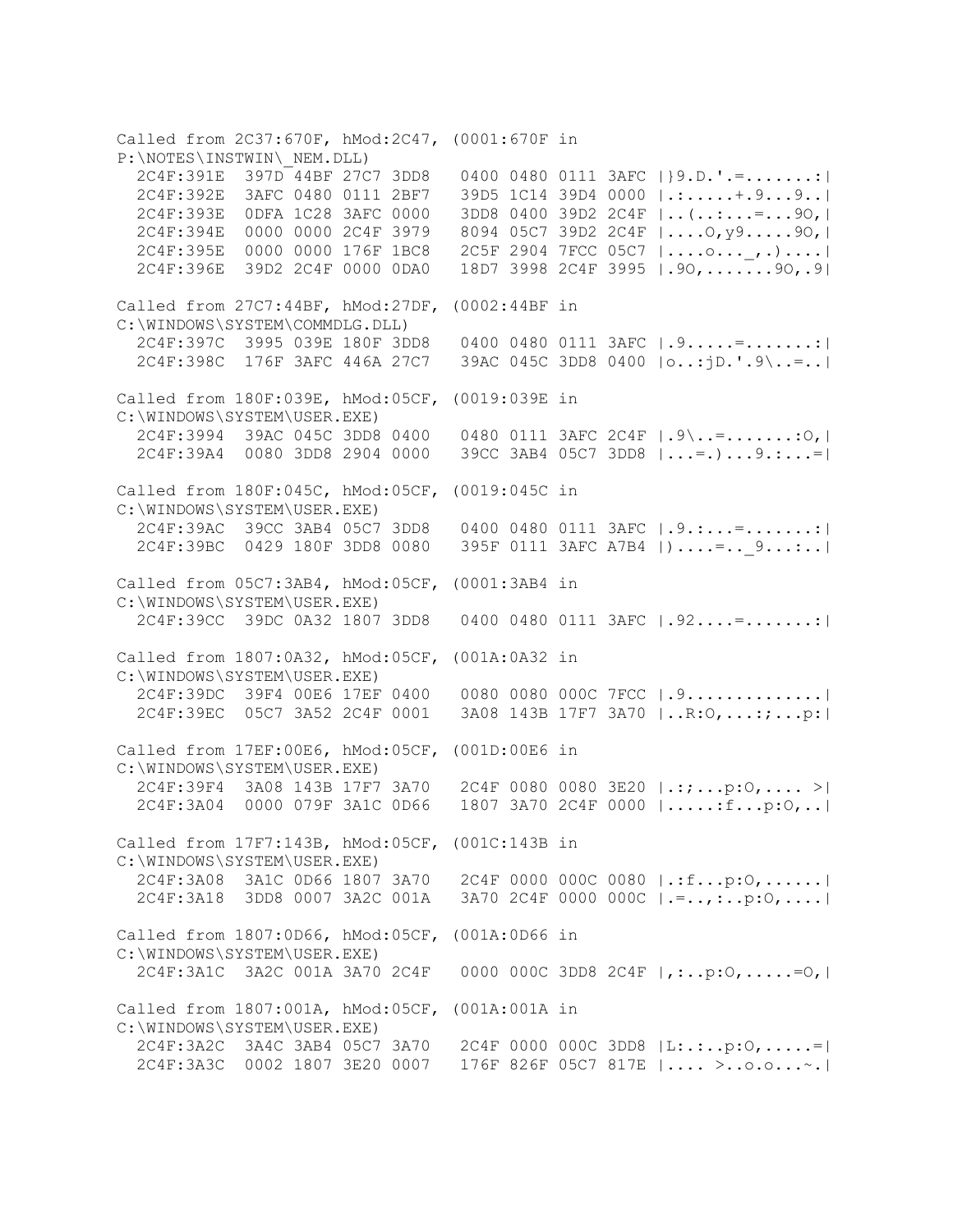```
Called from 2C37:670F, hMod:2C47, (0001:670F in
P:\NOTES\INSTWIN\_NEM.DLL)
  2C4F:391E  397D 44BF 27C7 3DD8   0400 0480 0111 3AFC |}9.D.'.=.......:|
  2C4F:392E  3AFC 0480 0111 2BF7   39D5 1C14 39D4 0000 |.:.....+.9...9..|
  2C4F:393E  0DFA 1C28 3AFC 0000   3DD8 0400 39D2 2C4F |..(..:...=...9O,|
  2C4F:394E  0000 0000 2C4F 3979   8094 05C7 39D2 2C4F |....O,y9.....9O,|
  2C4F:395E  0000 0000 176F 1BC8   2C5F 2904 7FCC 05C7 |....o..._,.)....|
  2C4F:396E  39D2 2C4F 0000 0DA0   18D7 3998 2C4F 3995 |.9O,.......9O,.9|

Called from 27C7:44BF, hMod:27DF, (0002:44BF in
C:\WINDOWS\SYSTEM\COMMDLG.DLL)
  2C4F:397C  3995 039E 180F 3DD8   0400 0480 0111 3AFC |.9.....=.......:|
  2C4F:398C  176F 3AFC 446A 27C7   39AC 045C 3DD8 0400 |o..:jD.'.9\..=..|

Called from 180F:039E, hMod:05CF, (0019:039E in
C:\WINDOWS\SYSTEM\USER.EXE)
  2C4F:3994  39AC 045C 3DD8 0400   0480 0111 3AFC 2C4F |.9\..=.......:O,|
  2C4F:39A4  0080 3DD8 2904 0000   39CC 3AB4 05C7 3DD8 |...=.)...9.:...=|

Called from 180F:045C, hMod:05CF, (0019:045C in
C:\WINDOWS\SYSTEM\USER.EXE)
  2C4F:39AC  39CC 3AB4 05C7 3DD8   0400 0480 0111 3AFC |.9.:...=.......:|
  2C4F:39BC  0429 180F 3DD8 0080   395F 0111 3AFC A7B4 |)....=.._9...:..|

Called from 05C7:3AB4, hMod:05CF, (0001:3AB4 in
C:\WINDOWS\SYSTEM\USER.EXE)
  2C4F:39CC  39DC 0A32 1807 3DD8   0400 0480 0111 3AFC |.92....=.......:|

Called from 1807:0A32, hMod:05CF, (001A:0A32 in
C:\WINDOWS\SYSTEM\USER.EXE)
  2C4F:39DC  39F4 00E6 17EF 0400   0080 0080 000C 7FCC |.9.............|
  2C4F:39EC  05C7 3A52 2C4F 0001   3A08 143B 17F7 3A70 |..R:O,...:;...p:|

Called from 17EF:00E6, hMod:05CF, (001D:00E6 in
C:\WINDOWS\SYSTEM\USER.EXE)
  2C4F:39F4  3A08 143B 17F7 3A70   2C4F 0080 0080 3E20 |.:;...p:O,.... >|
  2C4F:3A04  0000 079F 3A1C 0D66   1807 3A70 2C4F 0000 |.....:f...p:O,..|

Called from 17F7:143B, hMod:05CF, (001C:143B in
C:\WINDOWS\SYSTEM\USER.EXE)
  2C4F:3A08  3A1C 0D66 1807 3A70   2C4F 0000 000C 0080 |.:f...p:O,......|
  2C4F:3A18  3DD8 0007 3A2C 001A   3A70 2C4F 0000 000C |.=..,:..p:O,....|

Called from 1807:0D66, hMod:05CF, (001A:0D66 in
C:\WINDOWS\SYSTEM\USER.EXE)
  2C4F:3A1C  3A2C 001A 3A70 2C4F   0000 000C 3DD8 2C4F |,:..p:O,.....=O,|

Called from 1807:001A, hMod:05CF, (001A:001A in
C:\WINDOWS\SYSTEM\USER.EXE)
  2C4F:3A2C  3A4C 3AB4 05C7 3A70   2C4F 0000 000C 3DD8 |L:.:..p:O,.....=|
  2C4F:3A3C  0002 1807 3E20 0007   176F 826F 05C7 817E |.... >..o.o...~.|
```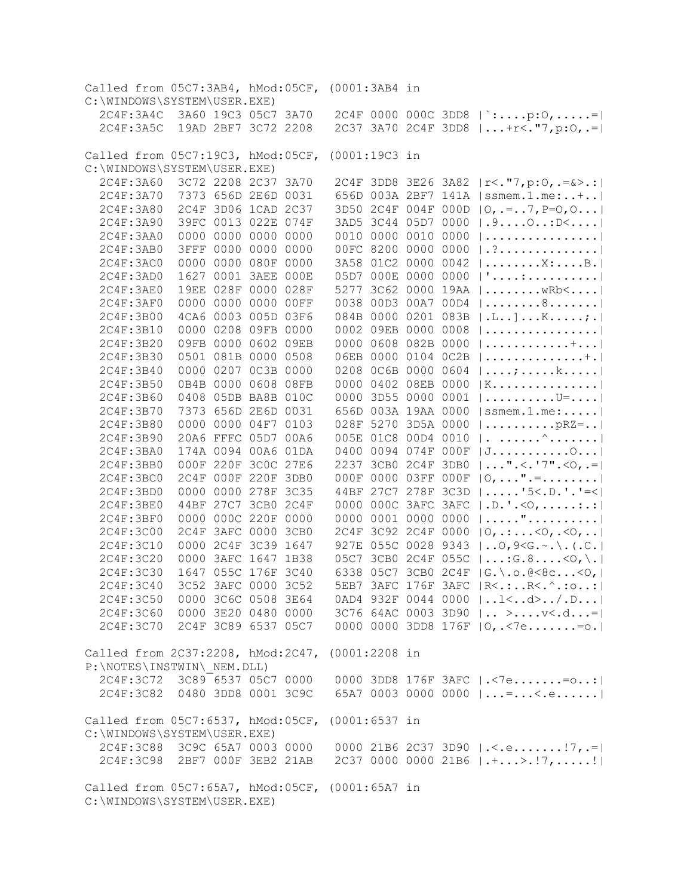```
Called from 05C7:3AB4, hMod:05CF, (0001:3AB4 in
C:\WINDOWS\SYSTEM\USER.EXE)
  2C4F:3A4C  3A60 19C3 05C7 3A70   2C4F 0000 000C 3DD8 |`:....p:O,.....=|
  2C4F:3A5C  19AD 2BF7 3C72 2208   2C37 3A70 2C4F 3DD8 |...+r<."7,p:O,.=|

Called from 05C7:19C3, hMod:05CF, (0001:19C3 in
C:\WINDOWS\SYSTEM\USER.EXE)
  2C4F:3A60  3C72 2208 2C37 3A70   2C4F 3DD8 3E26 3A82 |r<."7,p:O,.=&>.:|
  2C4F:3A70  7373 656D 2E6D 0031   656D 003A 2BF7 141A |ssmem.1.me:..+..|
  2C4F:3A80  2C4F 3D06 1CAD 2C37   3D50 2C4F 004F 000D |O,.=..7,P=O,O...|
  2C4F:3A90  39FC 0013 022E 074F   3AD5 3C44 05D7 0000 |.9....O..:D<....|
  2C4F:3AA0  0000 0000 0000 0000   0010 0000 0010 0000 |................|
  2C4F:3AB0  3FFF 0000 0000 0000   00FC 8200 0000 0000 |.?..............|
  2C4F:3AC0  0000 0000 080F 0000   3A58 01C2 0000 0042 |........X:....B.|
  2C4F:3AD0  1627 0001 3AEE 000E   05D7 000E 0000 0000 |'....:..........|
  2C4F:3AE0  19EE 028F 0000 028F   5277 3C62 0000 19AA |........wRb<....|
  2C4F:3AF0  0000 0000 0000 00FF   0038 00D3 00A7 00D4 |........8.......|
  2C4F:3B00  4CA6 0003 005D 03F6   084B 0000 0201 083B |.L..]...K.....;.|
  2C4F:3B10  0000 0208 09FB 0000   0002 09EB 0000 0008 |................|
  2C4F:3B20  09FB 0000 0602 09EB   0000 0608 082B 0000 |............+...|
  2C4F:3B30  0501 081B 0000 0508   06EB 0000 0104 0C2B |..............+.|
  2C4F:3B40  0000 0207 0C3B 0000   0208 0C6B 0000 0604 |....;.....k.....|
  2C4F:3B50  0B4B 0000 0608 08FB   0000 0402 08EB 0000 |K...............|
  2C4F:3B60  0408 05DB BA8B 010C   0000 3D55 0000 0001 |..........U=....|
  2C4F:3B70  7373 656D 2E6D 0031   656D 003A 19AA 0000 |ssmem.1.me:.....|
  2C4F:3B80  0000 0000 04F7 0103   028F 5270 3D5A 0000 |..........pRZ=..|
  2C4F:3B90  20A6 FFFC 05D7 00A6   005E 01C8 00D4 0010 |. ......^.......|
  2C4F:3BA0  174A 0094 00A6 01DA   0400 0094 074F 000F |J...........O...|
  2C4F:3BB0  000F 220F 3C0C 27E6   2237 3CB0 2C4F 3DB0 |...".<.'7".<O,.=|
  2C4F:3BC0  2C4F 000F 220F 3DB0   000F 0000 03FF 000F |O,..."..=........|
  2C4F:3BD0  0000 0000 278F 3C35   44BF 27C7 278F 3C3D |.....'5<.D.'.'=<|
  2C4F:3BE0  44BF 27C7 3CB0 2C4F   0000 000C 3AFC 3AFC |.D.'.<O,.....:.:|
  2C4F:3BF0  0000 000C 220F 0000   0000 0001 0000 0000 |.....".........|
  2C4F:3C00  2C4F 3AFC 0000 3CB0   2C4F 3C92 2C4F 0000 |O,.:...<O,.<O,..|
  2C4F:3C10  0000 2C4F 3C39 1647   927E 055C 0028 9343 |..O,9<G.~.\.(.C.|
  2C4F:3C20  0000 3AFC 1647 1B38   05C7 3CB0 2C4F 055C |...:G.8....<O,\.|
  2C4F:3C30  1647 055C 176F 3C40   6338 05C7 3CB0 2C4F |G.\.o.@<8c...<O,|
  2C4F:3C40  3C52 3AFC 0000 3C52   5EB7 3AFC 176F 3AFC |R<.:..R<.^.:o..:|
  2C4F:3C50  0000 3C6C 0508 3E64   0AD4 932F 0044 0000 |..l<..d>../.D...|
  2C4F:3C60  0000 3E20 0480 0000   3C76 64AC 0003 3D90 |.. >....v<.d...=|
  2C4F:3C70  2C4F 3C89 6537 05C7   0000 0000 3DD8 176F |O,.<7e.......=o.|

Called from 2C37:2208, hMod:2C47, (0001:2208 in
P:\NOTES\INSTWIN\_NEM.DLL)
  2C4F:3C72  3C89 6537 05C7 0000   0000 3DD8 176F 3AFC |.<7e.......=o..:|
  2C4F:3C82  0480 3DD8 0001 3C9C   65A7 0003 0000 0000 |...=...<.e......|

Called from 05C7:6537, hMod:05CF, (0001:6537 in
C:\WINDOWS\SYSTEM\USER.EXE)
  2C4F:3C88  3C9C 65A7 0003 0000   0000 21B6 2C37 3D90 |.<.e.......!7,.=|
  2C4F:3C98  2BF7 000F 3EB2 21AB   2C37 0000 0000 21B6 |.+...>.!7,.....!|

Called from 05C7:65A7, hMod:05CF, (0001:65A7 in
C:\WINDOWS\SYSTEM\USER.EXE)
```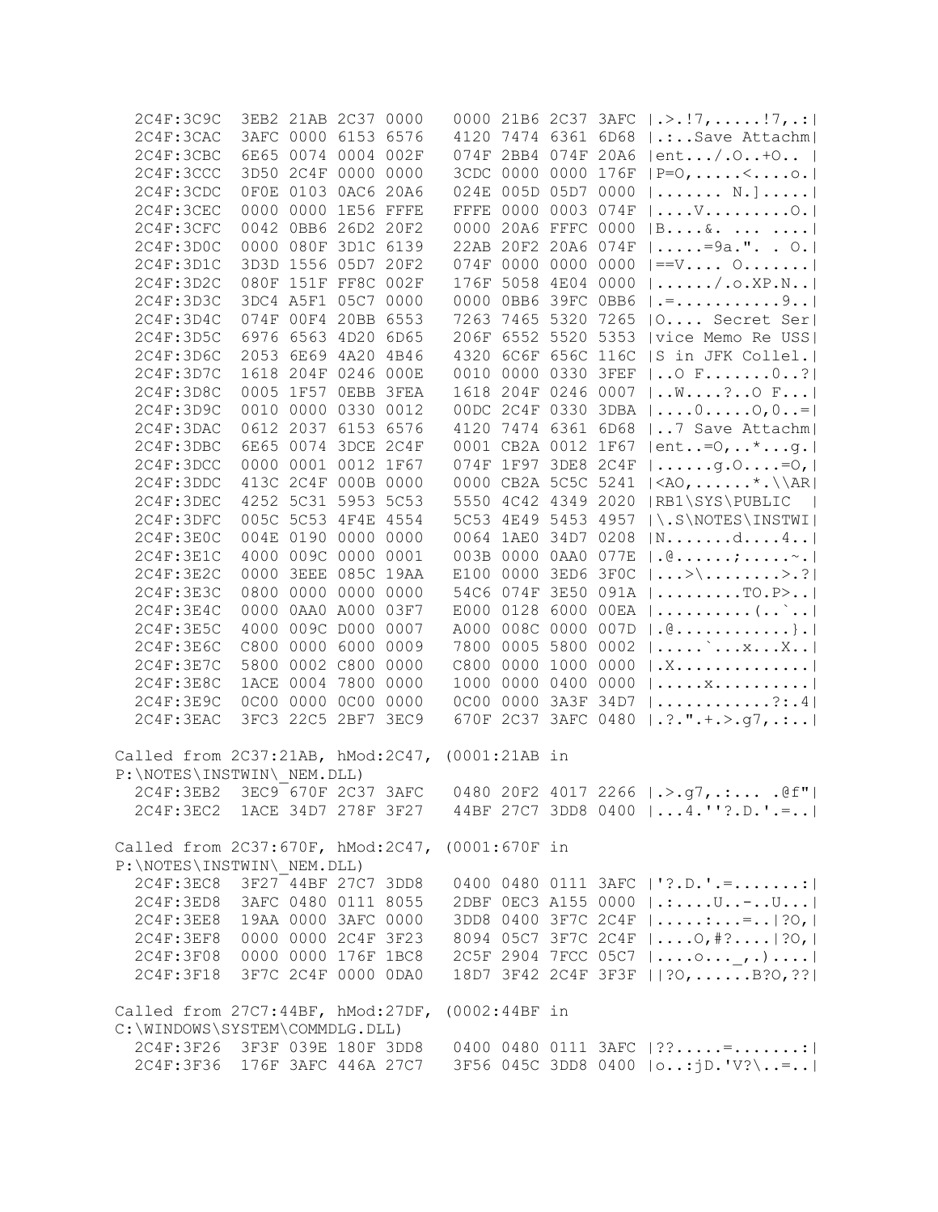```
  2C4F:3C9C   3EB2 21AB 2C37 0000   0000 21B6 2C37 3AFC |.>.!7,.....!7,.:|
  2C4F:3CAC   3AFC 0000 6153 6576   4120 7474 6361 6D68 |.:..Save Attachm|
  2C4F:3CBC   6E65 0074 0004 002F   074F 2BB4 074F 20A6 |ent.../.O..+O.. |
  2C4F:3CCC   3D50 2C4F 0000 0000   3CDC 0000 0000 176F |P=O,.....<....o.|
  2C4F:3CDC   0F0E 0103 0AC6 20A6   024E 005D 05D7 0000 |....... N.].....|
  2C4F:3CEC   0000 0000 1E56 FFFE   FFFE 0000 0003 074F |....V.........O.|
  2C4F:3CFC   0042 0BB6 26D2 20F2   0000 20A6 FFFC 0000 |B....&. ... ....|
  2C4F:3D0C   0000 080F 3D1C 6139   22AB 20F2 20A6 074F |.....=9a.". . O.|
  2C4F:3D1C   3D3D 1556 05D7 20F2   074F 0000 0000 0000 |==V.... O.......|
  2C4F:3D2C   080F 151F FF8C 002F   176F 5058 4E04 0000 |....../.o.XP.N..|
  2C4F:3D3C   3DC4 A5F1 05C7 0000   0000 0BB6 39FC 0BB6 |.=...........9..|
  2C4F:3D4C   074F 00F4 20BB 6553   7263 7465 5320 7265 |O.... Secret Ser|
  2C4F:3D5C   6976 6563 4D20 6D65   206F 6552 5520 5353 |vice Memo Re USS|
  2C4F:3D6C   2053 6E69 4A20 4B46   4320 6C6F 656C 116C |S in JFK Collel.|
  2C4F:3D7C   1618 204F 0246 000E   0010 0000 0330 3FEF |..O F.......0..?|
  2C4F:3D8C   0005 1F57 0EBB 3FEA   1618 204F 0246 0007 |..W....?..O F...|
  2C4F:3D9C   0010 0000 0330 0012   00DC 2C4F 0330 3DBA |....0.....O,0..=|
  2C4F:3DAC   0612 2037 6153 6576   4120 7474 6361 6D68 |..7 Save Attachm|
  2C4F:3DBC   6E65 0074 3DCE 2C4F   0001 CB2A 0012 1F67 |ent..=O,..*...g.|
  2C4F:3DCC   0000 0001 0012 1F67   074F 1F97 3DE8 2C4F |......g.O....=O,|
  2C4F:3DDC   413C 2C4F 000B 0000   0000 CB2A 5C5C 5241 |<AO,......*.\\AR|
  2C4F:3DEC   4252 5C31 5953 5C53   5550 4C42 4349 2020 |RB1\SYS\PUBLIC  |
  2C4F:3DFC   005C 5C53 4F4E 4554   5C53 4E49 5453 4957 |\.S\NOTES\INSTWI|
  2C4F:3E0C   004E 0190 0000 0000   0064 1AE0 34D7 0208 |N.......d....4..|
  2C4F:3E1C   4000 009C 0000 0001   003B 0000 0AA0 077E |.@......;.....~.|
  2C4F:3E2C   0000 3EEE 085C 19AA   E100 0000 3ED6 3F0C |...>\........>.?|
  2C4F:3E3C   0800 0000 0000 0000   54C6 074F 3E50 091A |.........TO.P>..|
  2C4F:3E4C   0000 0AA0 A000 03F7   E000 0128 6000 00EA |..........(..`..|
  2C4F:3E5C   4000 009C D000 0007   A000 008C 0000 007D |.@............}.|
  2C4F:3E6C   C800 0000 6000 0009   7800 0005 5800 0002 |.....`...x...X..|
  2C4F:3E7C   5800 0002 C800 0000   C800 0000 1000 0000 |.X..............|
  2C4F:3E8C   1ACE 0004 7800 0000   1000 0000 0400 0000 |.....x..........|
  2C4F:3E9C   0C00 0000 0C00 0000   0C00 0000 3A3F 34D7 |............?:.4|
  2C4F:3EAC   3FC3 22C5 2BF7 3EC9   670F 2C37 3AFC 0480 |.?.".+.>.g7,.:..|

Called from 2C37:21AB, hMod:2C47, (0001:21AB in
P:\NOTES\INSTWIN\_NEM.DLL)
  2C4F:3EB2   3EC9 670F 2C37 3AFC   0480 20F2 4017 2266 |.>.g7,.:... .@f"|
  2C4F:3EC2   1ACE 34D7 278F 3F27   44BF 27C7 3DD8 0400 |...4.''?.D.'.=..|

Called from 2C37:670F, hMod:2C47, (0001:670F in
P:\NOTES\INSTWIN\_NEM.DLL)
  2C4F:3EC8   3F27 44BF 27C7 3DD8   0400 0480 0111 3AFC |'?.D.'.=.......:|
  2C4F:3ED8   3AFC 0480 0111 8055   2DBF 0EC3 A155 0000 |.:....U..-..U...|
  2C4F:3EE8   19AA 0000 3AFC 0000   3DD8 0400 3F7C 2C4F |.....:...=..|?O,|
  2C4F:3EF8   0000 0000 2C4F 3F23   8094 05C7 3F7C 2C4F |....O,#?....|?O,|
  2C4F:3F08   0000 0000 176F 1BC8   2C5F 2904 7FCC 05C7 |....o..._,.)....|
  2C4F:3F18   3F7C 2C4F 0000 0DA0   18D7 3F42 2C4F 3F3F ||?O,......B?O,??|

Called from 27C7:44BF, hMod:27DF, (0002:44BF in
C:\WINDOWS\SYSTEM\COMMDLG.DLL)
  2C4F:3F26   3F3F 039E 180F 3DD8   0400 0480 0111 3AFC |??.....=.......:|
  2C4F:3F36   176F 3AFC 446A 27C7   3F56 045C 3DD8 0400 |o..:jD.'V?\..=..|
```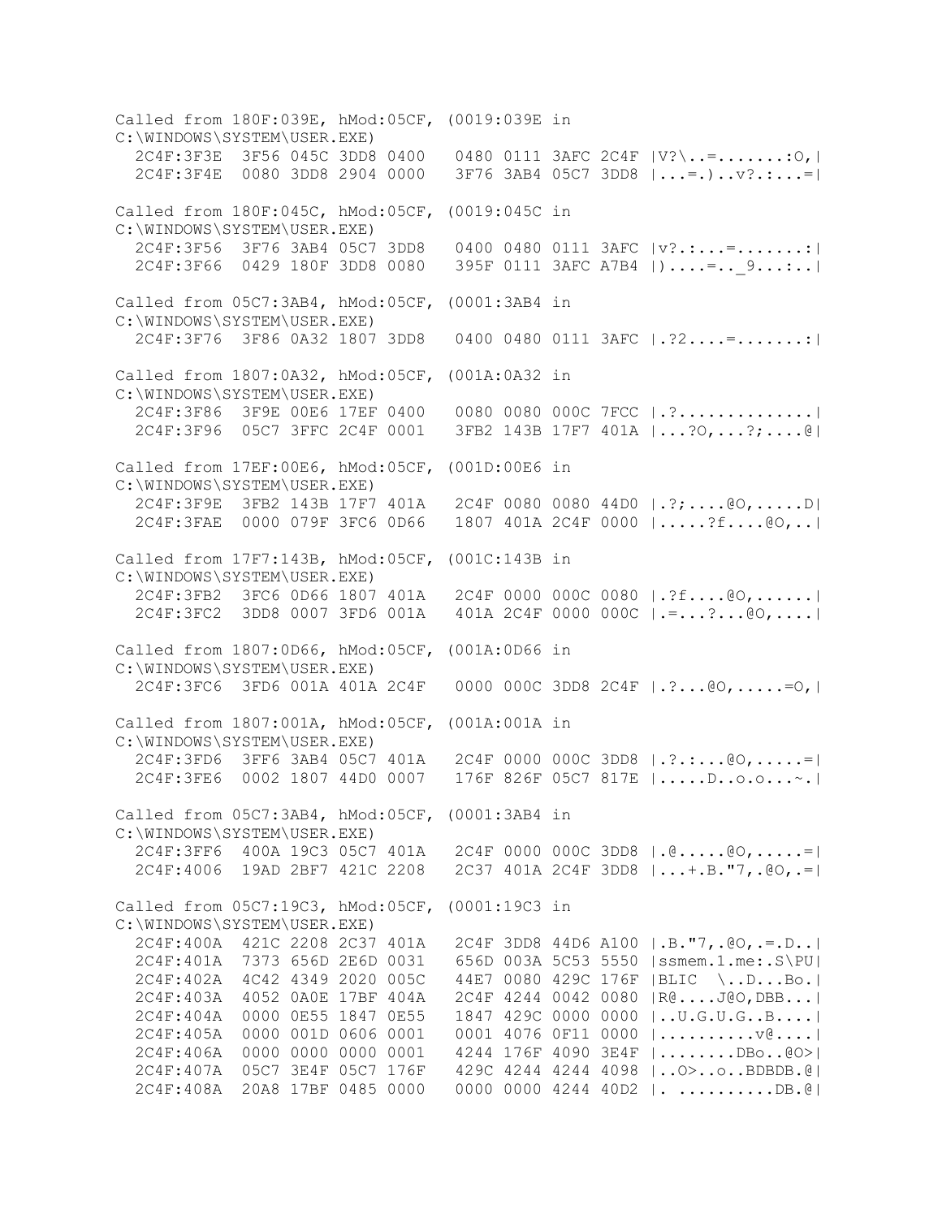```
Called from 180F:039E, hMod:05CF, (0019:039E in
C:\WINDOWS\SYSTEM\USER.EXE)
  2C4F:3F3E  3F56 045C 3DD8 0400   0480 0111 3AFC 2C4F |V?\..=.......:O,|
  2C4F:3F4E  0080 3DD8 2904 0000   3F76 3AB4 05C7 3DD8 |...=.)..v?.:...=|

Called from 180F:045C, hMod:05CF, (0019:045C in
C:\WINDOWS\SYSTEM\USER.EXE)
  2C4F:3F56  3F76 3AB4 05C7 3DD8   0400 0480 0111 3AFC |v?.:...=.......:|
  2C4F:3F66  0429 180F 3DD8 0080   395F 0111 3AFC A7B4 |)....=.._9...:..|

Called from 05C7:3AB4, hMod:05CF, (0001:3AB4 in
C:\WINDOWS\SYSTEM\USER.EXE)
  2C4F:3F76  3F86 0A32 1807 3DD8   0400 0480 0111 3AFC |.?2....=.......:|

Called from 1807:0A32, hMod:05CF, (001A:0A32 in
C:\WINDOWS\SYSTEM\USER.EXE)
  2C4F:3F86  3F9E 00E6 17EF 0400   0080 0080 000C 7FCC |.?..............|
  2C4F:3F96  05C7 3FFC 2C4F 0001   3FB2 143B 17F7 401A |...?O,...?;....@|

Called from 17EF:00E6, hMod:05CF, (001D:00E6 in
C:\WINDOWS\SYSTEM\USER.EXE)
  2C4F:3F9E  3FB2 143B 17F7 401A   2C4F 0080 0080 44D0 |.?;....@O,.....D|
  2C4F:3FAE  0000 079F 3FC6 0D66   1807 401A 2C4F 0000 |.....?f....@O,..|

Called from 17F7:143B, hMod:05CF, (001C:143B in
C:\WINDOWS\SYSTEM\USER.EXE)
  2C4F:3FB2  3FC6 0D66 1807 401A   2C4F 0000 000C 0080 |.?f....@O,......|
  2C4F:3FC2  3DD8 0007 3FD6 001A   401A 2C4F 0000 000C |.=...?...@O,....|

Called from 1807:0D66, hMod:05CF, (001A:0D66 in
C:\WINDOWS\SYSTEM\USER.EXE)
  2C4F:3FC6  3FD6 001A 401A 2C4F   0000 000C 3DD8 2C4F |.?...@O,.....=O,|

Called from 1807:001A, hMod:05CF, (001A:001A in
C:\WINDOWS\SYSTEM\USER.EXE)
  2C4F:3FD6  3FF6 3AB4 05C7 401A   2C4F 0000 000C 3DD8 |.?.:...@O,.....=|
  2C4F:3FE6  0002 1807 44D0 0007   176F 826F 05C7 817E |.....D..o.o...~.|

Called from 05C7:3AB4, hMod:05CF, (0001:3AB4 in
C:\WINDOWS\SYSTEM\USER.EXE)
  2C4F:3FF6  400A 19C3 05C7 401A   2C4F 0000 000C 3DD8 |.@.....@O,.....=|
  2C4F:4006  19AD 2BF7 421C 2208   2C37 401A 2C4F 3DD8 |...+.B."7,.@O,.=|

Called from 05C7:19C3, hMod:05CF, (0001:19C3 in
C:\WINDOWS\SYSTEM\USER.EXE)
  2C4F:400A  421C 2208 2C37 401A   2C4F 3DD8 44D6 A100 |.B."7,.@O,.=.D..|
  2C4F:401A  7373 656D 2E6D 0031   656D 003A 5C53 5550 |ssmem.1.me:.S\PU|
  2C4F:402A  4C42 4349 2020 005C   44E7 0080 429C 176F |BLIC  \..D...Bo.|
  2C4F:403A  4052 0A0E 17BF 404A   2C4F 4244 0042 0080 |R@....J@O,DBB...|
  2C4F:404A  0000 0E55 1847 0E55   1847 429C 0000 0000 |..U.G.U.G..B....|
  2C4F:405A  0000 001D 0606 0001   0001 4076 0F11 0000 |..........v@....|
  2C4F:406A  0000 0000 0000 0001   4244 176F 4090 3E4F |........DBo..@O>|
  2C4F:407A  05C7 3E4F 05C7 176F   429C 4244 4244 4098 |..O>..o..BDBDB.@|
  2C4F:408A  20A8 17BF 0485 0000   0000 0000 4244 40D2 |. ..........DB.@|
```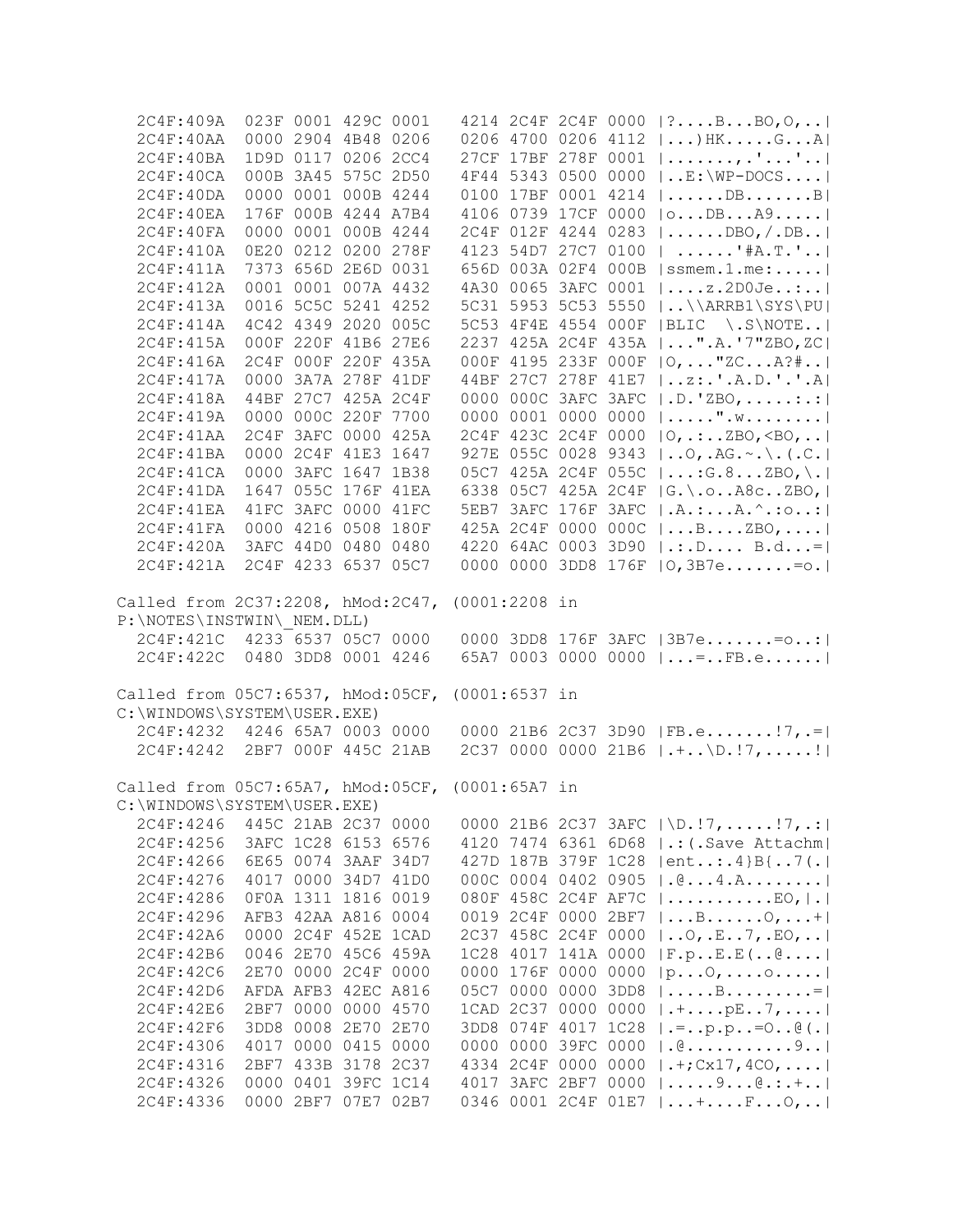```
  2C4F:409A  023F 0001 429C 0001   4214 2C4F 2C4F 0000 |?....B...BO,O,..|
  2C4F:40AA  0000 2904 4B48 0206   0206 4700 0206 4112 |...)HK.....G...A|
  2C4F:40BA  1D9D 0117 0206 2CC4   27CF 17BF 278F 0001 |.......,.'...'..|
  2C4F:40CA  000B 3A45 575C 2D50   4F44 5343 0500 0000 |..E:\WP-DOCS....|
  2C4F:40DA  0000 0001 000B 4244   0100 17BF 0001 4214 |......DB.......B|
  2C4F:40EA  176F 000B 4244 A7B4   4106 0739 17CF 0000 |o...DB...A9.....|
  2C4F:40FA  0000 0001 000B 4244   2C4F 012F 4244 0283 |......DBO,/.DB..|
  2C4F:410A  0E20 0212 0200 278F   4123 54D7 27C7 0100 | ......'#A.T.'..|
  2C4F:411A  7373 656D 2E6D 0031   656D 003A 02F4 000B |ssmem.1.me:.....|
  2C4F:412A  0001 0001 007A 4432   4A30 0065 3AFC 0001 |....z.2D0Je..:..|
  2C4F:413A  0016 5C5C 5241 4252   5C31 5953 5C53 5550 |..\\ARRB1\SYS\PU|
  2C4F:414A  4C42 4349 2020 005C   5C53 4F4E 4554 000F |BLIC  \.S\NOTE..|
  2C4F:415A  000F 220F 41B6 27E6   2237 425A 2C4F 435A |...".A.'7"ZBO,ZC|
  2C4F:416A  2C4F 000F 220F 435A   000F 4195 233F 000F |O,..."ZC...A?#..|
  2C4F:417A  0000 3A7A 278F 41DF   44BF 27C7 278F 41E7 |..z:.'.A.D.'.'.A|
  2C4F:418A  44BF 27C7 425A 2C4F   0000 000C 3AFC 3AFC |.D.'ZBO,.....:.:|
  2C4F:419A  0000 000C 220F 7700   0000 0001 0000 0000 |.....".w........|
  2C4F:41AA  2C4F 3AFC 0000 425A   2C4F 423C 2C4F 0000 |O,.:..ZBO,<BO,..|
  2C4F:41BA  0000 2C4F 41E3 1647   927E 055C 0028 9343 |..O,.AG.~.\.(.C.|
  2C4F:41CA  0000 3AFC 1647 1B38   05C7 425A 2C4F 055C |...:G.8...ZBO,\.|
  2C4F:41DA  1647 055C 176F 41EA   6338 05C7 425A 2C4F |G.\.o..A8c..ZBO,|
  2C4F:41EA  41FC 3AFC 0000 41FC   5EB7 3AFC 176F 3AFC |.A.:...A.^.:o..:|
  2C4F:41FA  0000 4216 0508 180F   425A 2C4F 0000 000C |...B....ZBO,....|
  2C4F:420A  3AFC 44D0 0480 0480   4220 64AC 0003 3D90 |.:.D.... B.d...=|
  2C4F:421A  2C4F 4233 6537 05C7   0000 0000 3DD8 176F |O,3B7e.......=o.|

Called from 2C37:2208, hMod:2C47, (0001:2208 in
P:\NOTES\INSTWIN\_NEM.DLL)
  2C4F:421C  4233 6537 05C7 0000   0000 3DD8 176F 3AFC |3B7e.......=o..:|
  2C4F:422C  0480 3DD8 0001 4246   65A7 0003 0000 0000 |...=..FB.e......|

Called from 05C7:6537, hMod:05CF, (0001:6537 in
C:\WINDOWS\SYSTEM\USER.EXE)
  2C4F:4232  4246 65A7 0003 0000   0000 21B6 2C37 3D90 |FB.e.......!7,.=|
  2C4F:4242  2BF7 000F 445C 21AB   2C37 0000 0000 21B6 |.+..\D.!7,.....!|

Called from 05C7:65A7, hMod:05CF, (0001:65A7 in
C:\WINDOWS\SYSTEM\USER.EXE)
  2C4F:4246  445C 21AB 2C37 0000   0000 21B6 2C37 3AFC |\D.!7,.....!7,.:|
  2C4F:4256  3AFC 1C28 6153 6576   4120 7474 6361 6D68 |.:(.Save Attachm|
  2C4F:4266  6E65 0074 3AAF 34D7   427D 187B 379F 1C28 |ent..:.4}B{..7(.|
  2C4F:4276  4017 0000 34D7 41D0   000C 0004 0402 0905 |.@...4.A........|
  2C4F:4286  0F0A 1311 1816 0019   080F 458C 2C4F AF7C |..........EO,|.|
  2C4F:4296  AFB3 42AA A816 0004   0019 2C4F 0000 2BF7 |...B......O,...+|
  2C4F:42A6  0000 2C4F 452E 1CAD   2C37 458C 2C4F 0000 |..O,.E..7,.EO,..|
  2C4F:42B6  0046 2E70 45C6 459A   1C28 4017 141A 0000 |F.p..E.E(..@....|
  2C4F:42C6  2E70 0000 2C4F 0000   0000 176F 0000 0000 |p...O,....o.....|
  2C4F:42D6  AFDA AFB3 42EC A816   05C7 0000 0000 3DD8 |.....B.........=|
  2C4F:42E6  2BF7 0000 0000 4570   1CAD 2C37 0000 0000 |.+....pE..7,....|
  2C4F:42F6  3DD8 0008 2E70 2E70   3DD8 074F 4017 1C28 |.=..p.p..=O..@(.|
  2C4F:4306  4017 0000 0415 0000   0000 0000 39FC 0000 |.@...........9..|
  2C4F:4316  2BF7 433B 3178 2C37   4334 2C4F 0000 0000 |.+;Cx17,4CO,....|
  2C4F:4326  0000 0401 39FC 1C14   4017 3AFC 2BF7 0000 |.....9...@.:.+..|
  2C4F:4336  0000 2BF7 07E7 02B7   0346 0001 2C4F 01E7 |...+....F...O,..|
```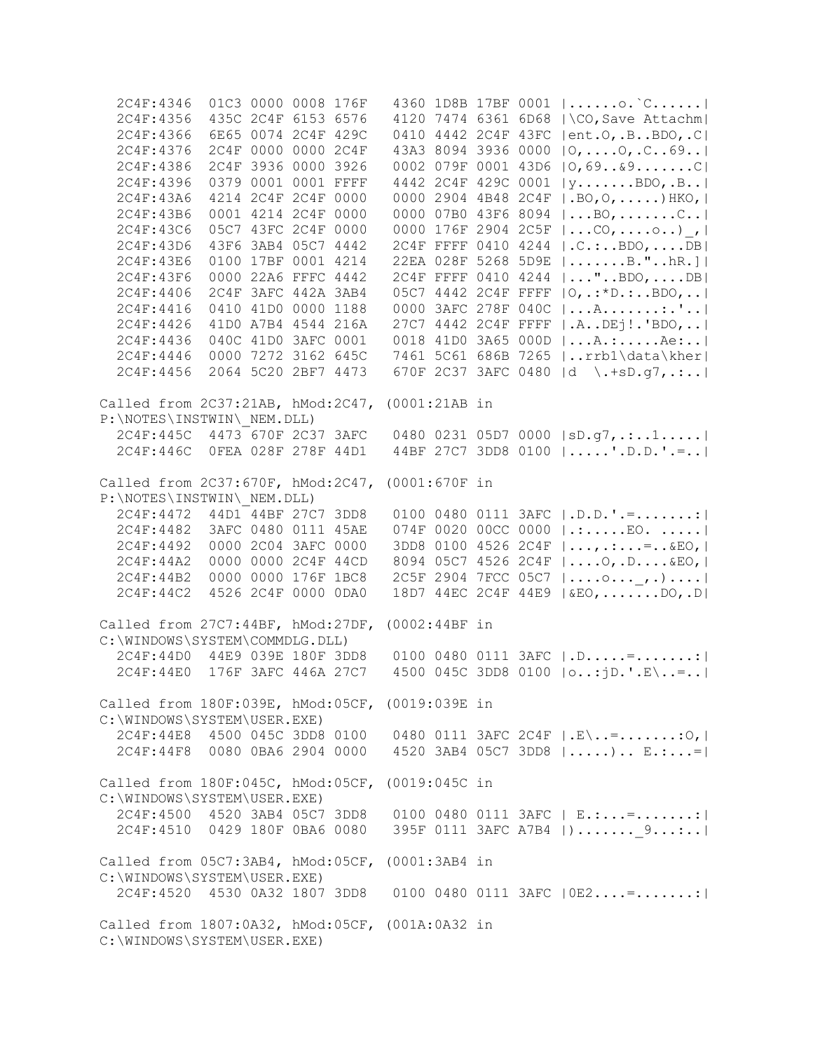```
  2C4F:4346  01C3 0000 0008 176F   4360 1D8B 17BF 0001 |......o.`C......|
  2C4F:4356  435C 2C4F 6153 6576   4120 7474 6361 6D68 |\CO,Save Attachm|
  2C4F:4366  6E65 0074 2C4F 429C   0410 4442 2C4F 43FC |ent.O,.B..BDO,.C|
  2C4F:4376  2C4F 0000 0000 2C4F   43A3 8094 3936 0000 |O,....O,.C..69..|
  2C4F:4386  2C4F 3936 0000 3926   0002 079F 0001 43D6 |O,69..&9.......C|
  2C4F:4396  0379 0001 0001 FFFF   4442 2C4F 429C 0001 |y.......BDO,.B..|
  2C4F:43A6  4214 2C4F 2C4F 0000   0000 2904 4B48 2C4F |.BO,O,.....)HKO,|
  2C4F:43B6  0001 4214 2C4F 0000   0000 07B0 43F6 8094 |...BO,.......C..|
  2C4F:43C6  05C7 43FC 2C4F 0000   0000 176F 2904 2C5F |...CO,....o..)_,|
  2C4F:43D6  43F6 3AB4 05C7 4442   2C4F FFFF 0410 4244 |.C.:..BDO,....DB|
  2C4F:43E6  0100 17BF 0001 4214   22EA 028F 5268 5D9E |.......B."..hR.]|
  2C4F:43F6  0000 22A6 FFFC 4442   2C4F FFFF 0410 4244 |..."..BDO,....DB|
  2C4F:4406  2C4F 3AFC 442A 3AB4   05C7 4442 2C4F FFFF |O,.:*D.:..BDO,..|
  2C4F:4416  0410 41D0 0000 1188   0000 3AFC 278F 040C |...A.......:.'..|
  2C4F:4426  41D0 A7B4 4544 216A   27C7 4442 2C4F FFFF |.A..DEj!.'BDO,..|
  2C4F:4436  040C 41D0 3AFC 0001   0018 41D0 3A65 000D |...A.:.....Ae:..|
  2C4F:4446  0000 7272 3162 645C   7461 5C61 686B 7265 |..rrb1\data\kher|
  2C4F:4456  2064 5C20 2BF7 4473   670F 2C37 3AFC 0480 |d  \.+sD.g7,.:..|

Called from 2C37:21AB, hMod:2C47, (0001:21AB in
P:\NOTES\INSTWIN\_NEM.DLL)
  2C4F:445C  4473 670F 2C37 3AFC   0480 0231 05D7 0000 |sD.g7,.:..1.....|
  2C4F:446C  0FEA 028F 278F 44D1   44BF 27C7 3DD8 0100 |.....'.D.D.'.=..|

Called from 2C37:670F, hMod:2C47, (0001:670F in
P:\NOTES\INSTWIN\_NEM.DLL)
  2C4F:4472  44D1 44BF 27C7 3DD8   0100 0480 0111 3AFC |.D.D.'.=.......:|
  2C4F:4482  3AFC 0480 0111 45AE   074F 0020 00CC 0000 |.:.....EO. .....|
  2C4F:4492  0000 2C04 3AFC 0000   3DD8 0100 4526 2C4F |...,.:...=..&EO,|
  2C4F:44A2  0000 0000 2C4F 44CD   8094 05C7 4526 2C4F |....O,.D....&EO,|
  2C4F:44B2  0000 0000 176F 1BC8   2C5F 2904 7FCC 05C7 |....o..._,.)....|
  2C4F:44C2  4526 2C4F 0000 0DA0   18D7 44EC 2C4F 44E9 |&EO,.......DO,.D|

Called from 27C7:44BF, hMod:27DF, (0002:44BF in
C:\WINDOWS\SYSTEM\COMMDLG.DLL)
  2C4F:44D0  44E9 039E 180F 3DD8   0100 0480 0111 3AFC |.D.....=.......:|
  2C4F:44E0  176F 3AFC 446A 27C7   4500 045C 3DD8 0100 |o..:jD.'.E\..=..|

Called from 180F:039E, hMod:05CF, (0019:039E in
C:\WINDOWS\SYSTEM\USER.EXE)
  2C4F:44E8  4500 045C 3DD8 0100   0480 0111 3AFC 2C4F |.E\..=.......:O,|
  2C4F:44F8  0080 0BA6 2904 0000   4520 3AB4 05C7 3DD8 |.....).. E.:...=|

Called from 180F:045C, hMod:05CF, (0019:045C in
C:\WINDOWS\SYSTEM\USER.EXE)
  2C4F:4500  4520 3AB4 05C7 3DD8   0100 0480 0111 3AFC | E.:...=.......:|
  2C4F:4510  0429 180F 0BA6 0080   395F 0111 3AFC A7B4 |)......._9...:..|

Called from 05C7:3AB4, hMod:05CF, (0001:3AB4 in
C:\WINDOWS\SYSTEM\USER.EXE)
  2C4F:4520  4530 0A32 1807 3DD8   0100 0480 0111 3AFC |0E2....=.......:|

Called from 1807:0A32, hMod:05CF, (001A:0A32 in
C:\WINDOWS\SYSTEM\USER.EXE)
```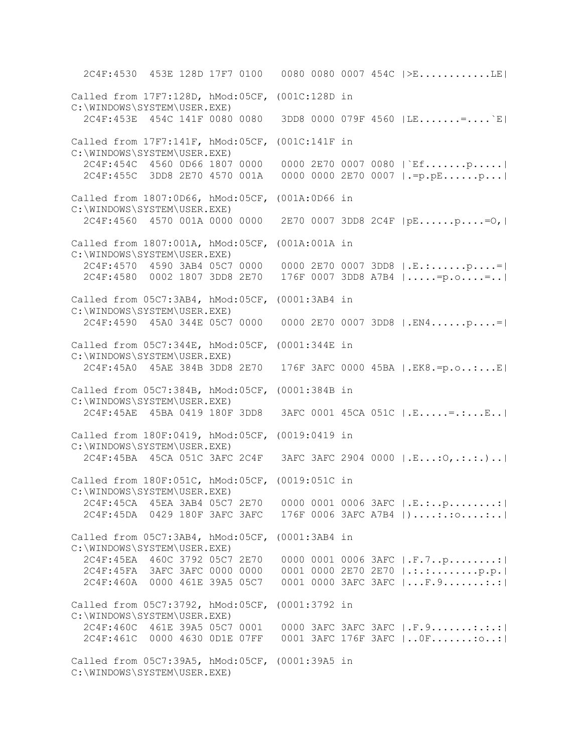```
  2C4F:4530  453E 128D 17F7 0100   0080 0080 0007 454C |>E...........LE|

Called from 17F7:128D, hMod:05CF, (001C:128D in
C:\WINDOWS\SYSTEM\USER.EXE)
  2C4F:453E  454C 141F 0080 0080   3DD8 0000 079F 4560 |LE.......=....`E|

Called from 17F7:141F, hMod:05CF, (001C:141F in
C:\WINDOWS\SYSTEM\USER.EXE)
  2C4F:454C  4560 0D66 1807 0000   0000 2E70 0007 0080 |`Ef.......p.....|
  2C4F:455C  3DD8 2E70 4570 001A   0000 0000 2E70 0007 |.=p.pE......p...|

Called from 1807:0D66, hMod:05CF, (001A:0D66 in
C:\WINDOWS\SYSTEM\USER.EXE)
  2C4F:4560  4570 001A 0000 0000   2E70 0007 3DD8 2C4F |pE......p....=O,|

Called from 1807:001A, hMod:05CF, (001A:001A in
C:\WINDOWS\SYSTEM\USER.EXE)
  2C4F:4570  4590 3AB4 05C7 0000   0000 2E70 0007 3DD8 |.E.:......p....=|
  2C4F:4580  0002 1807 3DD8 2E70   176F 0007 3DD8 A7B4 |.....=p.o....=..|

Called from 05C7:3AB4, hMod:05CF, (0001:3AB4 in
C:\WINDOWS\SYSTEM\USER.EXE)
  2C4F:4590  45A0 344E 05C7 0000   0000 2E70 0007 3DD8 |.EN4......p....=|

Called from 05C7:344E, hMod:05CF, (0001:344E in
C:\WINDOWS\SYSTEM\USER.EXE)
  2C4F:45A0  45AE 384B 3DD8 2E70   176F 3AFC 0000 45BA |.EK8.=p.o..:...E|

Called from 05C7:384B, hMod:05CF, (0001:384B in
C:\WINDOWS\SYSTEM\USER.EXE)
  2C4F:45AE  45BA 0419 180F 3DD8   3AFC 0001 45CA 051C |.E.....=.:...E..|

Called from 180F:0419, hMod:05CF, (0019:0419 in
C:\WINDOWS\SYSTEM\USER.EXE)
  2C4F:45BA  45CA 051C 3AFC 2C4F   3AFC 3AFC 2904 0000 |.E...:O,.:.:.)..|

Called from 180F:051C, hMod:05CF, (0019:051C in
C:\WINDOWS\SYSTEM\USER.EXE)
  2C4F:45CA  45EA 3AB4 05C7 2E70   0000 0001 0006 3AFC |.E.:..p........:|
  2C4F:45DA  0429 180F 3AFC 3AFC   176F 0006 3AFC A7B4 |)....:.:o....:..|

Called from 05C7:3AB4, hMod:05CF, (0001:3AB4 in
C:\WINDOWS\SYSTEM\USER.EXE)
  2C4F:45EA  460C 3792 05C7 2E70   0000 0001 0006 3AFC |.F.7..p........:|
  2C4F:45FA  3AFC 3AFC 0000 0000   0001 0000 2E70 2E70 |.:.:........p.p.|
  2C4F:460A  0000 461E 39A5 05C7   0001 0000 3AFC 3AFC |...F.9.......:.:|

Called from 05C7:3792, hMod:05CF, (0001:3792 in
C:\WINDOWS\SYSTEM\USER.EXE)
  2C4F:460C  461E 39A5 05C7 0001   0000 3AFC 3AFC 3AFC |.F.9.......:.:.:|
  2C4F:461C  0000 4630 0D1E 07FF   0001 3AFC 176F 3AFC |..0F.......:o..:|

Called from 05C7:39A5, hMod:05CF, (0001:39A5 in
C:\WINDOWS\SYSTEM\USER.EXE)
```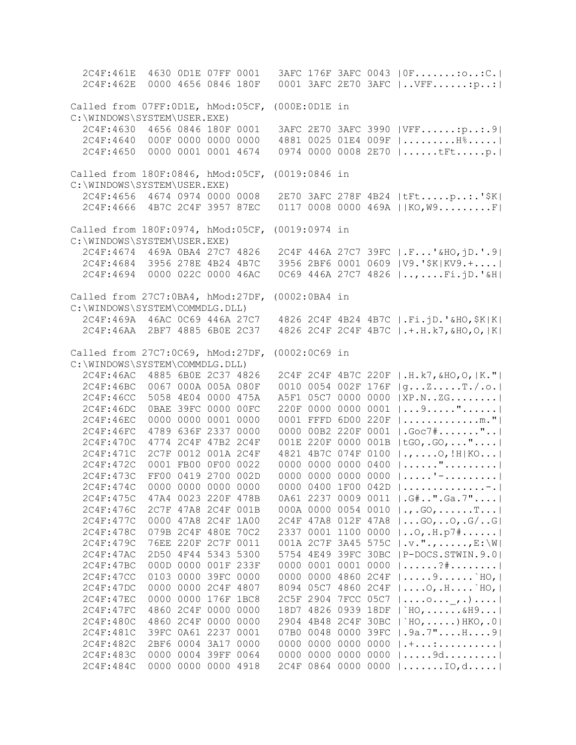```
  2C4F:461E  4630 0D1E 07FF 0001   3AFC 176F 3AFC 0043 |0F.......:o..:C.|
  2C4F:462E  0000 4656 0846 180F   0001 3AFC 2E70 3AFC |..VFF......:p..:|

Called from 07FF:0D1E, hMod:05CF, (000E:0D1E in
C:\WINDOWS\SYSTEM\USER.EXE)
  2C4F:4630  4656 0846 180F 0001   3AFC 2E70 3AFC 3990 |VFF......:p..:.9|
  2C4F:4640  000F 0000 0000 0000   4881 0025 01E4 009F |.........H%.....|
  2C4F:4650  0000 0001 0001 4674   0974 0000 0008 2E70 |......tFt.....p.|

Called from 180F:0846, hMod:05CF, (0019:0846 in
C:\WINDOWS\SYSTEM\USER.EXE)
  2C4F:4656  4674 0974 0000 0008   2E70 3AFC 278F 4B24 |tFt.....p..:.'$K|
  2C4F:4666  4B7C 2C4F 3957 87EC   0117 0008 0000 469A ||KO,W9.........F|

Called from 180F:0974, hMod:05CF, (0019:0974 in
C:\WINDOWS\SYSTEM\USER.EXE)
  2C4F:4674  469A 0BA4 27C7 4826   2C4F 446A 27C7 39FC |.F...'&HO,jD.'.9|
  2C4F:4684  3956 278E 4B24 4B7C   3956 2BF6 0001 0609 |V9.'$K|KV9.+....|
  2C4F:4694  0000 022C 0000 46AC   0C69 446A 27C7 4826 |..,....Fi.jD.'&H|

Called from 27C7:0BA4, hMod:27DF, (0002:0BA4 in
C:\WINDOWS\SYSTEM\COMMDLG.DLL)
  2C4F:469A  46AC 0C69 446A 27C7   4826 2C4F 4B24 4B7C |.Fi.jD.'&HO,$K|K|
  2C4F:46AA  2BF7 4885 6B0E 2C37   4826 2C4F 2C4F 4B7C |.+.H.k7,&HO,O,|K|

Called from 27C7:0C69, hMod:27DF, (0002:0C69 in
C:\WINDOWS\SYSTEM\COMMDLG.DLL)
  2C4F:46AC  4885 6B0E 2C37 4826   2C4F 2C4F 4B7C 220F |.H.k7,&HO,O,|K."|
  2C4F:46BC  0067 000A 005A 080F   0010 0054 002F 176F |g...Z.....T./.o.|
  2C4F:46CC  5058 4E04 0000 475A   A5F1 05C7 0000 0000 |XP.N..ZG........|
  2C4F:46DC  0BAE 39FC 0000 00FC   220F 0000 0000 0001 |...9....."......|
  2C4F:46EC  0000 0000 0001 0000   0001 FFFD 6D00 220F |.............m."|
  2C4F:46FC  4789 636F 2337 0000   0000 00B2 220F 0001 |.Goc7#......."..|
  2C4F:470C  4774 2C4F 47B2 2C4F   001E 220F 0000 001B |tGO,.GO,..."....|
  2C4F:471C  2C7F 0012 001A 2C4F   4821 4B7C 074F 0100 |.,....O,!H|KO...|
  2C4F:472C  0001 FB00 0F00 0022   0000 0000 0000 0400 |......".........|
  2C4F:473C  FF00 0419 2700 002D   0000 0000 0000 0000 |.....'-.........|
  2C4F:474C  0000 0000 0000 0000   0000 0400 1F00 042D |..............-.|
  2C4F:475C  47A4 0023 220F 478B   0A61 2237 0009 0011 |.G#..".Ga.7"....|
  2C4F:476C  2C7F 47A8 2C4F 001B   000A 0000 0054 0010 |.,.GO,......T...|
  2C4F:477C  0000 47A8 2C4F 1A00   2C4F 47A8 012F 47A8 |...GO,..O,.G/..G|
  2C4F:478C  079B 2C4F 480E 70C2   2337 0001 1100 0000 |..O,.H.p7#......|
  2C4F:479C  76EE 220F 2C7F 0011   001A 2C7F 3A45 575C |.v.".,.....,E:\W|
  2C4F:47AC  2D50 4F44 5343 5300   5754 4E49 39FC 30BC |P-DOCS.STWIN.9.0|
  2C4F:47BC  000D 0000 001F 233F   0000 0001 0001 0000 |......?#........|
  2C4F:47CC  0103 0000 39FC 0000   0000 0000 4860 2C4F |.....9......`HO,|
  2C4F:47DC  0000 0000 2C4F 4807   8094 05C7 4860 2C4F |....O,.H....`HO,|
  2C4F:47EC  0000 0000 176F 1BC8   2C5F 2904 7FCC 05C7 |....o..._,.)....|
  2C4F:47FC  4860 2C4F 0000 0000   18D7 4826 0939 18DF |`HO,......&H9...|
  2C4F:480C  4860 2C4F 0000 0000   2904 4B48 2C4F 30BC |`HO,.....)HKO,.0|
  2C4F:481C  39FC 0A61 2237 0001   07B0 0048 0000 39FC |.9a.7"....H....9|
  2C4F:482C  2BF6 0004 3A17 0000   0000 0000 0000 0000 |.+...:..........|
  2C4F:483C  0000 0004 39FF 0064   0000 0000 0000 0000 |.....9d.........|
  2C4F:484C  0000 0000 0000 4918   2C4F 0864 0000 0000 |.......IO,d.....|
```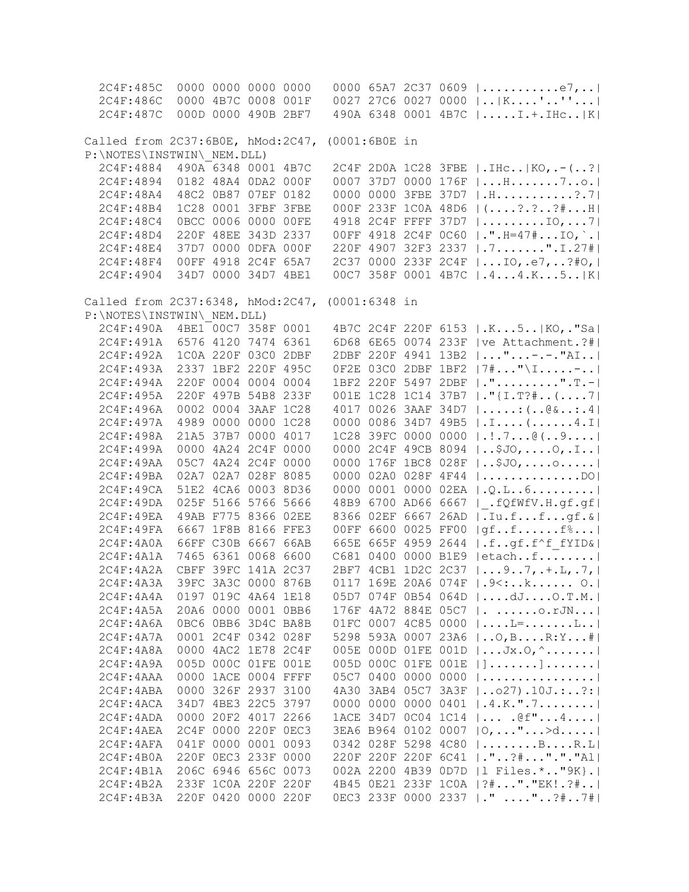```
  2C4F:485C  0000 0000 0000 0000   0000 65A7 2C37 0609 |...........e7,..|
  2C4F:486C  0000 4B7C 0008 001F   0027 27C6 0027 0000 |..|K....'..''...|
  2C4F:487C  000D 0000 490B 2BF7   490A 6348 0001 4B7C |.....I.+.IHc..|K|

Called from 2C37:6B0E, hMod:2C47, (0001:6B0E in
P:\NOTES\INSTWIN\_NEM.DLL)
  2C4F:4884  490A 6348 0001 4B7C   2C4F 2D0A 1C28 3FBE |.IHc..|KO,.-(..?|
  2C4F:4894  0182 48A4 0DA2 000F   0007 37D7 0000 176F |...H.......7..o.|
  2C4F:48A4  48C2 0B87 07EF 0182   0000 0000 3FBE 37D7 |.H...........?.7|
  2C4F:48B4  1C28 0001 3FBF 3FBE   000F 233F 1C0A 48D6 |(....?.?..?#...H|
  2C4F:48C4  0BCC 0006 0000 00FE   4918 2C4F FFFF 37D7 |.........IO,...7|
  2C4F:48D4  220F 48EE 343D 2337   00FF 4918 2C4F 0C60 |.".H=47#...IO,`.|
  2C4F:48E4  37D7 0000 0DFA 000F   220F 4907 32F3 2337 |.7.......".I.27#|
  2C4F:48F4  00FF 4918 2C4F 65A7   2C37 0000 233F 2C4F |...IO,.e7,..?#O,|
  2C4F:4904  34D7 0000 34D7 4BE1   00C7 358F 0001 4B7C |.4...4.K...5..|K|

Called from 2C37:6348, hMod:2C47, (0001:6348 in
P:\NOTES\INSTWIN\_NEM.DLL)
  2C4F:490A  4BE1 00C7 358F 0001   4B7C 2C4F 220F 6153 |.K...5..|KO,."Sa|
  2C4F:491A  6576 4120 7474 6361   6D68 6E65 0074 233F |ve Attachment.?#|
  2C4F:492A  1C0A 220F 03C0 2DBF   2DBF 220F 4941 13B2 |..."...-.-."AI..|
  2C4F:493A  2337 1BF2 220F 495C   0F2E 03C0 2DBF 1BF2 |7#..."\I.....-..|
  2C4F:494A  220F 0004 0004 0004   1BF2 220F 5497 2DBF |."........."T.-|
  2C4F:495A  220F 497B 54B8 233F   001E 1C28 1C14 37B7 |."{I.T?#..(....7|
  2C4F:496A  0002 0004 3AAF 1C28   4017 0026 3AAF 34D7 |.....:(..@&..:.4|
  2C4F:497A  4989 0000 0000 1C28   0000 0086 34D7 49B5 |.I....(......4.I|
  2C4F:498A  21A5 37B7 0000 4017   1C28 39FC 0000 0000 |.!.7...@(..9....|
  2C4F:499A  0000 4A24 2C4F 0000   0000 2C4F 49CB 8094 |..$JO,....O,.I..|
  2C4F:49AA  05C7 4A24 2C4F 0000   0000 176F 1BC8 028F |..$JO,....o.....|
  2C4F:49BA  02A7 02A7 028F 8085   0000 02A0 028F 4F44 |..............DO|
  2C4F:49CA  51E2 4CA6 0003 8D36   0000 0001 0000 02EA |.Q.L..6.........|
  2C4F:49DA  025F 5166 5766 5666   48B9 6700 AD66 6667 |_.fQfWfV.H.gf.gf|
  2C4F:49EA  49AB F775 8366 02EE   8366 02EF 6667 26AD |.Iu.f...f...gf.&|
  2C4F:49FA  6667 1F8B 8166 FFE3   00FF 6600 0025 FF00 |gf..f......f%...|
  2C4F:4A0A  66FF C30B 6667 66AB   665E 665F 4959 2644 |.f..gf.f^f_fYID&|
  2C4F:4A1A  7465 6361 0068 6600   C681 0400 0000 B1E9 |etach..f........|
  2C4F:4A2A  CBFF 39FC 141A 2C37   2BF7 4CB1 1D2C 2C37 |...9..7,.+.L,.7,|
  2C4F:4A3A  39FC 3A3C 0000 876B   0117 169E 20A6 074F |.9<:..k...... O.|
  2C4F:4A4A  0197 019C 4A64 1E18   05D7 074F 0B54 064D |....dJ....O.T.M.|
  2C4F:4A5A  20A6 0000 0001 0BB6   176F 4A72 884E 05C7 |. ......o.rJN...|
  2C4F:4A6A  0BC6 0BB6 3D4C BA8B   01FC 0007 4C85 0000 |....L=.......L..|
  2C4F:4A7A  0001 2C4F 0342 028F   5298 593A 0007 23A6 |..O,B....R:Y...#|
  2C4F:4A8A  0000 4AC2 1E78 2C4F   005E 000D 01FE 001D |...Jx.O,^.......|
  2C4F:4A9A  005D 000C 01FE 001E   005D 000C 01FE 001E |]........]......|
  2C4F:4AAA  0000 1ACE 0004 FFFF   05C7 0400 0000 0000 |................|
  2C4F:4ABA  0000 326F 2937 3100   4A30 3AB4 05C7 3A3F |..o27).10J.:..?:|
  2C4F:4ACA  34D7 4BE3 22C5 3797   0000 0000 0000 0401 |.4.K.".7........|
  2C4F:4ADA  0000 20F2 4017 2266   1ACE 34D7 0C04 1C14 |... .@f"...4....|
  2C4F:4AEA  2C4F 0000 220F 0EC3   3EA6 B964 0102 0007 |O,..."...>d.....|
  2C4F:4AFA  041F 0000 0001 0093   0342 028F 5298 4C80 |........B....R.L|
  2C4F:4B0A  220F 0EC3 233F 0000   220F 220F 220F 6C41 |."..?#...".".""Al|
  2C4F:4B1A  206C 6946 656C 0073   002A 2200 4B39 0D7D |l Files.*.."9K}.|
  2C4F:4B2A  233F 1C0A 220F 220F   4B45 0E21 233F 1C0A |?#...".".EK!.?#..|
  2C4F:4B3A  220F 0420 0000 220F   0EC3 233F 0000 2337 |." ....."..?#..7#|
```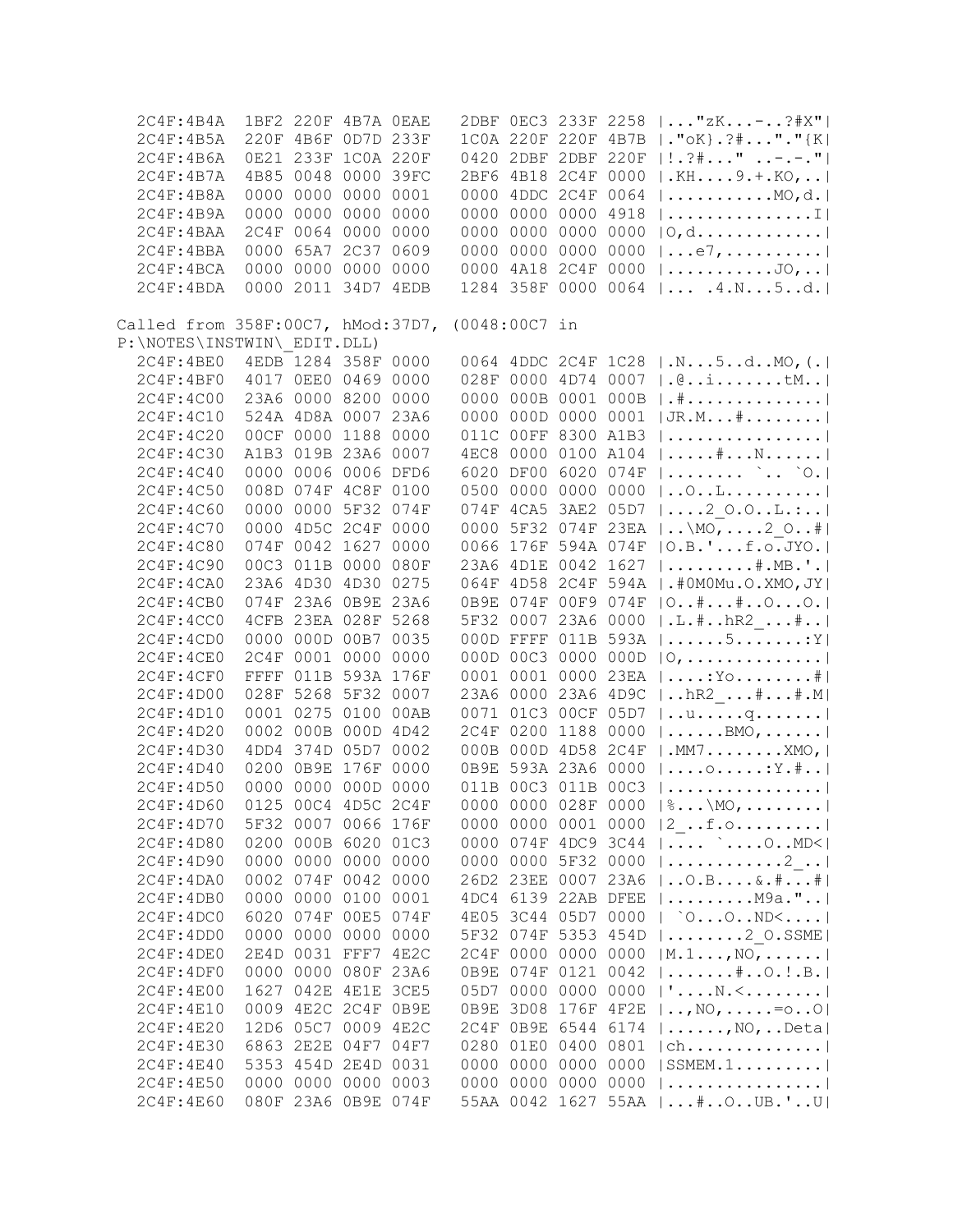```
2C4F:4B4A  1BF2 220F 4B7A 0EAE   2DBF 0EC3 233F 2258 |..."zK...-..?#X"|
2C4F:4B5A  220F 4B6F 0D7D 233F   1C0A 220F 220F 4B7B |."oK}.?#..."."{K|
2C4F:4B6A  0E21 233F 1C0A 220F   0420 2DBF 2DBF 220F |!.?#..." ..-.-."|
2C4F:4B7A  4B85 0048 0000 39FC   2BF6 4B18 2C4F 0000 |.KH....9.+.KO,..|
2C4F:4B8A  0000 0000 0000 0001   0000 4DDC 2C4F 0064 |...........MO,d.|
2C4F:4B9A  0000 0000 0000 0000   0000 0000 0000 4918 |...............I|
2C4F:4BAA  2C4F 0064 0000 0000   0000 0000 0000 0000 |O,d.............|
2C4F:4BBA  0000 65A7 2C37 0609   0000 0000 0000 0000 |...e7,..........|
2C4F:4BCA  0000 0000 0000 0000   0000 4A18 2C4F 0000 |...........JO,..|
2C4F:4BDA  0000 2011 34D7 4EDB   1284 358F 0000 0064 |... .4.N...5..d.|
```

Called from 358F:00C7, hMod:37D7, (0048:00C7 in P:\NOTES\INSTWIN\_EDIT.DLL)

```
2C4F:4BE0  4EDB 1284 358F 0000   0064 4DDC 2C4F 1C28 |.N...5..d..MO,(.|
2C4F:4BF0  4017 0EE0 0469 0000   028F 0000 4D74 0007 |.@..i.......tM..|
2C4F:4C00  23A6 0000 8200 0000   0000 000B 0001 000B |.#..............|
2C4F:4C10  524A 4D8A 0007 23A6   0000 000D 0000 0001 |JR.M...#........|
2C4F:4C20  00CF 0000 1188 0000   011C 00FF 8300 A1B3 |................|
2C4F:4C30  A1B3 019B 23A6 0007   4EC8 0000 0100 A104 |.....#...N......|
2C4F:4C40  0000 0006 0006 DFD6   6020 DF00 6020 074F |........ `.. `O.|
2C4F:4C50  008D 074F 4C8F 0100   0500 0000 0000 0000 |..O..L..........|
2C4F:4C60  0000 0000 5F32 074F   074F 4CA5 3AE2 05D7 |....2_O.O..L.:..|
2C4F:4C70  0000 4D5C 2C4F 0000   0000 5F32 074F 23EA |..\MO,....2_O..#|
2C4F:4C80  074F 0042 1627 0000   0066 176F 594A 074F |O.B.'...f.o.JYO.|
2C4F:4C90  00C3 011B 0000 080F   23A6 4D1E 0042 1627 |.........#.MB.'.|
2C4F:4CA0  23A6 4D30 4D30 0275   064F 4D58 2C4F 594A |.#0M0Mu.O.XMO,JY|
2C4F:4CB0  074F 23A6 0B9E 23A6   0B9E 074F 00F9 074F |O..#...#..O...O.|
2C4F:4CC0  4CFB 23EA 028F 5268   5F32 0007 23A6 0000 |.L.#..hR2_...#..|
2C4F:4CD0  0000 000D 00B7 0035   000D FFFF 011B 593A |......5.......:Y|
2C4F:4CE0  2C4F 0001 0000 0000   000D 00C3 0000 000D |O,..............|
2C4F:4CF0  FFFF 011B 593A 176F   0001 0001 0000 23EA |....:Yo........#|
2C4F:4D00  028F 5268 5F32 0007   23A6 0000 23A6 4D9C |..hR2_...#...#.M|
2C4F:4D10  0001 0275 0100 00AB   0071 01C3 00CF 05D7 |..u.....q.......|
2C4F:4D20  0002 000B 000D 4D42   2C4F 0200 1188 0000 |......BMO,......|
2C4F:4D30  4DD4 374D 05D7 0002   000B 000D 4D58 2C4F |.MM7........XMO,|
2C4F:4D40  0200 0B9E 176F 0000   0B9E 593A 23A6 0000 |....o.....:Y.#..|
2C4F:4D50  0000 0000 000D 0000   011B 00C3 011B 00C3 |................|
2C4F:4D60  0125 00C4 4D5C 2C4F   0000 0000 028F 0000 |%...\MO,........|
2C4F:4D70  5F32 0007 0066 176F   0000 0000 0001 0000 |2_..f.o.........|
2C4F:4D80  0200 000B 6020 01C3   0000 074F 4DC9 3C44 |.... `....O..MD<|
2C4F:4D90  0000 0000 0000 0000   0000 0000 5F32 0000 |............2_..|
2C4F:4DA0  0002 074F 0042 0000   26D2 23EE 0007 23A6 |..O.B....&.#...#|
2C4F:4DB0  0000 0000 0100 0001   4DC4 6139 22AB DFEE |........M9a."...|
2C4F:4DC0  6020 074F 00E5 074F   4E05 3C44 05D7 0000 | `O...O..ND<....|
2C4F:4DD0  0000 0000 0000 0000   5F32 074F 5353 454D |........2_O.SSME|
2C4F:4DE0  2E4D 0031 FFF7 4E2C   2C4F 0000 0000 0000 |M.1...,NO,......|
2C4F:4DF0  0000 0000 080F 23A6   0B9E 074F 0121 0042 |.......#..O.!.B.|
2C4F:4E00  1627 042E 4E1E 3CE5   05D7 0000 0000 0000 |'....N.<........|
2C4F:4E10  0009 4E2C 2C4F 0B9E   0B9E 3D08 176F 4F2E |..,NO,.....=o..O|
2C4F:4E20  12D6 05C7 0009 4E2C   2C4F 0B9E 6544 6174 |......,NO,..Deta|
2C4F:4E30  6863 2E2E 04F7 04F7   0280 01E0 0400 0801 |ch..............|
2C4F:4E40  5353 454D 2E4D 0031   0000 0000 0000 0000 |SSMEM.1.........|
2C4F:4E50  0000 0000 0000 0003   0000 0000 0000 0000 |................|
2C4F:4E60  080F 23A6 0B9E 074F   55AA 0042 1627 55AA |...#..O..UB.'..U|
```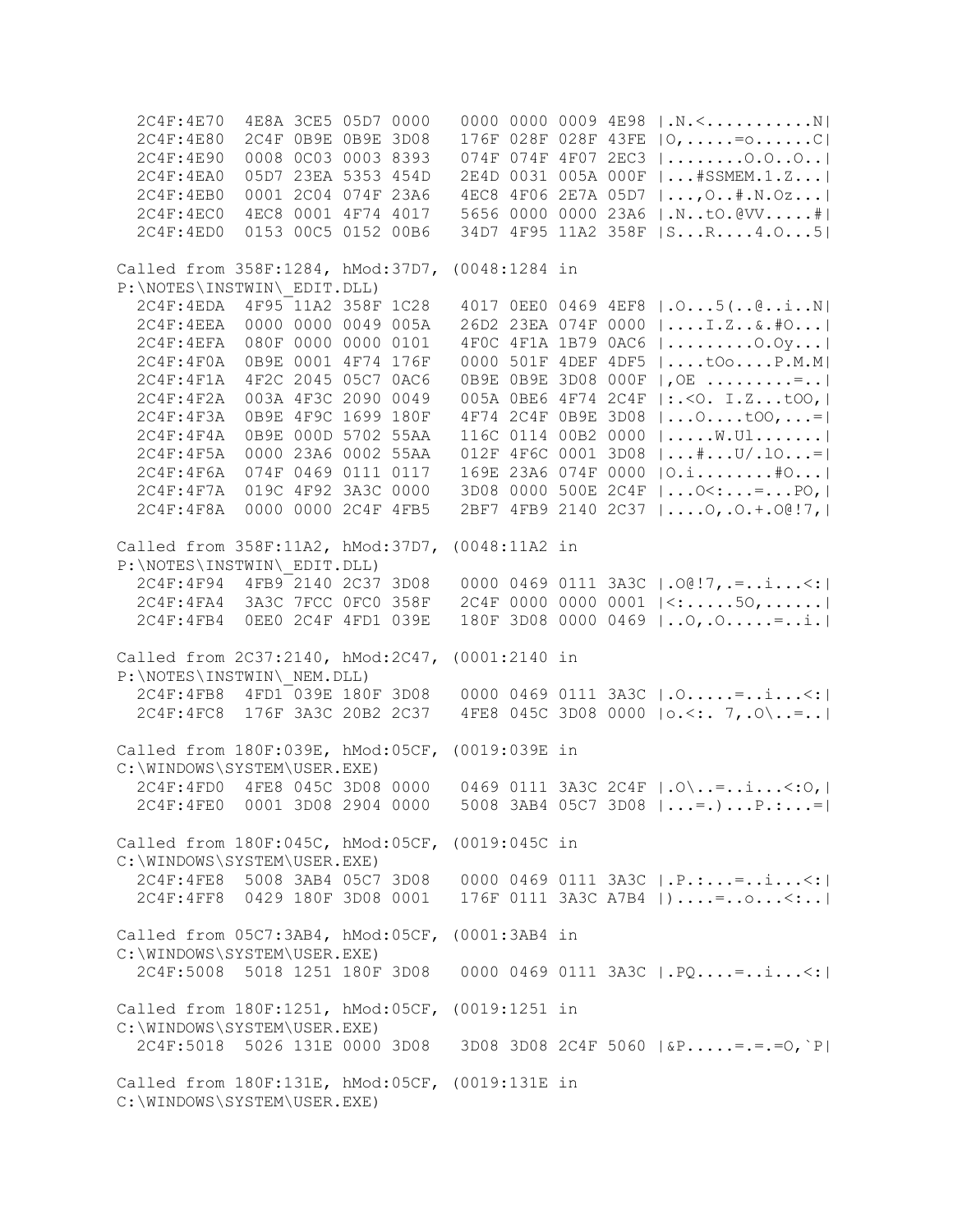```
  2C4F:4E70  4E8A 3CE5 05D7 0000   0000 0000 0009 4E98 |.N.<..........N|
  2C4F:4E80  2C4F 0B9E 0B9E 3D08   176F 028F 028F 43FE |O,.....=o......C|
  2C4F:4E90  0008 0C03 0003 8393   074F 074F 4F07 2EC3 |........O.O..O..|
  2C4F:4EA0  05D7 23EA 5353 454D   2E4D 0031 005A 000F |...#SSMEM.1.Z...|
  2C4F:4EB0  0001 2C04 074F 23A6   4EC8 4F06 2E7A 05D7 |...,O..#.N.Oz...|
  2C4F:4EC0  4EC8 0001 4F74 4017   5656 0000 0000 23A6 |.N..tO.@VV.....#|
  2C4F:4ED0  0153 00C5 0152 00B6   34D7 4F95 11A2 358F |S...R....4.O...5|

Called from 358F:1284, hMod:37D7, (0048:1284 in
P:\NOTES\INSTWIN\_EDIT.DLL)
  2C4F:4EDA  4F95 11A2 358F 1C28   4017 0EE0 0469 4EF8 |.O...5(..@..i..N|
  2C4F:4EEA  0000 0000 0049 005A   26D2 23EA 074F 0000 |....I.Z..&.#O...|
  2C4F:4EFA  080F 0000 0000 0101   4F0C 4F1A 1B79 0AC6 |.........O.Oy...|
  2C4F:4F0A  0B9E 0001 4F74 176F   0000 501F 4DEF 4DF5 |....tOo....P.M.M|
  2C4F:4F1A  4F2C 2045 05C7 0AC6   0B9E 0B9E 3D08 000F |,OE .........=..|
  2C4F:4F2A  003A 4F3C 2090 0049   005A 0BE6 4F74 2C4F |:.<O. I.Z...tOO,|
  2C4F:4F3A  0B9E 4F9C 1699 180F   4F74 2C4F 0B9E 3D08 |...O....tOO,...=|
  2C4F:4F4A  0B9E 000D 5702 55AA   116C 0114 00B2 0000 |.....W.Ul.......|
  2C4F:4F5A  0000 23A6 0002 55AA   012F 4F6C 0001 3D08 |...#...U/.lO...=|
  2C4F:4F6A  074F 0469 0111 0117   169E 23A6 074F 0000 |O.i........#O...|
  2C4F:4F7A  019C 4F92 3A3C 0000   3D08 0000 500E 2C4F |...O<:...=...PO,|
  2C4F:4F8A  0000 0000 2C4F 4FB5   2BF7 4FB9 2140 2C37 |....O,.O.+.O@!7,|

Called from 358F:11A2, hMod:37D7, (0048:11A2 in
P:\NOTES\INSTWIN\_EDIT.DLL)
  2C4F:4F94  4FB9 2140 2C37 3D08   0000 0469 0111 3A3C |.O@!7,.=..i...<:|
  2C4F:4FA4  3A3C 7FCC 0FC0 358F   2C4F 0000 0000 0001 |<:.....5O,......|
  2C4F:4FB4  0EE0 2C4F 4FD1 039E   180F 3D08 0000 0469 |..O,.O.....=..i.|

Called from 2C37:2140, hMod:2C47, (0001:2140 in
P:\NOTES\INSTWIN\_NEM.DLL)
  2C4F:4FB8  4FD1 039E 180F 3D08   0000 0469 0111 3A3C |.O.....=..i...<:|
  2C4F:4FC8  176F 3A3C 20B2 2C37   4FE8 045C 3D08 0000 |o.<:. 7,.O\..=..|

Called from 180F:039E, hMod:05CF, (0019:039E in
C:\WINDOWS\SYSTEM\USER.EXE)
  2C4F:4FD0  4FE8 045C 3D08 0000   0469 0111 3A3C 2C4F |.O\..=..i...<:O,|
  2C4F:4FE0  0001 3D08 2904 0000   5008 3AB4 05C7 3D08 |...=.)...P.:...=|

Called from 180F:045C, hMod:05CF, (0019:045C in
C:\WINDOWS\SYSTEM\USER.EXE)
  2C4F:4FE8  5008 3AB4 05C7 3D08   0000 0469 0111 3A3C |.P.:...=..i...<:|
  2C4F:4FF8  0429 180F 3D08 0001   176F 0111 3A3C A7B4 |)....=..o...<:..|

Called from 05C7:3AB4, hMod:05CF, (0001:3AB4 in
C:\WINDOWS\SYSTEM\USER.EXE)
  2C4F:5008  5018 1251 180F 3D08   0000 0469 0111 3A3C |.PQ....=..i...<:|

Called from 180F:1251, hMod:05CF, (0019:1251 in
C:\WINDOWS\SYSTEM\USER.EXE)
  2C4F:5018  5026 131E 0000 3D08   3D08 3D08 2C4F 5060 |&P.....=.=.=O,`P|

Called from 180F:131E, hMod:05CF, (0019:131E in
C:\WINDOWS\SYSTEM\USER.EXE)
```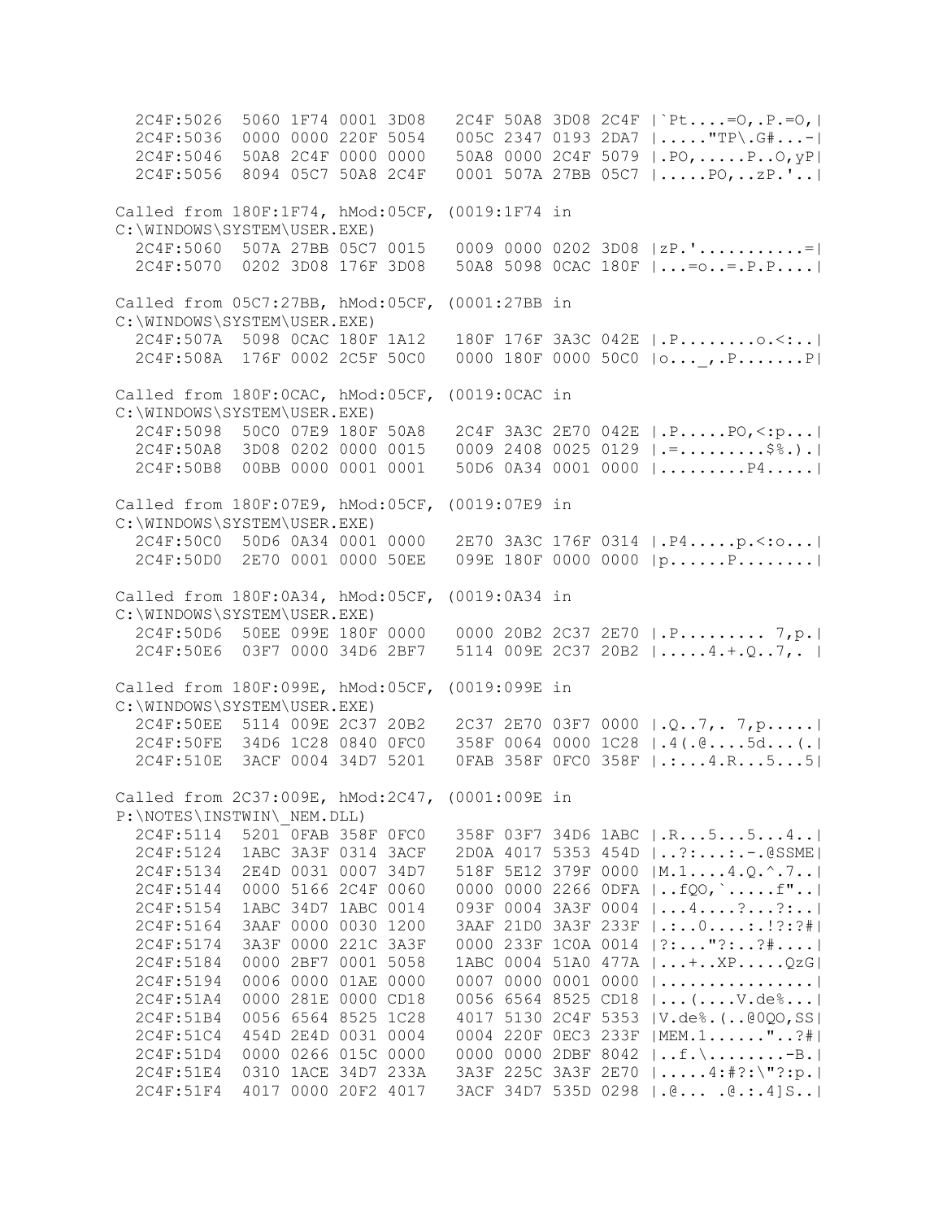```
  2C4F:5026  5060 1F74 0001 3D08   2C4F 50A8 3D08 2C4F |`Pt....=O,.P.=O,|
  2C4F:5036  0000 0000 220F 5054   005C 2347 0193 2DA7 |....."TP\.G#...-|
  2C4F:5046  50A8 2C4F 0000 0000   50A8 0000 2C4F 5079 |.PO,.....P..O,yP|
  2C4F:5056  8094 05C7 50A8 2C4F   0001 507A 27BB 05C7 |.....PO,..zP.'..|

Called from 180F:1F74, hMod:05CF, (0019:1F74 in
C:\WINDOWS\SYSTEM\USER.EXE)
  2C4F:5060  507A 27BB 05C7 0015   0009 0000 0202 3D08 |zP.'...........=|
  2C4F:5070  0202 3D08 176F 3D08   50A8 5098 0CAC 180F |...=o..=.P.P....|

Called from 05C7:27BB, hMod:05CF, (0001:27BB in
C:\WINDOWS\SYSTEM\USER.EXE)
  2C4F:507A  5098 0CAC 180F 1A12   180F 176F 3A3C 042E |.P........o.<:..|
  2C4F:508A  176F 0002 2C5F 50C0   0000 180F 0000 50C0 |o..._,.P.......P|

Called from 180F:0CAC, hMod:05CF, (0019:0CAC in
C:\WINDOWS\SYSTEM\USER.EXE)
  2C4F:5098  50C0 07E9 180F 50A8   2C4F 3A3C 2E70 042E |.P.....PO,<:p...|
  2C4F:50A8  3D08 0202 0000 0015   0009 2408 0025 0129 |.=.........$%.).|
  2C4F:50B8  00BB 0000 0001 0001   50D6 0A34 0001 0000 |.........P4.....|

Called from 180F:07E9, hMod:05CF, (0019:07E9 in
C:\WINDOWS\SYSTEM\USER.EXE)
  2C4F:50C0  50D6 0A34 0001 0000   2E70 3A3C 176F 0314 |.P4.....p.<:o...|
  2C4F:50D0  2E70 0001 0000 50EE   099E 180F 0000 0000 |p......P........|

Called from 180F:0A34, hMod:05CF, (0019:0A34 in
C:\WINDOWS\SYSTEM\USER.EXE)
  2C4F:50D6  50EE 099E 180F 0000   0000 20B2 2C37 2E70 |.P......... 7,p.|
  2C4F:50E6  03F7 0000 34D6 2BF7   5114 009E 2C37 20B2 |.....4.+.Q..7,. |

Called from 180F:099E, hMod:05CF, (0019:099E in
C:\WINDOWS\SYSTEM\USER.EXE)
  2C4F:50EE  5114 009E 2C37 20B2   2C37 2E70 03F7 0000 |.Q..7,. 7,p.....|
  2C4F:50FE  34D6 1C28 0840 0FC0   358F 0064 0000 1C28 |.4(.@....5d...(.|
  2C4F:510E  3ACF 0004 34D7 5201   0FAB 358F 0FC0 358F |.:...4.R...5...5|

Called from 2C37:009E, hMod:2C47, (0001:009E in
P:\NOTES\INSTWIN\_NEM.DLL)
  2C4F:5114  5201 0FAB 358F 0FC0   358F 03F7 34D6 1ABC |.R...5...5...4..|
  2C4F:5124  1ABC 3A3F 0314 3ACF   2D0A 4017 5353 454D |..?:...:.-.@SSME|
  2C4F:5134  2E4D 0031 0007 34D7   518F 5E12 379F 0000 |M.1....4.Q.^.7..|
  2C4F:5144  0000 5166 2C4F 0060   0000 0000 2266 0DFA |..fQO,`.....f"..|
  2C4F:5154  1ABC 34D7 1ABC 0014   093F 0004 3A3F 0004 |...4....?...?:..|
  2C4F:5164  3AAF 0000 0030 1200   3AAF 21D0 3A3F 233F |.:..0....:.!?:?#|
  2C4F:5174  3A3F 0000 221C 3A3F   0000 233F 1C0A 0014 |?:..."?:..?#....|
  2C4F:5184  0000 2BF7 0001 5058   1ABC 0004 51A0 477A |...+..XP.....QzG|
  2C4F:5194  0006 0000 01AE 0000   0007 0000 0001 0000 |................|
  2C4F:51A4  0000 281E 0000 CD18   0056 6564 8525 CD18 |...(....V.de%...|
  2C4F:51B4  0056 6564 8525 1C28   4017 5130 2C4F 5353 |V.de%.(..@0QO,SS|
  2C4F:51C4  454D 2E4D 0031 0004   0004 220F 0EC3 233F |MEM.1......"..?#|
  2C4F:51D4  0000 0266 015C 0000   0000 0000 2DBF 8042 |..f.\........-B.|
  2C4F:51E4  0310 1ACE 34D7 233A   3A3F 225C 3A3F 2E70 |.....4:#?:\"?:p.|
  2C4F:51F4  4017 0000 20F2 4017   3ACF 34D7 535D 0298 |.@... .@.:.4]S..|
```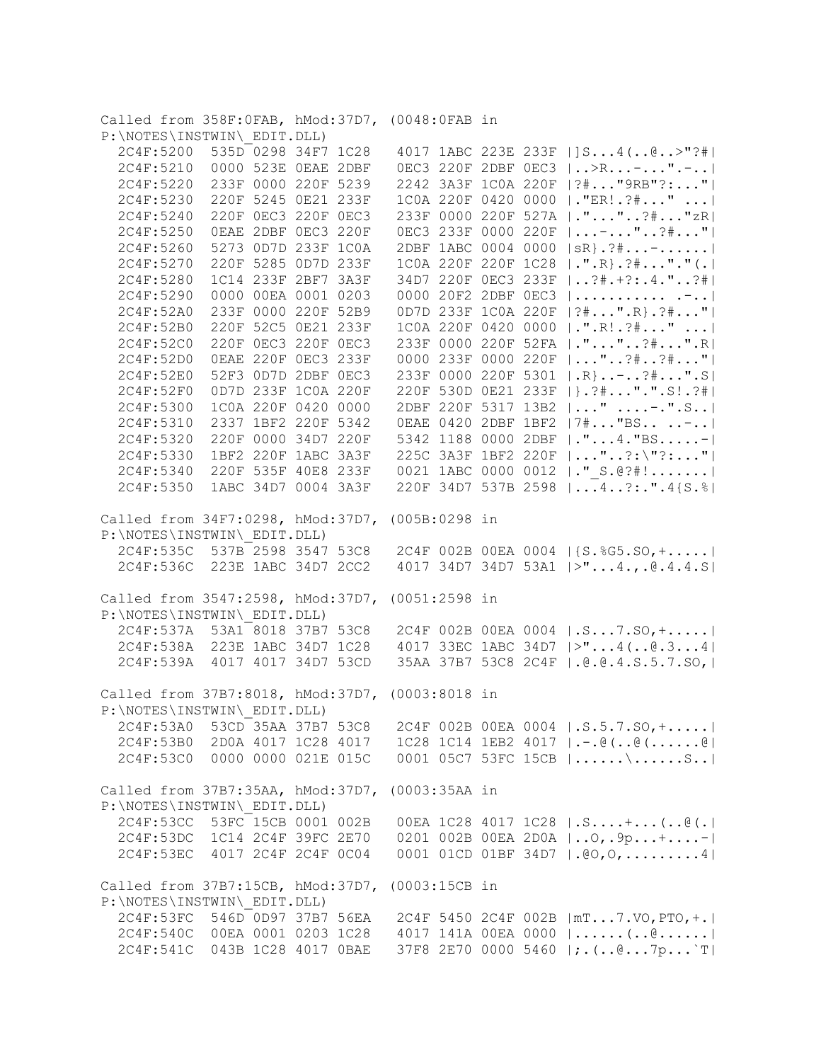```
Called from 358F:0FAB, hMod:37D7, (0048:0FAB in
P:\NOTES\INSTWIN\_EDIT.DLL)
  2C4F:5200  535D 0298 34F7 1C28   4017 1ABC 223E 233F |]S...4(..@..>"?#|
  2C4F:5210  0000 523E 0EAE 2DBF   0EC3 220F 2DBF 0EC3 |..>R...-...".-..|
  2C4F:5220  233F 0000 220F 5239   2242 3A3F 1C0A 220F |?#..."9RB"?:..."|
  2C4F:5230  220F 5245 0E21 233F   1C0A 220F 0420 0000 |."ER!.?#..." ...|
  2C4F:5240  220F 0EC3 220F 0EC3   233F 0000 220F 527A |."..."..?#..."zR|
  2C4F:5250  0EAE 2DBF 0EC3 220F   0EC3 233F 0000 220F |...-..."..?#..."|
  2C4F:5260  5273 0D7D 233F 1C0A   2DBF 1ABC 0004 0000 |sR}.?#...-......|
  2C4F:5270  220F 5285 0D7D 233F   1C0A 220F 220F 1C28 |.".R}.?#...".".(.|
  2C4F:5280  1C14 233F 2BF7 3A3F   34D7 220F 0EC3 233F |..?#.+?:.4."..?#|
  2C4F:5290  0000 00EA 0001 0203   0000 20F2 2DBF 0EC3 |........... .-..|
  2C4F:52A0  233F 0000 220F 52B9   0D7D 233F 1C0A 220F |?#...".R}.?#..."|
  2C4F:52B0  220F 52C5 0E21 233F   1C0A 220F 0420 0000 |.".R!.?#..." ...|
  2C4F:52C0  220F 0EC3 220F 0EC3   233F 0000 220F 52FA |."..."..?#...".R|
  2C4F:52D0  0EAE 220F 0EC3 233F   0000 233F 0000 220F |..."..?#..?#..."|
  2C4F:52E0  52F3 0D7D 2DBF 0EC3   233F 0000 220F 5301 |.R}..-..?#...".S|
  2C4F:52F0  0D7D 233F 1C0A 220F   220F 530D 0E21 233F |}.?#...".".S!.?#|
  2C4F:5300  1C0A 220F 0420 0000   2DBF 220F 5317 13B2 |..." ....-.".S..|
  2C4F:5310  2337 1BF2 220F 5342   0EAE 0420 2DBF 1BF2 |7#..."BS.. ..-..|
  2C4F:5320  220F 0000 34D7 220F   5342 1188 0000 2DBF |."...4."BS.....-|
  2C4F:5330  1BF2 220F 1ABC 3A3F   225C 3A3F 1BF2 220F |..."..?:\"?:..."|
  2C4F:5340  220F 535F 40E8 233F   0021 1ABC 0000 0012 |."_S.@?#!.......|
  2C4F:5350  1ABC 34D7 0004 3A3F   220F 34D7 537B 2598 |...4..?:.".4{S.%|

Called from 34F7:0298, hMod:37D7, (005B:0298 in
P:\NOTES\INSTWIN\_EDIT.DLL)
  2C4F:535C  537B 2598 3547 53C8   2C4F 002B 00EA 0004 |{S.%G5.SO,+.....|
  2C4F:536C  223E 1ABC 34D7 2CC2   4017 34D7 34D7 53A1 |>"...4.,.@.4.4.S|

Called from 3547:2598, hMod:37D7, (0051:2598 in
P:\NOTES\INSTWIN\_EDIT.DLL)
  2C4F:537A  53A1 8018 37B7 53C8   2C4F 002B 00EA 0004 |.S...7.SO,+.....|
  2C4F:538A  223E 1ABC 34D7 1C28   4017 33EC 1ABC 34D7 |>"...4(..@.3...4|
  2C4F:539A  4017 4017 34D7 53CD   35AA 37B7 53C8 2C4F |.@.@.4.S.5.7.SO,|

Called from 37B7:8018, hMod:37D7, (0003:8018 in
P:\NOTES\INSTWIN\_EDIT.DLL)
  2C4F:53A0  53CD 35AA 37B7 53C8   2C4F 002B 00EA 0004 |.S.5.7.SO,+.....|
  2C4F:53B0  2D0A 4017 1C28 4017   1C28 1C14 1EB2 4017 |.-.@(..@(......@|
  2C4F:53C0  0000 0000 021E 015C   0001 05C7 53FC 15CB |......\......S..|

Called from 37B7:35AA, hMod:37D7, (0003:35AA in
P:\NOTES\INSTWIN\_EDIT.DLL)
  2C4F:53CC  53FC 15CB 0001 002B   00EA 1C28 4017 1C28 |.S....+...(..@(.|
  2C4F:53DC  1C14 2C4F 39FC 2E70   0201 002B 00EA 2D0A |..O,.9p...+....-|
  2C4F:53EC  4017 2C4F 2C4F 0C04   0001 01CD 01BF 34D7 |.@O,O,.........4|

Called from 37B7:15CB, hMod:37D7, (0003:15CB in
P:\NOTES\INSTWIN\_EDIT.DLL)
  2C4F:53FC  546D 0D97 37B7 56EA   2C4F 5450 2C4F 002B |mT...7.VO,PTO,+.|
  2C4F:540C  00EA 0001 0203 1C28   4017 141A 00EA 0000 |......(..@......|
  2C4F:541C  043B 1C28 4017 0BAE   37F8 2E70 0000 5460 |;.(..@...7p...`T|
```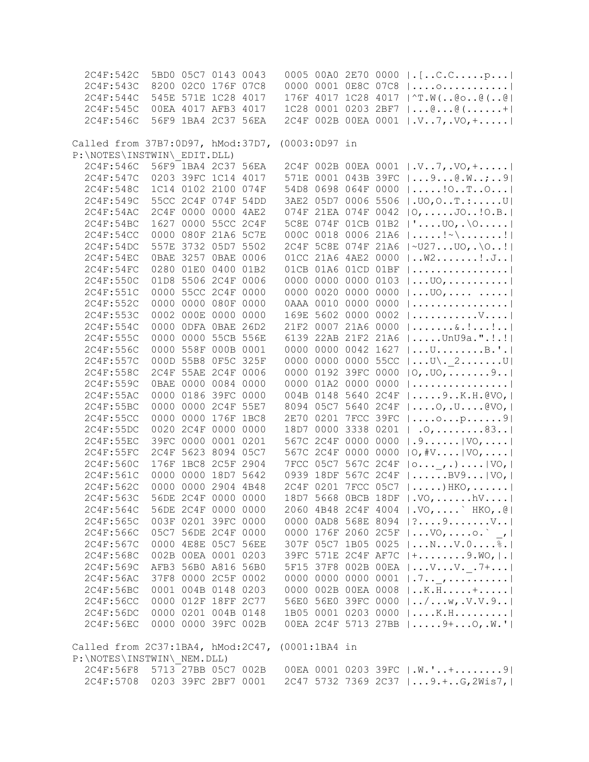```
  2C4F:542C  5BD0 05C7 0143 0043   0005 00A0 2E70 0000 |.[..C.C.....p...|
  2C4F:543C  8200 02C0 176F 07C8   0000 0001 0E8C 07C8 |....o...........|
  2C4F:544C  545E 571E 1C28 4017   176F 4017 1C28 4017 |^T.W(..@o..@(..@|
  2C4F:545C  00EA 4017 AFB3 4017   1C28 0001 0203 2BF7 |...@...@(......+|
  2C4F:546C  56F9 1BA4 2C37 56EA   2C4F 002B 00EA 0001 |.V..7,.VO,+.....|

Called from 37B7:0D97, hMod:37D7, (0003:0D97 in
P:\NOTES\INSTWIN\_EDIT.DLL)
  2C4F:546C  56F9 1BA4 2C37 56EA   2C4F 002B 00EA 0001 |.V..7,.VO,+.....|
  2C4F:547C  0203 39FC 1C14 4017   571E 0001 043B 39FC |...9...@.W..;..9|
  2C4F:548C  1C14 0102 2100 074F   54D8 0698 064F 0000 |.....!O..T..O...|
  2C4F:549C  55CC 2C4F 074F 54DD   3AE2 05D7 0006 5506 |.UO,O..T.:.....U|
  2C4F:54AC  2C4F 0000 0000 4AE2   074F 21EA 074F 0042 |O,.....JO..!O.B.|
  2C4F:54BC  1627 0000 55CC 2C4F   5C8E 074F 01CB 01B2 |'....UO,.\O.....|
  2C4F:54CC  0000 080F 21A6 5C7E   000C 0018 0006 21A6 |.....!~\.......!|
  2C4F:54DC  557E 3732 05D7 5502   2C4F 5C8E 074F 21A6 |~U27...UO,.\O..!|
  2C4F:54EC  0BAE 3257 0BAE 0006   01CC 21A6 4AE2 0000 |..W2.......!.J..|
  2C4F:54FC  0280 01E0 0400 01B2   01CB 01A6 01CD 01BF |................|
  2C4F:550C  01D8 5506 2C4F 0006   0000 0000 0000 0103 |...UO,..........|
  2C4F:551C  0000 55CC 2C4F 0000   0000 0020 0000 0000 |...UO,.... .....|
  2C4F:552C  0000 0000 080F 0000   0AAA 0010 0000 0000 |................|
  2C4F:553C  0002 000E 0000 0000   169E 5602 0000 0002 |...........V....|
  2C4F:554C  0000 0DFA 0BAE 26D2   21F2 0007 21A6 0000 |.......&.!...!..|
  2C4F:555C  0000 0000 55CB 556E   6139 22AB 21F2 21A6 |.....UnU9a.".!.!|
  2C4F:556C  0000 558F 000B 0001   0000 0000 0042 1627 |...U........B.'.|
  2C4F:557C  000D 55B8 0F5C 325F   0000 0000 0000 55CC |...U\._2.......U|
  2C4F:558C  2C4F 55AE 2C4F 0006   0000 0192 39FC 0000 |O,.UO,.......9..|
  2C4F:559C  0BAE 0000 0084 0000   0000 01A2 0000 0000 |................|
  2C4F:55AC  0000 0186 39FC 0000   004B 0148 5640 2C4F |.....9..K.H.@VO,|
  2C4F:55BC  0000 0000 2C4F 55E7   8094 05C7 5640 2C4F |....O,.U....@VO,|
  2C4F:55CC  0000 0000 176F 1BC8   2E70 0201 7FCC 39FC |....o...p......9|
  2C4F:55DC  0020 2C4F 0000 0000   18D7 0000 3338 0201 | .O,........83..|
  2C4F:55EC  39FC 0000 0001 0201   567C 2C4F 0000 0000 |.9......|VO,....|
  2C4F:55FC  2C4F 5623 8094 05C7   567C 2C4F 0000 0000 |O,#V....|VO,....|
  2C4F:560C  176F 1BC8 2C5F 2904   7FCC 05C7 567C 2C4F |o..._,.)....|VO,|
  2C4F:561C  0000 0000 18D7 5642   0939 18DF 567C 2C4F |......BV9...|VO,|
  2C4F:562C  0000 0000 2904 4B48   2C4F 0201 7FCC 05C7 |.....)HKO,......|
  2C4F:563C  56DE 2C4F 0000 0000   18D7 5668 0BCB 18DF |.VO,......hV....|
  2C4F:564C  56DE 2C4F 0000 0000   2060 4B48 2C4F 4004 |.VO,....` HKO,.@|
  2C4F:565C  003F 0201 39FC 0000   0000 0AD8 568E 8094 |?....9.......V..|
  2C4F:566C  05C7 56DE 2C4F 0000   0000 176F 2060 2C5F |...VO,....o.` _,|
  2C4F:567C  0000 4E8E 05C7 56EE   307F 05C7 1B05 0025 |...N...V.0....%.|
  2C4F:568C  002B 00EA 0001 0203   39FC 571E 2C4F AF7C |+........9.WO,|.|
  2C4F:569C  AFB3 56B0 A816 56B0   5F15 37F8 002B 00EA |...V...V._.7+...|
  2C4F:56AC  37F8 0000 2C5F 0002   0000 0000 0000 0001 |.7.._,..........|
  2C4F:56BC  0001 004B 0148 0203   0000 002B 00EA 0008 |..K.H.....+.....|
  2C4F:56CC  0000 012F 18FF 2C77   56E0 56E0 39FC 0000 |../...w,.V.V.9..|
  2C4F:56DC  0000 0201 004B 0148   1B05 0001 0203 0000 |....K.H.........|
  2C4F:56EC  0000 0000 39FC 002B   00EA 2C4F 5713 27BB |.....9+...O,.W.'|

Called from 2C37:1BA4, hMod:2C47, (0001:1BA4 in
P:\NOTES\INSTWIN\_NEM.DLL)
  2C4F:56F8  5713 27BB 05C7 002B   00EA 0001 0203 39FC |.W.'..+........9|
  2C4F:5708  0203 39FC 2BF7 0001   2C47 5732 7369 2C37 |...9.+..G,2Wis7,|
```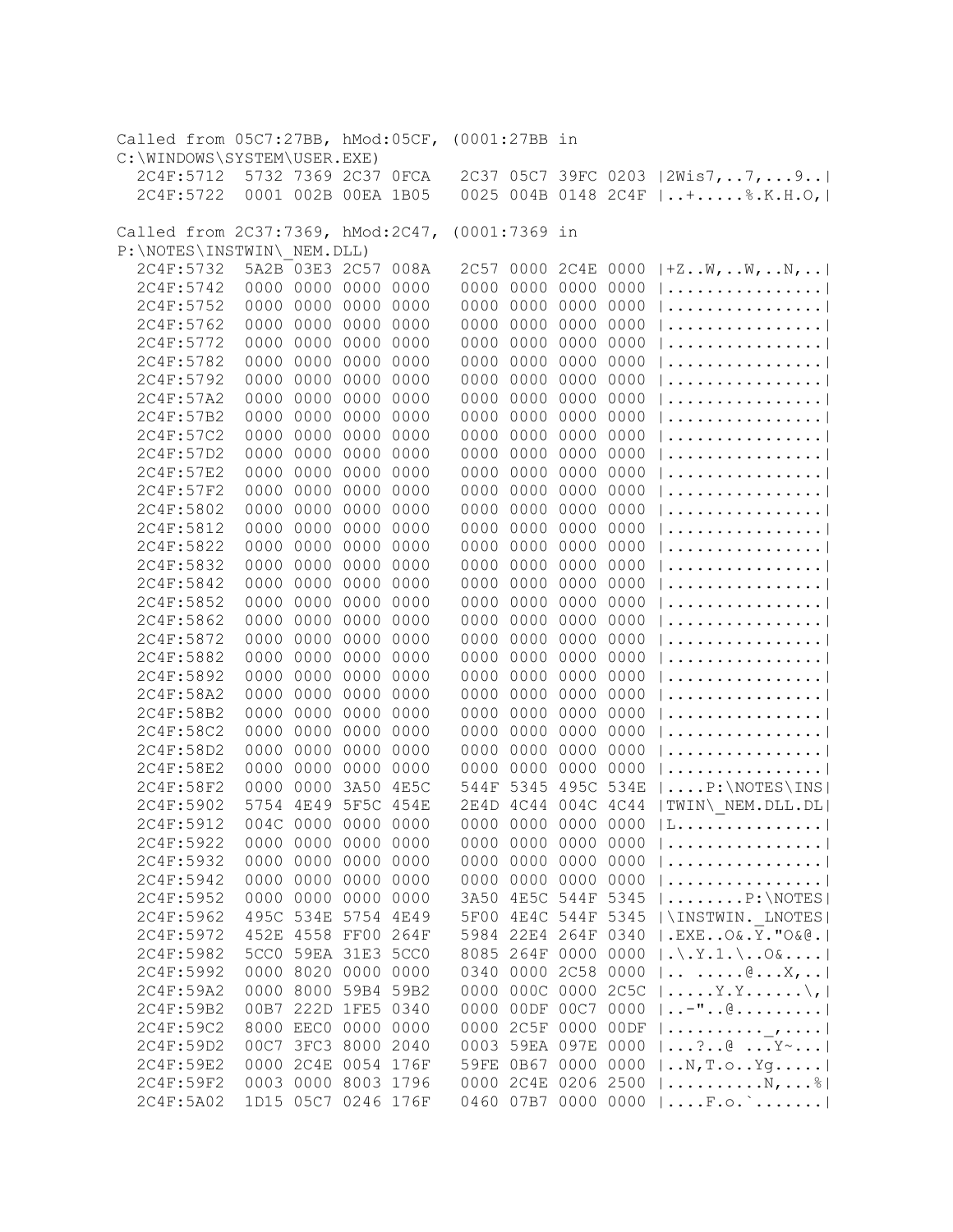```
Called from 05C7:27BB, hMod:05CF, (0001:27BB in
C:\WINDOWS\SYSTEM\USER.EXE)
  2C4F:5712   5732 7369 2C37 0FCA   2C37 05C7 39FC 0203 |2Wis7,..7,...9..|
  2C4F:5722   0001 002B 00EA 1B05   0025 004B 0148 2C4F |..+.....%.K.H.O,|

Called from 2C37:7369, hMod:2C47, (0001:7369 in
P:\NOTES\INSTWIN\_NEM.DLL)
  2C4F:5732   5A2B 03E3 2C57 008A   2C57 0000 2C4E 0000 |+Z..W,..W,..N,..|
  2C4F:5742   0000 0000 0000 0000   0000 0000 0000 0000 |................|
  2C4F:5752   0000 0000 0000 0000   0000 0000 0000 0000 |................|
  2C4F:5762   0000 0000 0000 0000   0000 0000 0000 0000 |................|
  2C4F:5772   0000 0000 0000 0000   0000 0000 0000 0000 |................|
  2C4F:5782   0000 0000 0000 0000   0000 0000 0000 0000 |................|
  2C4F:5792   0000 0000 0000 0000   0000 0000 0000 0000 |................|
  2C4F:57A2   0000 0000 0000 0000   0000 0000 0000 0000 |................|
  2C4F:57B2   0000 0000 0000 0000   0000 0000 0000 0000 |................|
  2C4F:57C2   0000 0000 0000 0000   0000 0000 0000 0000 |................|
  2C4F:57D2   0000 0000 0000 0000   0000 0000 0000 0000 |................|
  2C4F:57E2   0000 0000 0000 0000   0000 0000 0000 0000 |................|
  2C4F:57F2   0000 0000 0000 0000   0000 0000 0000 0000 |................|
  2C4F:5802   0000 0000 0000 0000   0000 0000 0000 0000 |................|
  2C4F:5812   0000 0000 0000 0000   0000 0000 0000 0000 |................|
  2C4F:5822   0000 0000 0000 0000   0000 0000 0000 0000 |................|
  2C4F:5832   0000 0000 0000 0000   0000 0000 0000 0000 |................|
  2C4F:5842   0000 0000 0000 0000   0000 0000 0000 0000 |................|
  2C4F:5852   0000 0000 0000 0000   0000 0000 0000 0000 |................|
  2C4F:5862   0000 0000 0000 0000   0000 0000 0000 0000 |................|
  2C4F:5872   0000 0000 0000 0000   0000 0000 0000 0000 |................|
  2C4F:5882   0000 0000 0000 0000   0000 0000 0000 0000 |................|
  2C4F:5892   0000 0000 0000 0000   0000 0000 0000 0000 |................|
  2C4F:58A2   0000 0000 0000 0000   0000 0000 0000 0000 |................|
  2C4F:58B2   0000 0000 0000 0000   0000 0000 0000 0000 |................|
  2C4F:58C2   0000 0000 0000 0000   0000 0000 0000 0000 |................|
  2C4F:58D2   0000 0000 0000 0000   0000 0000 0000 0000 |................|
  2C4F:58E2   0000 0000 0000 0000   0000 0000 0000 0000 |................|
  2C4F:58F2   0000 0000 3A50 4E5C   544F 5345 495C 534E |....P:\NOTES\INS|
  2C4F:5902   5754 4E49 5F5C 454E   2E4D 4C44 004C 4C44 |TWIN\_NEM.DLL.DL|
  2C4F:5912   004C 0000 0000 0000   0000 0000 0000 0000 |L...............|
  2C4F:5922   0000 0000 0000 0000   0000 0000 0000 0000 |................|
  2C4F:5932   0000 0000 0000 0000   0000 0000 0000 0000 |................|
  2C4F:5942   0000 0000 0000 0000   0000 0000 0000 0000 |................|
  2C4F:5952   0000 0000 0000 0000   3A50 4E5C 544F 5345 |........P:\NOTES|
  2C4F:5962   495C 534E 5754 4E49   5F00 4E4C 544F 5345 |\INSTWIN._LNOTES|
  2C4F:5972   452E 4558 FF00 264F   5984 22E4 264F 0340 |.EXE..O&.Y."O&@.|
  2C4F:5982   5CC0 59EA 31E3 5CC0   8085 264F 0000 0000 |.\.Y.1.\..O&....|
  2C4F:5992   0000 8020 0000 0000   0340 0000 2C58 0000 |.. .....@...X,..|
  2C4F:59A2   0000 8000 59B4 59B2   0000 000C 0000 2C5C |.....Y.Y......\,|
  2C4F:59B2   00B7 222D 1FE5 0340   0000 00DF 00C7 0000 |..-"..@.........|
  2C4F:59C2   8000 EEC0 0000 0000   0000 2C5F 0000 00DF |.........._,....|
  2C4F:59D2   00C7 3FC3 8000 2040   0003 59EA 097E 0000 |...?..@ ...Y~...|
  2C4F:59E2   0000 2C4E 0054 176F   59FE 0B67 0000 0000 |..N,T.o..Yg.....|
  2C4F:59F2   0003 0000 8003 1796   0000 2C4E 0206 2500 |..........N,...%|
  2C4F:5A02   1D15 05C7 0246 176F   0460 07B7 0000 0000 |....F.o.`.......|
```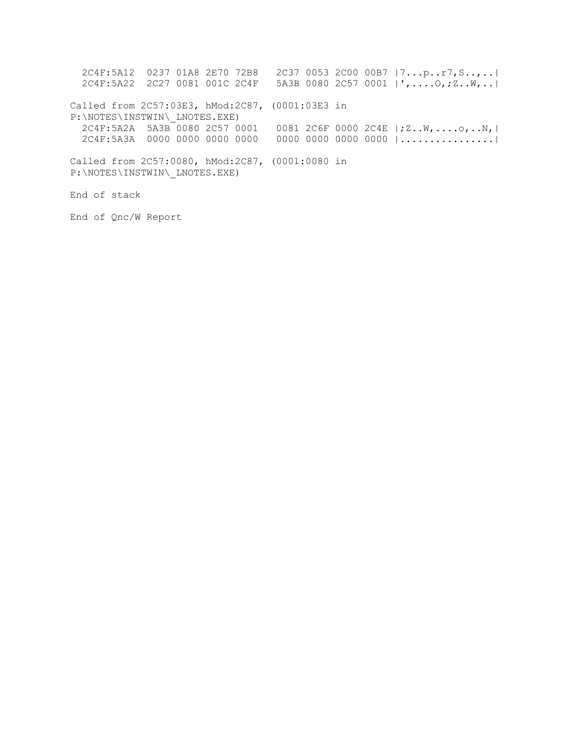```
  2C4F:5A12  0237 01A8 2E70 72B8   2C37 0053 2C00 00B7 |7...p..r7,S..,..|
  2C4F:5A22  2C27 0081 001C 2C4F   5A3B 0080 2C57 0001 |',....O,;Z..W,..|

Called from 2C57:03E3, hMod:2C87, (0001:03E3 in
P:\NOTES\INSTWIN\_LNOTES.EXE)
  2C4F:5A2A  5A3B 0080 2C57 0001   0081 2C6F 0000 2C4E |;Z..W,....o,..N,|
  2C4F:5A3A  0000 0000 0000 0000   0000 0000 0000 0000 |................|

Called from 2C57:0080, hMod:2C87, (0001:0080 in
P:\NOTES\INSTWIN\_LNOTES.EXE)

End of stack

End of Qnc/W Report
```